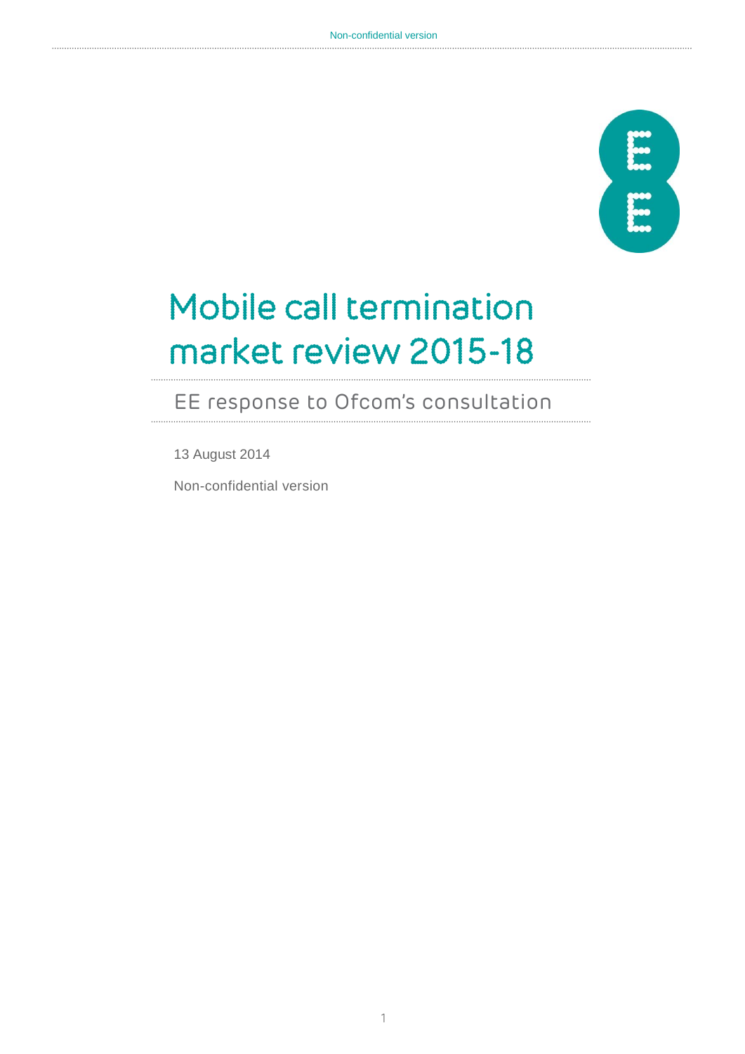# Mobile call termination market review 2015-18

## EE response to Ofcom's consultation

13 August 2014

Non-confidential version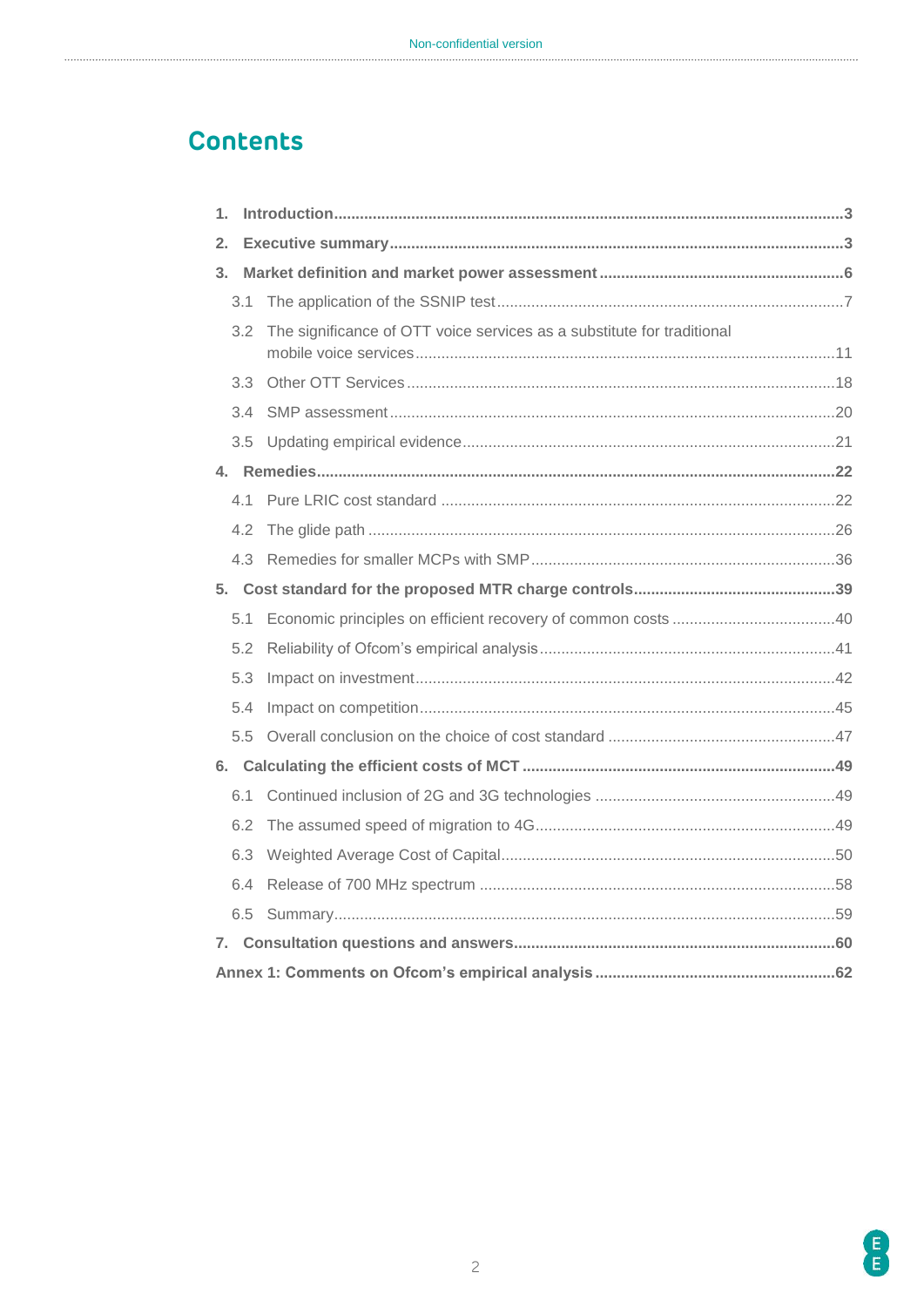# Contents

**1. Introduction** .......... **3**

**2. Executive summary** .......... **3**

**3. Market definition and market power assessment** .......... **6**

- 3.1 The application of the SSNIP test .......... 7
- 3.2 The significance of OTT voice services as a substitute for traditional mobile voice services .......... 11
- 3.3 Other OTT Services .......... 18
- 3.4 SMP assessment .......... 20
- 3.5 Updating empirical evidence .......... 21

**4. Remedies** .......... **22**

- 4.1 Pure LRIC cost standard .......... 22
- 4.2 The glide path .......... 26
- 4.3 Remedies for smaller MCPs with SMP .......... 36

**5. Cost standard for the proposed MTR charge controls** .......... **39**

- 5.1 Economic principles on efficient recovery of common costs .......... 40
- 5.2 Reliability of Ofcom's empirical analysis .......... 41
- 5.3 Impact on investment .......... 42
- 5.4 Impact on competition .......... 45
- 5.5 Overall conclusion on the choice of cost standard .......... 47

**6. Calculating the efficient costs of MCT** .......... **49**

- 6.1 Continued inclusion of 2G and 3G technologies .......... 49
- 6.2 The assumed speed of migration to 4G .......... 49
- 6.3 Weighted Average Cost of Capital .......... 50
- 6.4 Release of 700 MHz spectrum .......... 58
- 6.5 Summary .......... 59

**7. Consultation questions and answers** .......... **60**

**Annex 1: Comments on Ofcom's empirical analysis** .......... **62**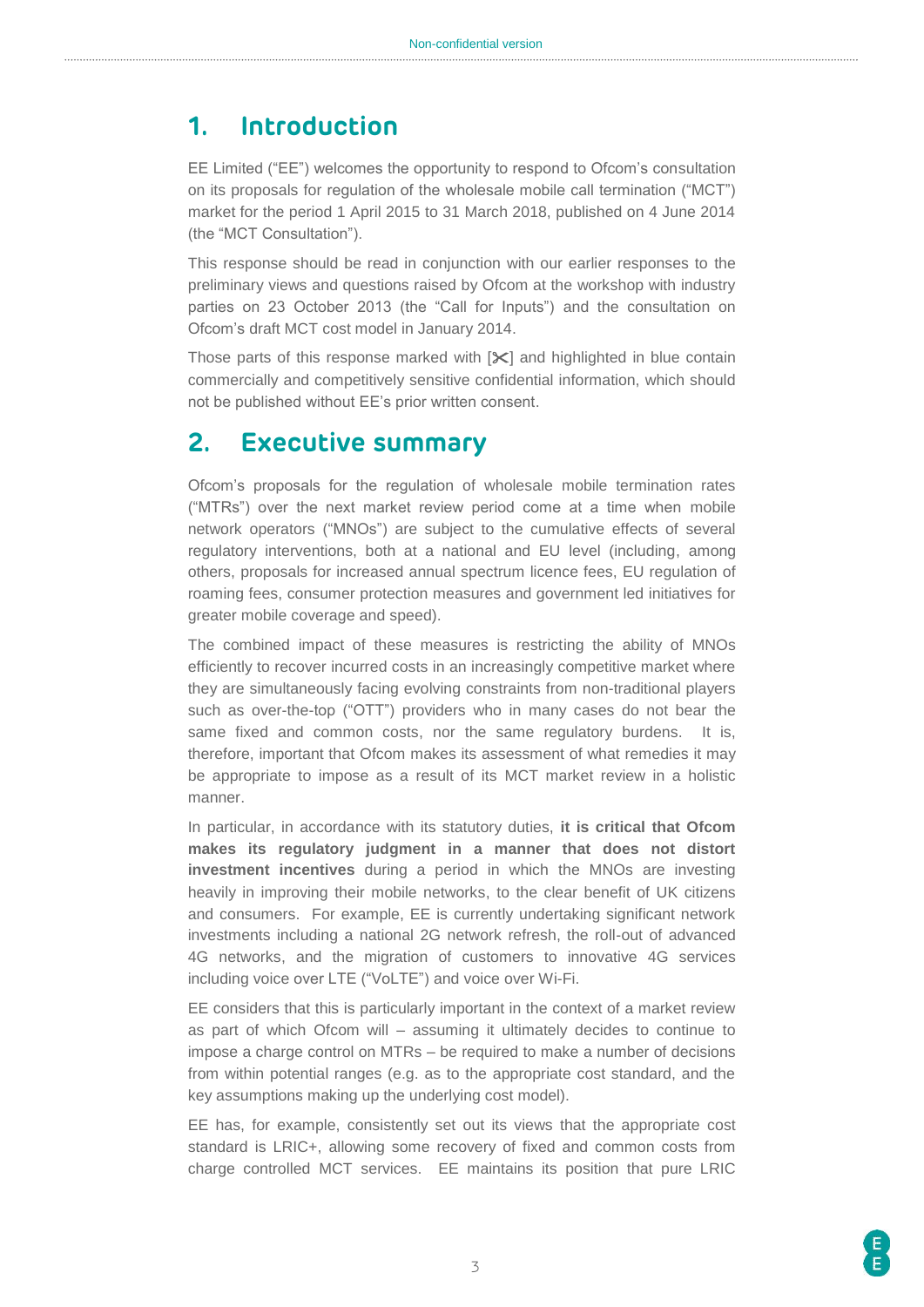# 1. Introduction

EE Limited ("EE") welcomes the opportunity to respond to Ofcom's consultation on its proposals for regulation of the wholesale mobile call termination ("MCT") market for the period 1 April 2015 to 31 March 2018, published on 4 June 2014 (the "MCT Consultation").

This response should be read in conjunction with our earlier responses to the preliminary views and questions raised by Ofcom at the workshop with industry parties on 23 October 2013 (the "Call for Inputs") and the consultation on Ofcom's draft MCT cost model in January 2014.

Those parts of this response marked with [✂] and highlighted in blue contain commercially and competitively sensitive confidential information, which should not be published without EE's prior written consent.

# 2. Executive summary

Ofcom's proposals for the regulation of wholesale mobile termination rates ("MTRs") over the next market review period come at a time when mobile network operators ("MNOs") are subject to the cumulative effects of several regulatory interventions, both at a national and EU level (including, among others, proposals for increased annual spectrum licence fees, EU regulation of roaming fees, consumer protection measures and government led initiatives for greater mobile coverage and speed).

The combined impact of these measures is restricting the ability of MNOs efficiently to recover incurred costs in an increasingly competitive market where they are simultaneously facing evolving constraints from non-traditional players such as over-the-top ("OTT") providers who in many cases do not bear the same fixed and common costs, nor the same regulatory burdens. It is, therefore, important that Ofcom makes its assessment of what remedies it may be appropriate to impose as a result of its MCT market review in a holistic manner.

In particular, in accordance with its statutory duties, **it is critical that Ofcom makes its regulatory judgment in a manner that does not distort investment incentives** during a period in which the MNOs are investing heavily in improving their mobile networks, to the clear benefit of UK citizens and consumers. For example, EE is currently undertaking significant network investments including a national 2G network refresh, the roll-out of advanced 4G networks, and the migration of customers to innovative 4G services including voice over LTE ("VoLTE") and voice over Wi-Fi.

EE considers that this is particularly important in the context of a market review as part of which Ofcom will – assuming it ultimately decides to continue to impose a charge control on MTRs – be required to make a number of decisions from within potential ranges (e.g. as to the appropriate cost standard, and the key assumptions making up the underlying cost model).

EE has, for example, consistently set out its views that the appropriate cost standard is LRIC+, allowing some recovery of fixed and common costs from charge controlled MCT services. EE maintains its position that pure LRIC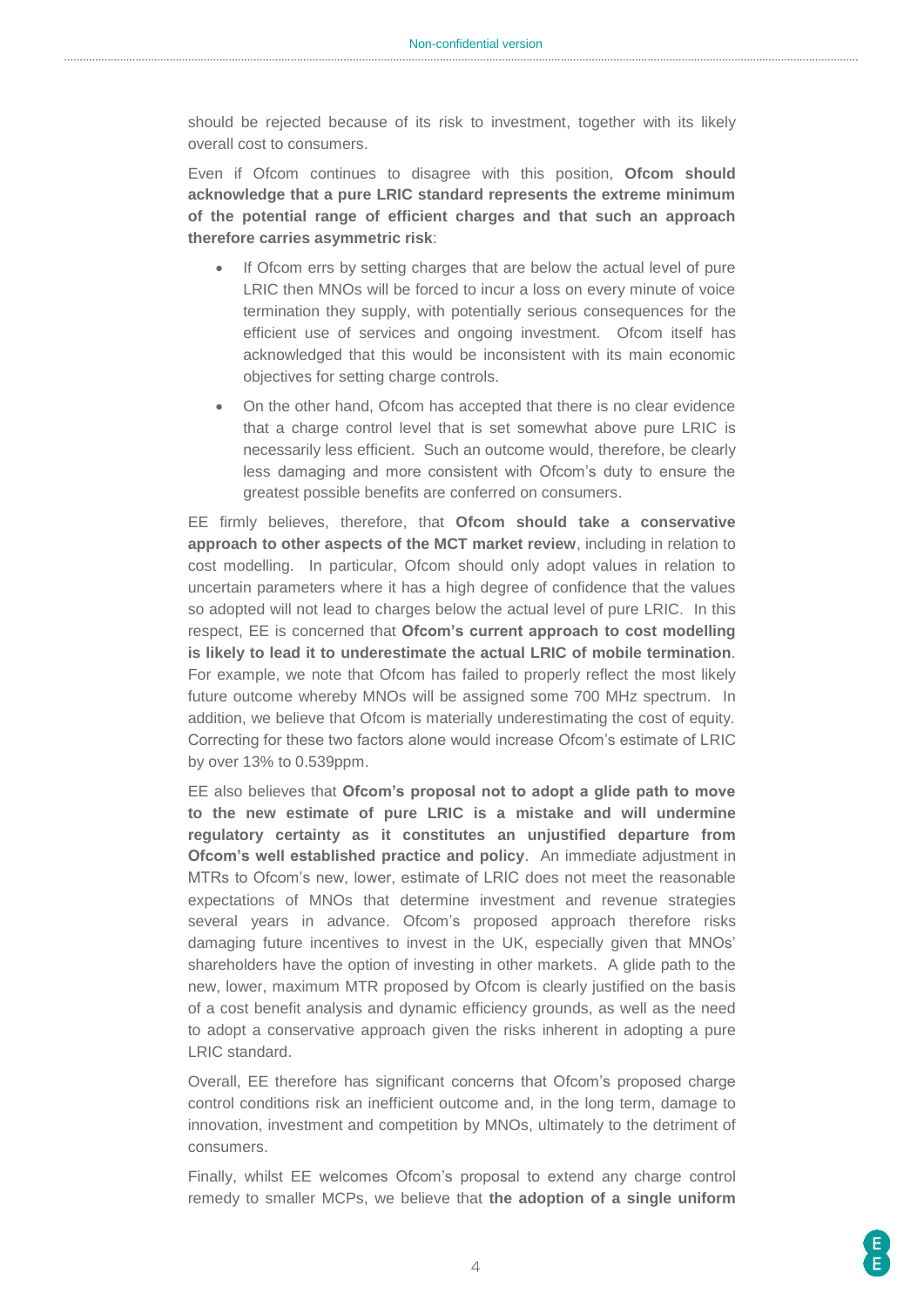should be rejected because of its risk to investment, together with its likely overall cost to consumers.

Even if Ofcom continues to disagree with this position, **Ofcom should acknowledge that a pure LRIC standard represents the extreme minimum of the potential range of efficient charges and that such an approach therefore carries asymmetric risk**:

- If Ofcom errs by setting charges that are below the actual level of pure LRIC then MNOs will be forced to incur a loss on every minute of voice termination they supply, with potentially serious consequences for the efficient use of services and ongoing investment. Ofcom itself has acknowledged that this would be inconsistent with its main economic objectives for setting charge controls.
- On the other hand, Ofcom has accepted that there is no clear evidence that a charge control level that is set somewhat above pure LRIC is necessarily less efficient. Such an outcome would, therefore, be clearly less damaging and more consistent with Ofcom's duty to ensure the greatest possible benefits are conferred on consumers.

EE firmly believes, therefore, that **Ofcom should take a conservative approach to other aspects of the MCT market review**, including in relation to cost modelling. In particular, Ofcom should only adopt values in relation to uncertain parameters where it has a high degree of confidence that the values so adopted will not lead to charges below the actual level of pure LRIC. In this respect, EE is concerned that **Ofcom's current approach to cost modelling is likely to lead it to underestimate the actual LRIC of mobile termination**. For example, we note that Ofcom has failed to properly reflect the most likely future outcome whereby MNOs will be assigned some 700 MHz spectrum. In addition, we believe that Ofcom is materially underestimating the cost of equity. Correcting for these two factors alone would increase Ofcom's estimate of LRIC by over 13% to 0.539ppm.

EE also believes that **Ofcom's proposal not to adopt a glide path to move to the new estimate of pure LRIC is a mistake and will undermine regulatory certainty as it constitutes an unjustified departure from Ofcom's well established practice and policy**. An immediate adjustment in MTRs to Ofcom's new, lower, estimate of LRIC does not meet the reasonable expectations of MNOs that determine investment and revenue strategies several years in advance. Ofcom's proposed approach therefore risks damaging future incentives to invest in the UK, especially given that MNOs' shareholders have the option of investing in other markets. A glide path to the new, lower, maximum MTR proposed by Ofcom is clearly justified on the basis of a cost benefit analysis and dynamic efficiency grounds, as well as the need to adopt a conservative approach given the risks inherent in adopting a pure LRIC standard.

Overall, EE therefore has significant concerns that Ofcom's proposed charge control conditions risk an inefficient outcome and, in the long term, damage to innovation, investment and competition by MNOs, ultimately to the detriment of consumers.

Finally, whilst EE welcomes Ofcom's proposal to extend any charge control remedy to smaller MCPs, we believe that **the adoption of a single uniform**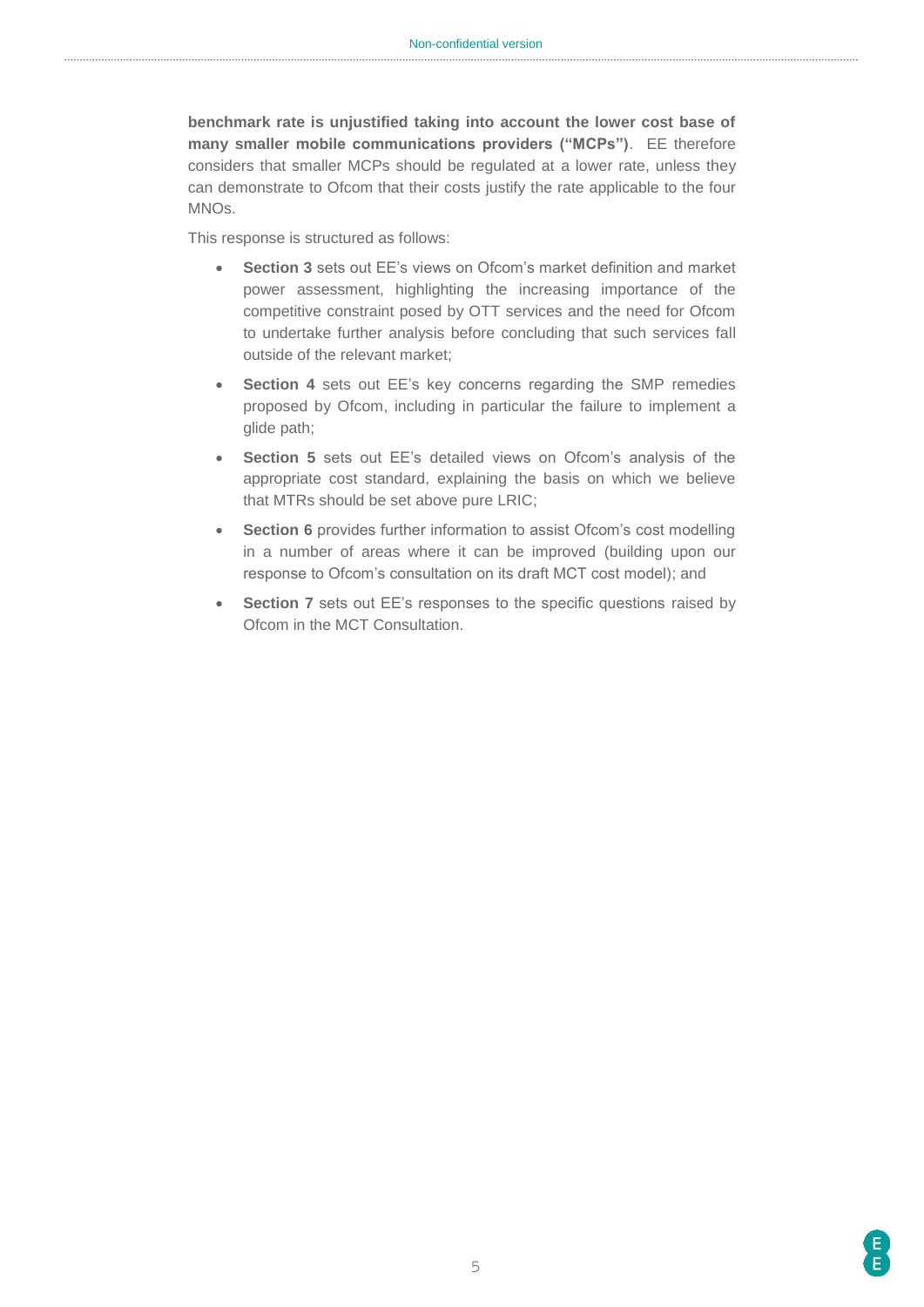**benchmark rate is unjustified taking into account the lower cost base of many smaller mobile communications providers ("MCPs")**. EE therefore considers that smaller MCPs should be regulated at a lower rate, unless they can demonstrate to Ofcom that their costs justify the rate applicable to the four MNOs.

This response is structured as follows:

- **Section 3** sets out EE's views on Ofcom's market definition and market power assessment, highlighting the increasing importance of the competitive constraint posed by OTT services and the need for Ofcom to undertake further analysis before concluding that such services fall outside of the relevant market;
- **Section 4** sets out EE's key concerns regarding the SMP remedies proposed by Ofcom, including in particular the failure to implement a glide path;
- **Section 5** sets out EE's detailed views on Ofcom's analysis of the appropriate cost standard, explaining the basis on which we believe that MTRs should be set above pure LRIC;
- **Section 6** provides further information to assist Ofcom's cost modelling in a number of areas where it can be improved (building upon our response to Ofcom's consultation on its draft MCT cost model); and
- **Section 7** sets out EE's responses to the specific questions raised by Ofcom in the MCT Consultation.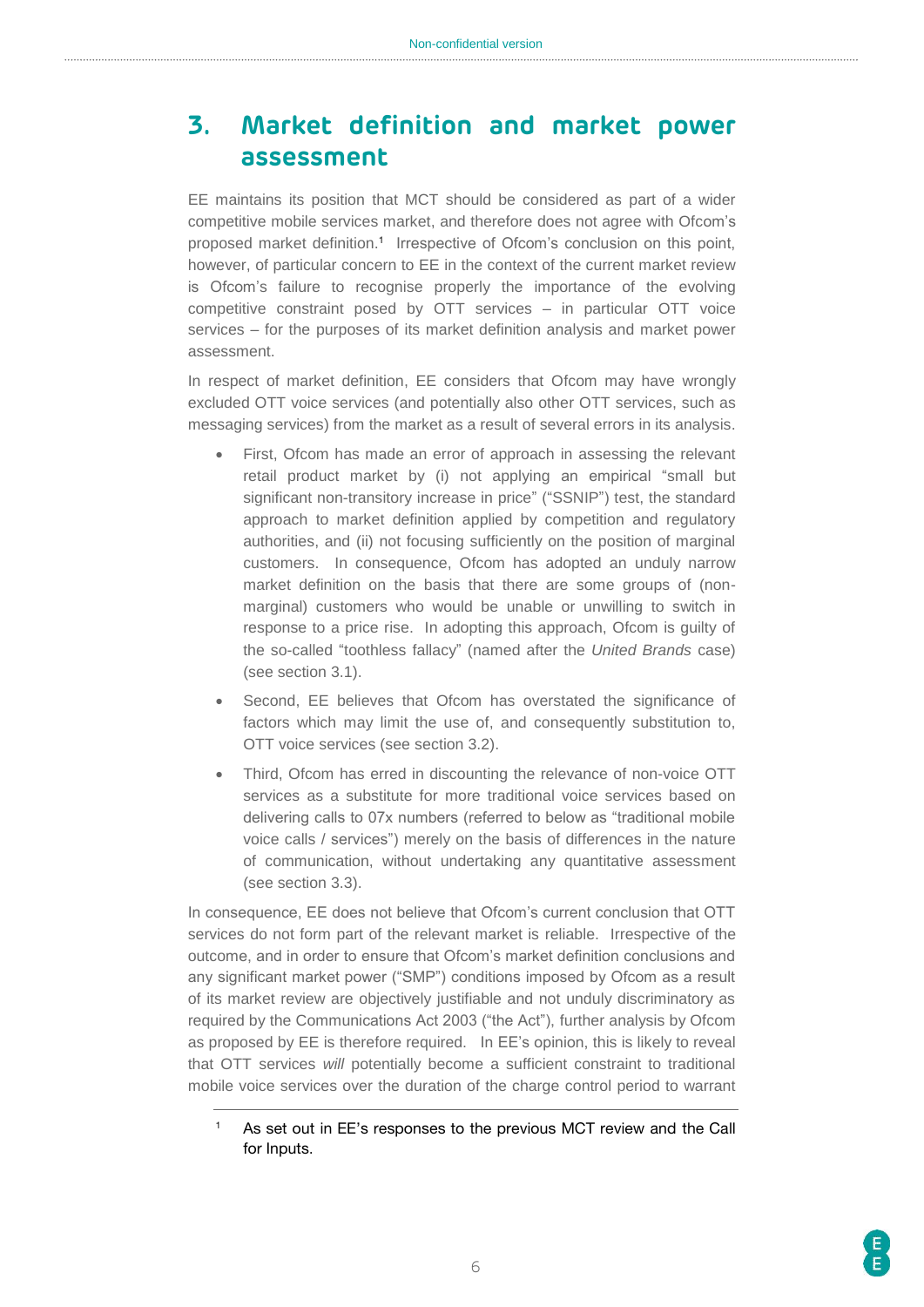# 3. Market definition and market power assessment

EE maintains its position that MCT should be considered as part of a wider competitive mobile services market, and therefore does not agree with Ofcom's proposed market definition.[1] Irrespective of Ofcom's conclusion on this point, however, of particular concern to EE in the context of the current market review is Ofcom's failure to recognise properly the importance of the evolving competitive constraint posed by OTT services – in particular OTT voice services – for the purposes of its market definition analysis and market power assessment.

In respect of market definition, EE considers that Ofcom may have wrongly excluded OTT voice services (and potentially also other OTT services, such as messaging services) from the market as a result of several errors in its analysis.

- First, Ofcom has made an error of approach in assessing the relevant retail product market by (i) not applying an empirical "small but significant non-transitory increase in price" ("SSNIP") test, the standard approach to market definition applied by competition and regulatory authorities, and (ii) not focusing sufficiently on the position of marginal customers. In consequence, Ofcom has adopted an unduly narrow market definition on the basis that there are some groups of (non-marginal) customers who would be unable or unwilling to switch in response to a price rise. In adopting this approach, Ofcom is guilty of the so-called "toothless fallacy" (named after the *United Brands* case) (see section 3.1).
- Second, EE believes that Ofcom has overstated the significance of factors which may limit the use of, and consequently substitution to, OTT voice services (see section 3.2).
- Third, Ofcom has erred in discounting the relevance of non-voice OTT services as a substitute for more traditional voice services based on delivering calls to 07x numbers (referred to below as "traditional mobile voice calls / services") merely on the basis of differences in the nature of communication, without undertaking any quantitative assessment (see section 3.3).

In consequence, EE does not believe that Ofcom's current conclusion that OTT services do not form part of the relevant market is reliable. Irrespective of the outcome, and in order to ensure that Ofcom's market definition conclusions and any significant market power ("SMP") conditions imposed by Ofcom as a result of its market review are objectively justifiable and not unduly discriminatory as required by the Communications Act 2003 ("the Act"), further analysis by Ofcom as proposed by EE is therefore required. In EE's opinion, this is likely to reveal that OTT services *will* potentially become a sufficient constraint to traditional mobile voice services over the duration of the charge control period to warrant

[1] As set out in EE's responses to the previous MCT review and the Call for Inputs.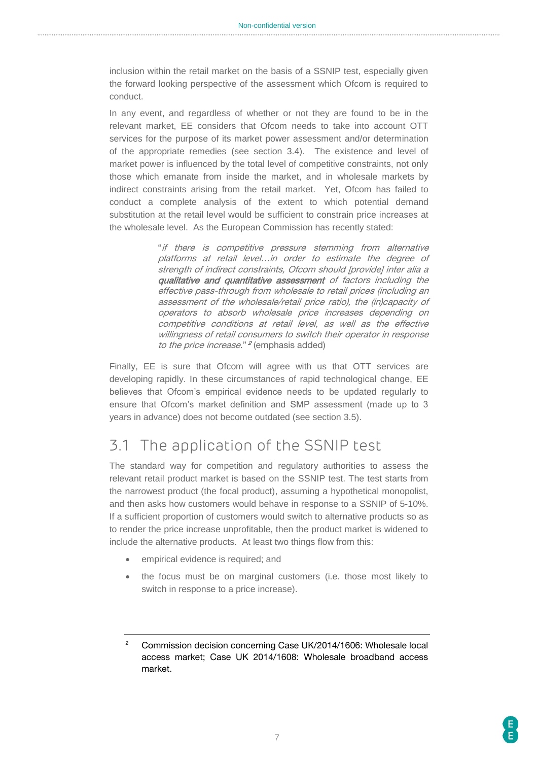inclusion within the retail market on the basis of a SSNIP test, especially given the forward looking perspective of the assessment which Ofcom is required to conduct.

In any event, and regardless of whether or not they are found to be in the relevant market, EE considers that Ofcom needs to take into account OTT services for the purpose of its market power assessment and/or determination of the appropriate remedies (see section 3.4). The existence and level of market power is influenced by the total level of competitive constraints, not only those which emanate from inside the market, and in wholesale markets by indirect constraints arising from the retail market. Yet, Ofcom has failed to conduct a complete analysis of the extent to which potential demand substitution at the retail level would be sufficient to constrain price increases at the wholesale level. As the European Commission has recently stated:

> "*if there is competitive pressure stemming from alternative platforms at retail level…in order to estimate the degree of strength of indirect constraints, Ofcom should [provide] inter alia a **qualitative and quantitative assessment** of factors including the effective pass-through from wholesale to retail prices (including an assessment of the wholesale/retail price ratio), the (in)capacity of operators to absorb wholesale price increases depending on competitive conditions at retail level, as well as the effective willingness of retail consumers to switch their operator in response to the price increase.*" [2] (emphasis added)

Finally, EE is sure that Ofcom will agree with us that OTT services are developing rapidly. In these circumstances of rapid technological change, EE believes that Ofcom's empirical evidence needs to be updated regularly to ensure that Ofcom's market definition and SMP assessment (made up to 3 years in advance) does not become outdated (see section 3.5).

## 3.1 The application of the SSNIP test

The standard way for competition and regulatory authorities to assess the relevant retail product market is based on the SSNIP test. The test starts from the narrowest product (the focal product), assuming a hypothetical monopolist, and then asks how customers would behave in response to a SSNIP of 5-10%. If a sufficient proportion of customers would switch to alternative products so as to render the price increase unprofitable, then the product market is widened to include the alternative products. At least two things flow from this:

- empirical evidence is required; and
- the focus must be on marginal customers (i.e. those most likely to switch in response to a price increase).

---

[2] Commission decision concerning Case UK/2014/1606: Wholesale local access market; Case UK 2014/1608: Wholesale broadband access market.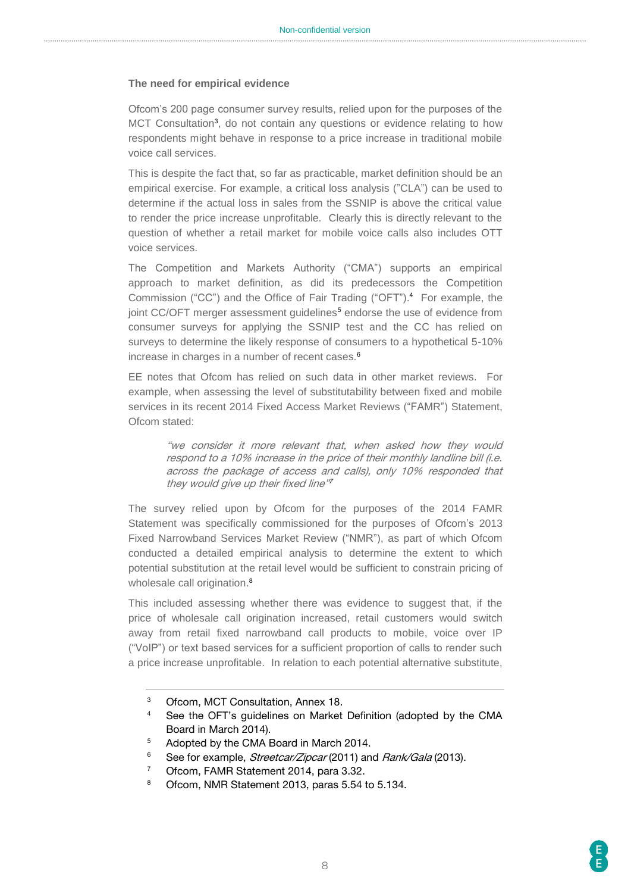**The need for empirical evidence**

Ofcom's 200 page consumer survey results, relied upon for the purposes of the MCT Consultation[3], do not contain any questions or evidence relating to how respondents might behave in response to a price increase in traditional mobile voice call services.

This is despite the fact that, so far as practicable, market definition should be an empirical exercise. For example, a critical loss analysis ("CLA") can be used to determine if the actual loss in sales from the SSNIP is above the critical value to render the price increase unprofitable. Clearly this is directly relevant to the question of whether a retail market for mobile voice calls also includes OTT voice services.

The Competition and Markets Authority ("CMA") supports an empirical approach to market definition, as did its predecessors the Competition Commission ("CC") and the Office of Fair Trading ("OFT").[4] For example, the joint CC/OFT merger assessment guidelines[5] endorse the use of evidence from consumer surveys for applying the SSNIP test and the CC has relied on surveys to determine the likely response of consumers to a hypothetical 5-10% increase in charges in a number of recent cases.[6]

EE notes that Ofcom has relied on such data in other market reviews. For example, when assessing the level of substitutability between fixed and mobile services in its recent 2014 Fixed Access Market Reviews ("FAMR") Statement, Ofcom stated:

> *"we consider it more relevant that, when asked how they would respond to a 10% increase in the price of their monthly landline bill (i.e. across the package of access and calls), only 10% responded that they would give up their fixed line"*[7]

The survey relied upon by Ofcom for the purposes of the 2014 FAMR Statement was specifically commissioned for the purposes of Ofcom's 2013 Fixed Narrowband Services Market Review ("NMR"), as part of which Ofcom conducted a detailed empirical analysis to determine the extent to which potential substitution at the retail level would be sufficient to constrain pricing of wholesale call origination.[8]

This included assessing whether there was evidence to suggest that, if the price of wholesale call origination increased, retail customers would switch away from retail fixed narrowband call products to mobile, voice over IP ("VoIP") or text based services for a sufficient proportion of calls to render such a price increase unprofitable. In relation to each potential alternative substitute,

---

[3] Ofcom, MCT Consultation, Annex 18.

[4] See the OFT's guidelines on Market Definition (adopted by the CMA Board in March 2014).

[5] Adopted by the CMA Board in March 2014.

[6] See for example, *Streetcar/Zipcar* (2011) and *Rank/Gala* (2013).

[7] Ofcom, FAMR Statement 2014, para 3.32.

[8] Ofcom, NMR Statement 2013, paras 5.54 to 5.134.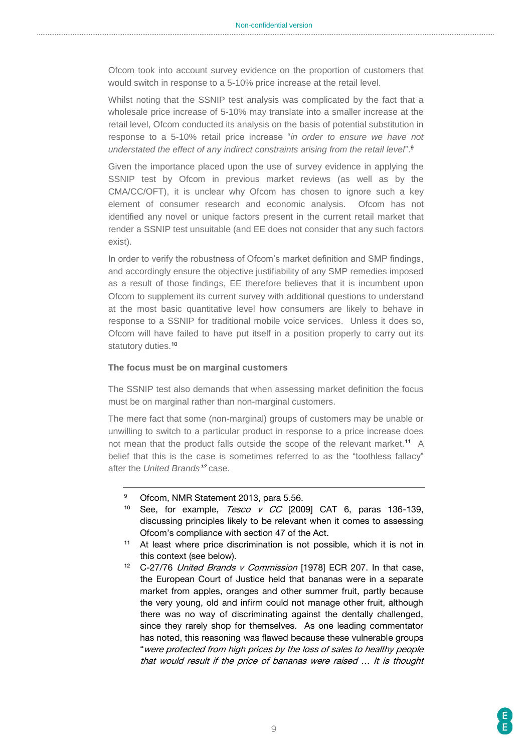Ofcom took into account survey evidence on the proportion of customers that would switch in response to a 5-10% price increase at the retail level.

Whilst noting that the SSNIP test analysis was complicated by the fact that a wholesale price increase of 5-10% may translate into a smaller increase at the retail level, Ofcom conducted its analysis on the basis of potential substitution in response to a 5-10% retail price increase "*in order to ensure we have not understated the effect of any indirect constraints arising from the retail level*".[9]

Given the importance placed upon the use of survey evidence in applying the SSNIP test by Ofcom in previous market reviews (as well as by the CMA/CC/OFT), it is unclear why Ofcom has chosen to ignore such a key element of consumer research and economic analysis. Ofcom has not identified any novel or unique factors present in the current retail market that render a SSNIP test unsuitable (and EE does not consider that any such factors exist).

In order to verify the robustness of Ofcom's market definition and SMP findings, and accordingly ensure the objective justifiability of any SMP remedies imposed as a result of those findings, EE therefore believes that it is incumbent upon Ofcom to supplement its current survey with additional questions to understand at the most basic quantitative level how consumers are likely to behave in response to a SSNIP for traditional mobile voice services. Unless it does so, Ofcom will have failed to have put itself in a position properly to carry out its statutory duties.[10]

**The focus must be on marginal customers**

The SSNIP test also demands that when assessing market definition the focus must be on marginal rather than non-marginal customers.

The mere fact that some (non-marginal) groups of customers may be unable or unwilling to switch to a particular product in response to a price increase does not mean that the product falls outside the scope of the relevant market.[11] A belief that this is the case is sometimes referred to as the "toothless fallacy" after the *United Brands*[12] case.

---

[9] Ofcom, NMR Statement 2013, para 5.56.

[10] See, for example, *Tesco v CC* [2009] CAT 6, paras 136-139, discussing principles likely to be relevant when it comes to assessing Ofcom's compliance with section 47 of the Act.

[11] At least where price discrimination is not possible, which it is not in this context (see below).

[12] C-27/76 *United Brands v Commission* [1978] ECR 207. In that case, the European Court of Justice held that bananas were in a separate market from apples, oranges and other summer fruit, partly because the very young, old and infirm could not manage other fruit, although there was no way of discriminating against the dentally challenged, since they rarely shop for themselves. As one leading commentator has noted, this reasoning was flawed because these vulnerable groups "*were protected from high prices by the loss of sales to healthy people that would result if the price of bananas were raised … It is thought*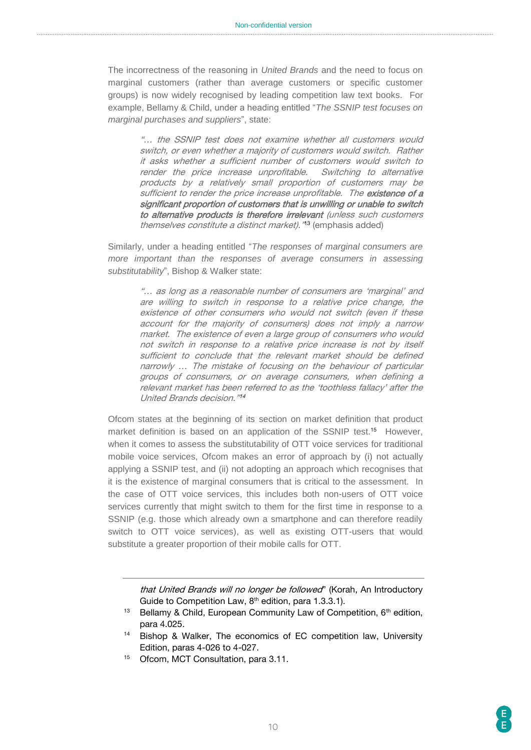The incorrectness of the reasoning in *United Brands* and the need to focus on marginal customers (rather than average customers or specific customer groups) is now widely recognised by leading competition law text books. For example, Bellamy & Child, under a heading entitled "*The SSNIP test focuses on marginal purchases and suppliers*", state:

> *"… the SSNIP test does not examine whether all customers would switch, or even whether a majority of customers would switch. Rather it asks whether a sufficient number of customers would switch to render the price increase unprofitable. Switching to alternative products by a relatively small proportion of customers may be sufficient to render the price increase unprofitable. The* ***existence of a significant proportion of customers that is unwilling or unable to switch to alternative products is therefore irrelevant*** *(unless such customers themselves constitute a distinct market)."*[13] (emphasis added)

Similarly, under a heading entitled "*The responses of marginal consumers are more important than the responses of average consumers in assessing substitutability*", Bishop & Walker state:

> *"… as long as a reasonable number of consumers are 'marginal' and are willing to switch in response to a relative price change, the existence of other consumers who would not switch (even if these account for the majority of consumers) does not imply a narrow market. The existence of even a large group of consumers who would not switch in response to a relative price increase is not by itself sufficient to conclude that the relevant market should be defined narrowly … The mistake of focusing on the behaviour of particular groups of consumers, or on average consumers, when defining a relevant market has been referred to as the 'toothless fallacy' after the United Brands decision."*[14]

Ofcom states at the beginning of its section on market definition that product market definition is based on an application of the SSNIP test.[15] However, when it comes to assess the substitutability of OTT voice services for traditional mobile voice services, Ofcom makes an error of approach by (i) not actually applying a SSNIP test, and (ii) not adopting an approach which recognises that it is the existence of marginal consumers that is critical to the assessment. In the case of OTT voice services, this includes both non-users of OTT voice services currently that might switch to them for the first time in response to a SSNIP (e.g. those which already own a smartphone and can therefore readily switch to OTT voice services), as well as existing OTT-users that would substitute a greater proportion of their mobile calls for OTT.

---

*that United Brands will no longer be followed*" (Korah, An Introductory Guide to Competition Law, 8th edition, para 1.3.3.1).

[13] Bellamy & Child, European Community Law of Competition, 6th edition, para 4.025.

[14] Bishop & Walker, The economics of EC competition law, University Edition, paras 4-026 to 4-027.

[15] Ofcom, MCT Consultation, para 3.11.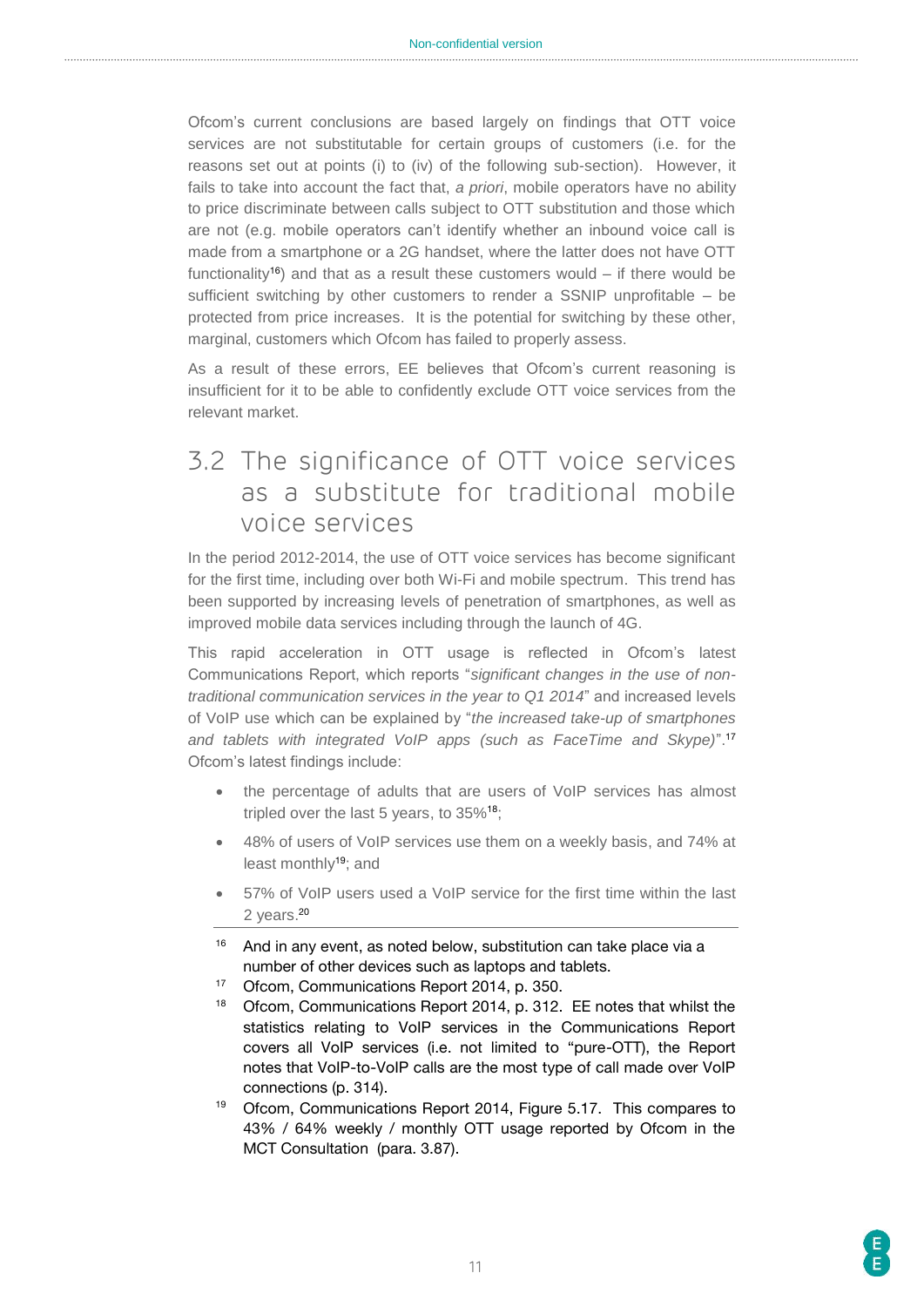Ofcom's current conclusions are based largely on findings that OTT voice services are not substitutable for certain groups of customers (i.e. for the reasons set out at points (i) to (iv) of the following sub-section). However, it fails to take into account the fact that, *a priori*, mobile operators have no ability to price discriminate between calls subject to OTT substitution and those which are not (e.g. mobile operators can't identify whether an inbound voice call is made from a smartphone or a 2G handset, where the latter does not have OTT functionality[16]) and that as a result these customers would – if there would be sufficient switching by other customers to render a SSNIP unprofitable – be protected from price increases. It is the potential for switching by these other, marginal, customers which Ofcom has failed to properly assess.

As a result of these errors, EE believes that Ofcom's current reasoning is insufficient for it to be able to confidently exclude OTT voice services from the relevant market.

## 3.2 The significance of OTT voice services as a substitute for traditional mobile voice services

In the period 2012-2014, the use of OTT voice services has become significant for the first time, including over both Wi-Fi and mobile spectrum. This trend has been supported by increasing levels of penetration of smartphones, as well as improved mobile data services including through the launch of 4G.

This rapid acceleration in OTT usage is reflected in Ofcom's latest Communications Report, which reports "*significant changes in the use of non-traditional communication services in the year to Q1 2014*" and increased levels of VoIP use which can be explained by "*the increased take-up of smartphones and tablets with integrated VoIP apps (such as FaceTime and Skype)*".[17] Ofcom's latest findings include:

- the percentage of adults that are users of VoIP services has almost tripled over the last 5 years, to 35%[18];
- 48% of users of VoIP services use them on a weekly basis, and 74% at least monthly[19]; and
- 57% of VoIP users used a VoIP service for the first time within the last 2 years.[20]

---

[16] And in any event, as noted below, substitution can take place via a number of other devices such as laptops and tablets.

[17] Ofcom, Communications Report 2014, p. 350.

[18] Ofcom, Communications Report 2014, p. 312. EE notes that whilst the statistics relating to VoIP services in the Communications Report covers all VoIP services (i.e. not limited to "pure-OTT), the Report notes that VoIP-to-VoIP calls are the most type of call made over VoIP connections (p. 314).

[19] Ofcom, Communications Report 2014, Figure 5.17. This compares to 43% / 64% weekly / monthly OTT usage reported by Ofcom in the MCT Consultation (para. 3.87).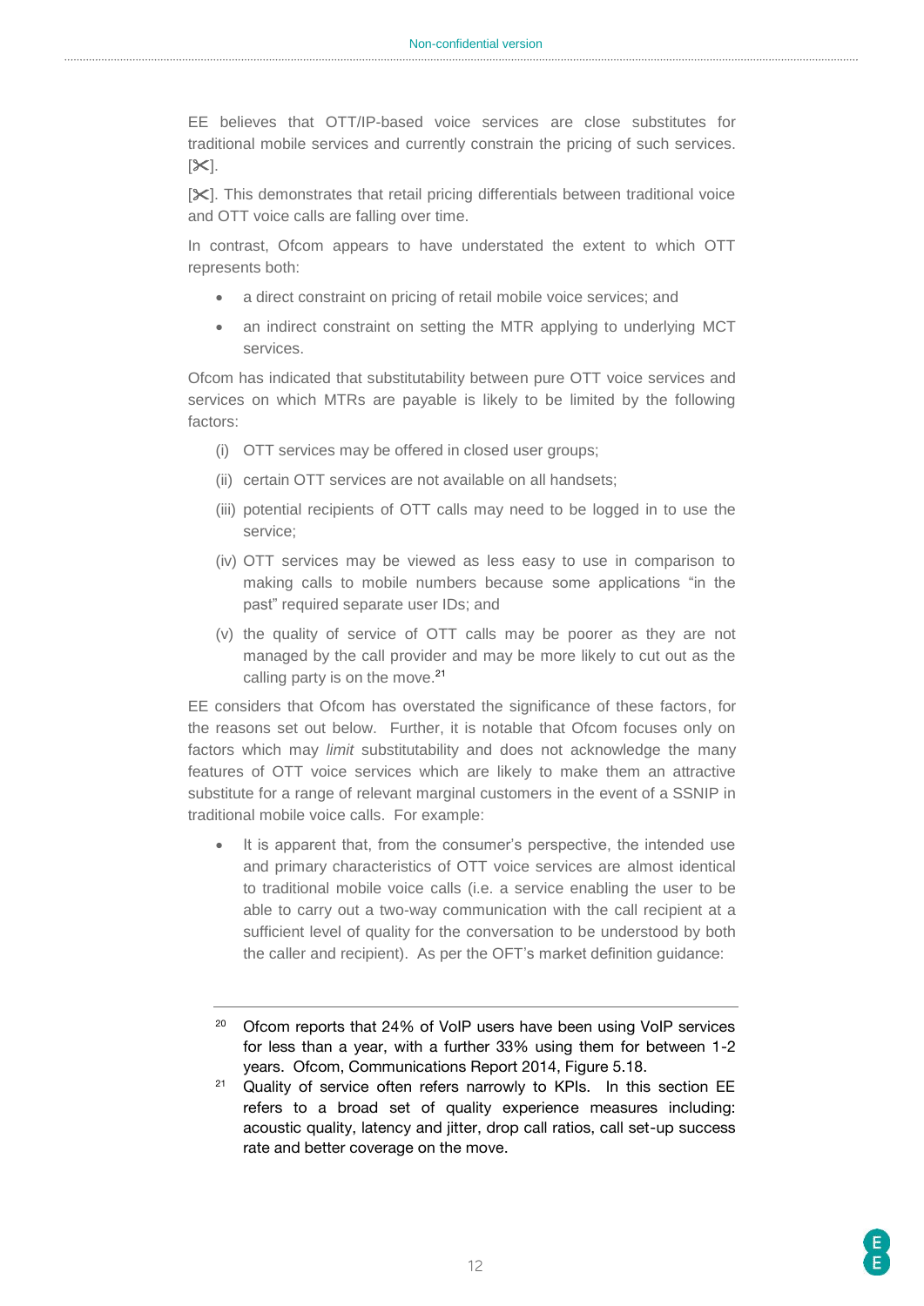EE believes that OTT/IP-based voice services are close substitutes for traditional mobile services and currently constrain the pricing of such services. [✂].

[✂]. This demonstrates that retail pricing differentials between traditional voice and OTT voice calls are falling over time.

In contrast, Ofcom appears to have understated the extent to which OTT represents both:

- a direct constraint on pricing of retail mobile voice services; and
- an indirect constraint on setting the MTR applying to underlying MCT services.

Ofcom has indicated that substitutability between pure OTT voice services and services on which MTRs are payable is likely to be limited by the following factors:

(i) OTT services may be offered in closed user groups;

(ii) certain OTT services are not available on all handsets;

(iii) potential recipients of OTT calls may need to be logged in to use the service;

(iv) OTT services may be viewed as less easy to use in comparison to making calls to mobile numbers because some applications "in the past" required separate user IDs; and

(v) the quality of service of OTT calls may be poorer as they are not managed by the call provider and may be more likely to cut out as the calling party is on the move.[21]

EE considers that Ofcom has overstated the significance of these factors, for the reasons set out below. Further, it is notable that Ofcom focuses only on factors which may *limit* substitutability and does not acknowledge the many features of OTT voice services which are likely to make them an attractive substitute for a range of relevant marginal customers in the event of a SSNIP in traditional mobile voice calls. For example:

- It is apparent that, from the consumer's perspective, the intended use and primary characteristics of OTT voice services are almost identical to traditional mobile voice calls (i.e. a service enabling the user to be able to carry out a two-way communication with the call recipient at a sufficient level of quality for the conversation to be understood by both the caller and recipient). As per the OFT's market definition guidance:

---

[20] Ofcom reports that 24% of VoIP users have been using VoIP services for less than a year, with a further 33% using them for between 1-2 years. Ofcom, Communications Report 2014, Figure 5.18.

[21] Quality of service often refers narrowly to KPIs. In this section EE refers to a broad set of quality experience measures including: acoustic quality, latency and jitter, drop call ratios, call set-up success rate and better coverage on the move.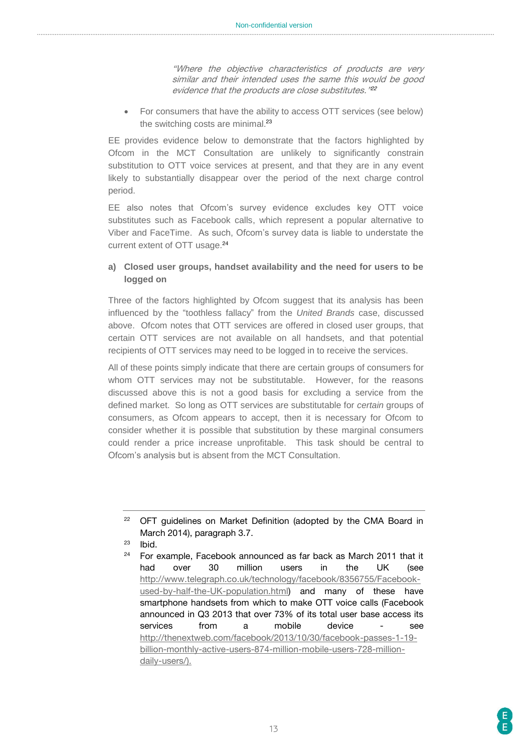> *"Where the objective characteristics of products are very similar and their intended uses the same this would be good evidence that the products are close substitutes."*[22]

- For consumers that have the ability to access OTT services (see below) the switching costs are minimal.[23]

EE provides evidence below to demonstrate that the factors highlighted by Ofcom in the MCT Consultation are unlikely to significantly constrain substitution to OTT voice services at present, and that they are in any event likely to substantially disappear over the period of the next charge control period.

EE also notes that Ofcom's survey evidence excludes key OTT voice substitutes such as Facebook calls, which represent a popular alternative to Viber and FaceTime. As such, Ofcom's survey data is liable to understate the current extent of OTT usage.[24]

**a) Closed user groups, handset availability and the need for users to be logged on**

Three of the factors highlighted by Ofcom suggest that its analysis has been influenced by the "toothless fallacy" from the *United Brands* case, discussed above. Ofcom notes that OTT services are offered in closed user groups, that certain OTT services are not available on all handsets, and that potential recipients of OTT services may need to be logged in to receive the services.

All of these points simply indicate that there are certain groups of consumers for whom OTT services may not be substitutable. However, for the reasons discussed above this is not a good basis for excluding a service from the defined market. So long as OTT services are substitutable for *certain* groups of consumers, as Ofcom appears to accept, then it is necessary for Ofcom to consider whether it is possible that substitution by these marginal consumers could render a price increase unprofitable. This task should be central to Ofcom's analysis but is absent from the MCT Consultation.

---

[22] OFT guidelines on Market Definition (adopted by the CMA Board in March 2014), paragraph 3.7.

[23] Ibid.

[24] For example, Facebook announced as far back as March 2011 that it had over 30 million users in the UK (see http://www.telegraph.co.uk/technology/facebook/8356755/Facebook-used-by-half-the-UK-population.html) and many of these have smartphone handsets from which to make OTT voice calls (Facebook announced in Q3 2013 that over 73% of its total user base access its services from a mobile device - see http://thenextweb.com/facebook/2013/10/30/facebook-passes-1-19-billion-monthly-active-users-874-million-mobile-users-728-million-daily-users/).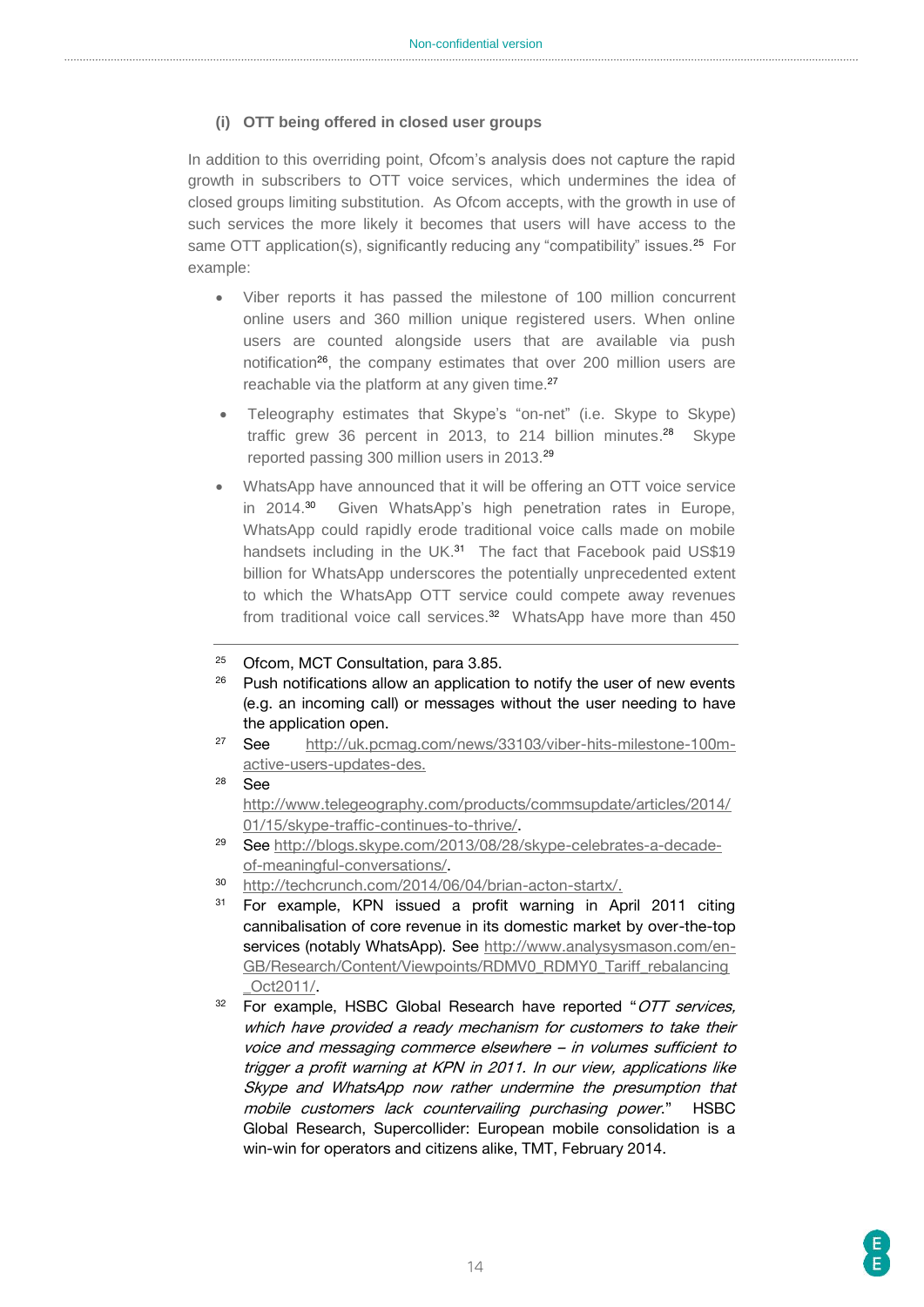#### (i) OTT being offered in closed user groups

In addition to this overriding point, Ofcom's analysis does not capture the rapid growth in subscribers to OTT voice services, which undermines the idea of closed groups limiting substitution. As Ofcom accepts, with the growth in use of such services the more likely it becomes that users will have access to the same OTT application(s), significantly reducing any "compatibility" issues.[25] For example:

- Viber reports it has passed the milestone of 100 million concurrent online users and 360 million unique registered users. When online users are counted alongside users that are available via push notification[26], the company estimates that over 200 million users are reachable via the platform at any given time.[27]
- Teleography estimates that Skype's "on-net" (i.e. Skype to Skype) traffic grew 36 percent in 2013, to 214 billion minutes.[28] Skype reported passing 300 million users in 2013.[29]
- WhatsApp have announced that it will be offering an OTT voice service in 2014.[30] Given WhatsApp's high penetration rates in Europe, WhatsApp could rapidly erode traditional voice calls made on mobile handsets including in the UK.[31] The fact that Facebook paid US$19 billion for WhatsApp underscores the potentially unprecedented extent to which the WhatsApp OTT service could compete away revenues from traditional voice call services.[32] WhatsApp have more than 450

---

[25] Ofcom, MCT Consultation, para 3.85.

[26] Push notifications allow an application to notify the user of new events (e.g. an incoming call) or messages without the user needing to have the application open.

[27] See http://uk.pcmag.com/news/33103/viber-hits-milestone-100m-active-users-updates-des.

[28] See http://www.telegeography.com/products/commsupdate/articles/2014/01/15/skype-traffic-continues-to-thrive/.

[29] See http://blogs.skype.com/2013/08/28/skype-celebrates-a-decade-of-meaningful-conversations/.

[30] http://techcrunch.com/2014/06/04/brian-acton-startx/.

[31] For example, KPN issued a profit warning in April 2011 citing cannibalisation of core revenue in its domestic market by over-the-top services (notably WhatsApp). See http://www.analysysmason.com/en-GB/Research/Content/Viewpoints/RDMV0_RDMY0_Tariff_rebalancing_Oct2011/.

[32] For example, HSBC Global Research have reported "*OTT services, which have provided a ready mechanism for customers to take their voice and messaging commerce elsewhere – in volumes sufficient to trigger a profit warning at KPN in 2011. In our view, applications like Skype and WhatsApp now rather undermine the presumption that mobile customers lack countervailing purchasing power.*" HSBC Global Research, Supercollider: European mobile consolidation is a win-win for operators and citizens alike, TMT, February 2014.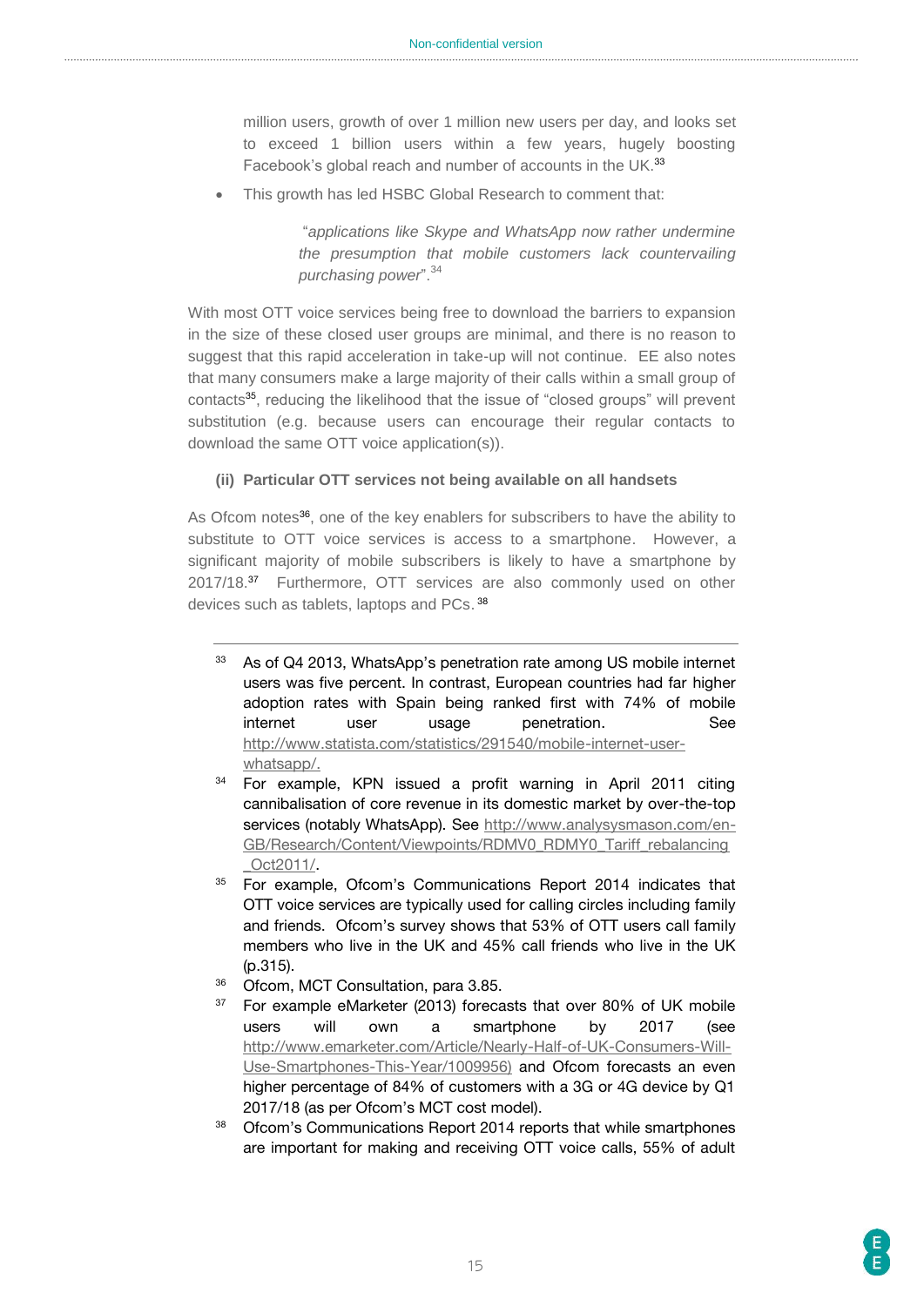million users, growth of over 1 million new users per day, and looks set to exceed 1 billion users within a few years, hugely boosting Facebook's global reach and number of accounts in the UK.[33]

- This growth has led HSBC Global Research to comment that:

> "*applications like Skype and WhatsApp now rather undermine the presumption that mobile customers lack countervailing purchasing power*".[34]

With most OTT voice services being free to download the barriers to expansion in the size of these closed user groups are minimal, and there is no reason to suggest that this rapid acceleration in take-up will not continue. EE also notes that many consumers make a large majority of their calls within a small group of contacts[35], reducing the likelihood that the issue of "closed groups" will prevent substitution (e.g. because users can encourage their regular contacts to download the same OTT voice application(s)).

**(ii) Particular OTT services not being available on all handsets**

As Ofcom notes[36], one of the key enablers for subscribers to have the ability to substitute to OTT voice services is access to a smartphone. However, a significant majority of mobile subscribers is likely to have a smartphone by 2017/18.[37] Furthermore, OTT services are also commonly used on other devices such as tablets, laptops and PCs.[38]

---

[33] As of Q4 2013, WhatsApp's penetration rate among US mobile internet users was five percent. In contrast, European countries had far higher adoption rates with Spain being ranked first with 74% of mobile internet user usage penetration. See http://www.statista.com/statistics/291540/mobile-internet-user-whatsapp/.

[34] For example, KPN issued a profit warning in April 2011 citing cannibalisation of core revenue in its domestic market by over-the-top services (notably WhatsApp). See http://www.analysysmason.com/en-GB/Research/Content/Viewpoints/RDMV0_RDMY0_Tariff_rebalancing_Oct2011/.

[35] For example, Ofcom's Communications Report 2014 indicates that OTT voice services are typically used for calling circles including family and friends. Ofcom's survey shows that 53% of OTT users call family members who live in the UK and 45% call friends who live in the UK (p.315).

[36] Ofcom, MCT Consultation, para 3.85.

[37] For example eMarketer (2013) forecasts that over 80% of UK mobile users will own a smartphone by 2017 (see http://www.emarketer.com/Article/Nearly-Half-of-UK-Consumers-Will-Use-Smartphones-This-Year/1009956) and Ofcom forecasts an even higher percentage of 84% of customers with a 3G or 4G device by Q1 2017/18 (as per Ofcom's MCT cost model).

[38] Ofcom's Communications Report 2014 reports that while smartphones are important for making and receiving OTT voice calls, 55% of adult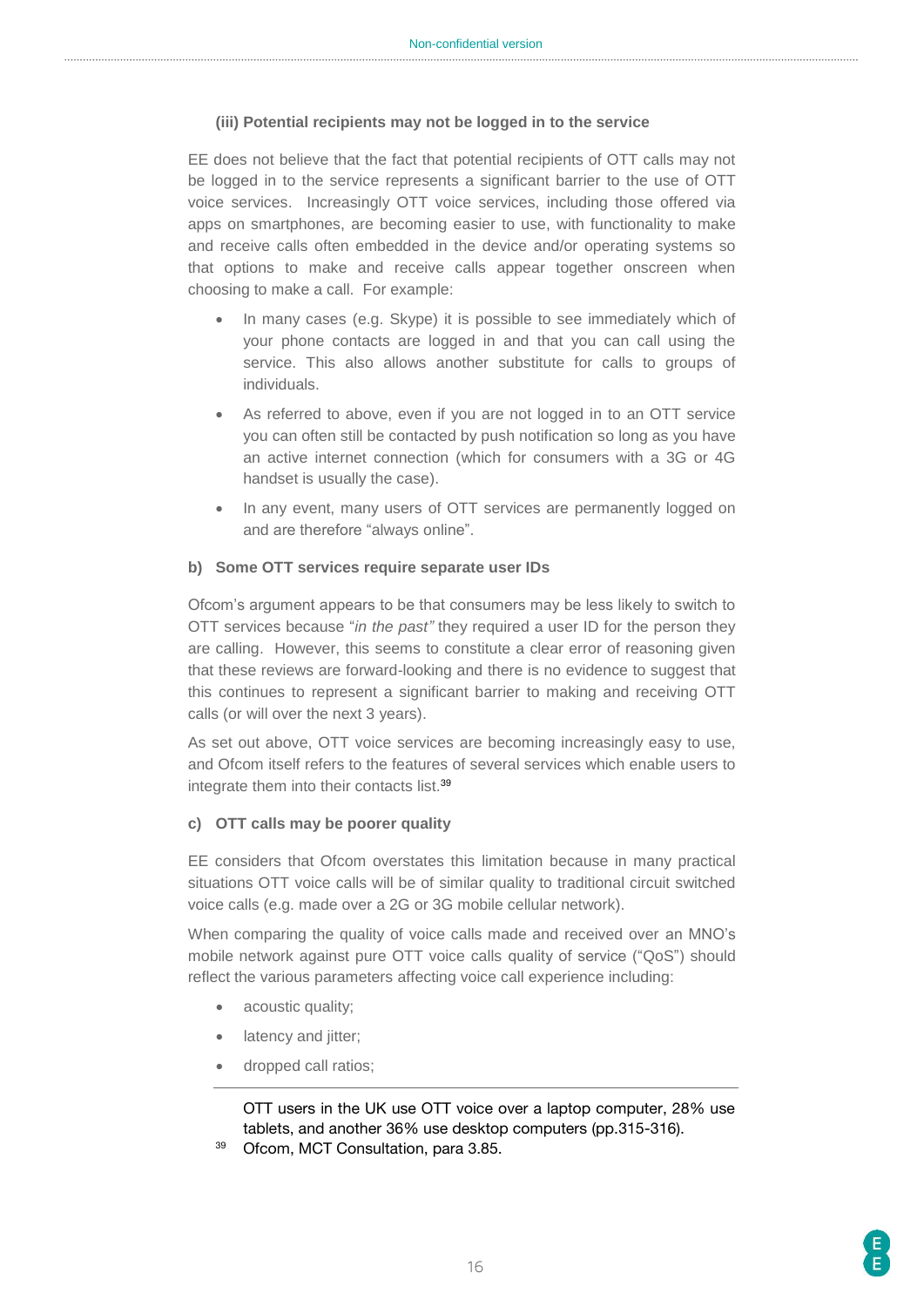#### (iii) Potential recipients may not be logged in to the service

EE does not believe that the fact that potential recipients of OTT calls may not be logged in to the service represents a significant barrier to the use of OTT voice services. Increasingly OTT voice services, including those offered via apps on smartphones, are becoming easier to use, with functionality to make and receive calls often embedded in the device and/or operating systems so that options to make and receive calls appear together onscreen when choosing to make a call. For example:

- In many cases (e.g. Skype) it is possible to see immediately which of your phone contacts are logged in and that you can call using the service. This also allows another substitute for calls to groups of individuals.
- As referred to above, even if you are not logged in to an OTT service you can often still be contacted by push notification so long as you have an active internet connection (which for consumers with a 3G or 4G handset is usually the case).
- In any event, many users of OTT services are permanently logged on and are therefore "always online".

#### b) Some OTT services require separate user IDs

Ofcom's argument appears to be that consumers may be less likely to switch to OTT services because "*in the past"* they required a user ID for the person they are calling. However, this seems to constitute a clear error of reasoning given that these reviews are forward-looking and there is no evidence to suggest that this continues to represent a significant barrier to making and receiving OTT calls (or will over the next 3 years).

As set out above, OTT voice services are becoming increasingly easy to use, and Ofcom itself refers to the features of several services which enable users to integrate them into their contacts list.[39]

#### c) OTT calls may be poorer quality

EE considers that Ofcom overstates this limitation because in many practical situations OTT voice calls will be of similar quality to traditional circuit switched voice calls (e.g. made over a 2G or 3G mobile cellular network).

When comparing the quality of voice calls made and received over an MNO's mobile network against pure OTT voice calls quality of service ("QoS") should reflect the various parameters affecting voice call experience including:

- acoustic quality;
- latency and jitter;
- dropped call ratios;

---

OTT users in the UK use OTT voice over a laptop computer, 28% use tablets, and another 36% use desktop computers (pp.315-316).

[39] Ofcom, MCT Consultation, para 3.85.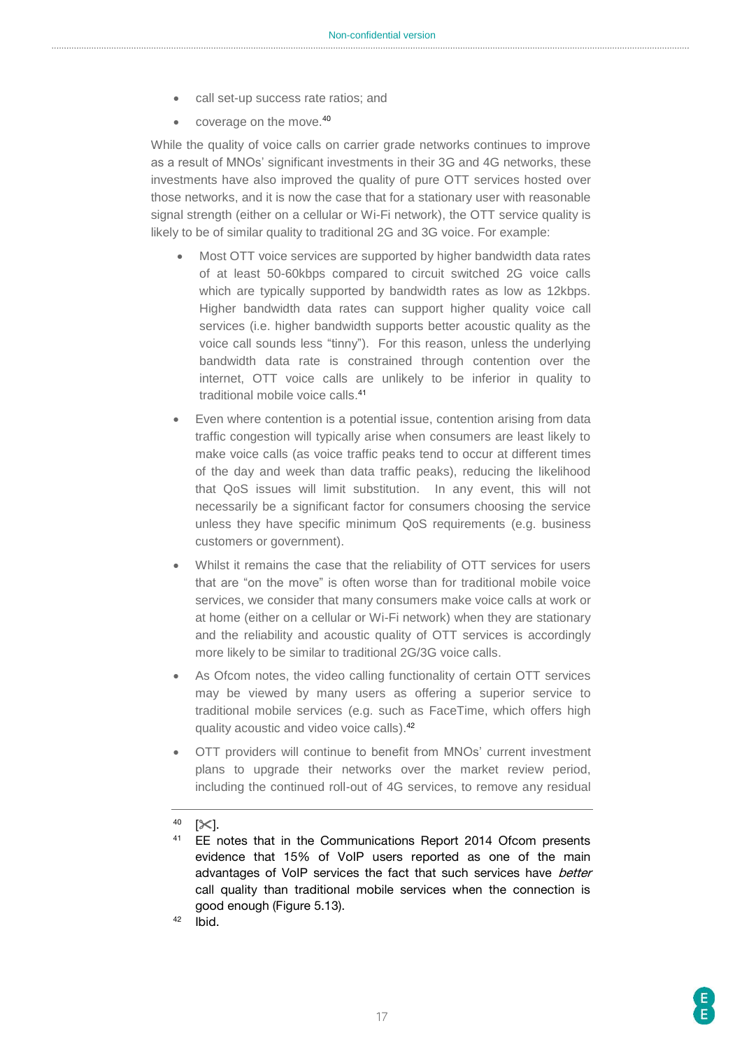- call set-up success rate ratios; and
- coverage on the move.[40]

While the quality of voice calls on carrier grade networks continues to improve as a result of MNOs' significant investments in their 3G and 4G networks, these investments have also improved the quality of pure OTT services hosted over those networks, and it is now the case that for a stationary user with reasonable signal strength (either on a cellular or Wi-Fi network), the OTT service quality is likely to be of similar quality to traditional 2G and 3G voice. For example:

- Most OTT voice services are supported by higher bandwidth data rates of at least 50-60kbps compared to circuit switched 2G voice calls which are typically supported by bandwidth rates as low as 12kbps. Higher bandwidth data rates can support higher quality voice call services (i.e. higher bandwidth supports better acoustic quality as the voice call sounds less "tinny"). For this reason, unless the underlying bandwidth data rate is constrained through contention over the internet, OTT voice calls are unlikely to be inferior in quality to traditional mobile voice calls.[41]
- Even where contention is a potential issue, contention arising from data traffic congestion will typically arise when consumers are least likely to make voice calls (as voice traffic peaks tend to occur at different times of the day and week than data traffic peaks), reducing the likelihood that QoS issues will limit substitution. In any event, this will not necessarily be a significant factor for consumers choosing the service unless they have specific minimum QoS requirements (e.g. business customers or government).
- Whilst it remains the case that the reliability of OTT services for users that are "on the move" is often worse than for traditional mobile voice services, we consider that many consumers make voice calls at work or at home (either on a cellular or Wi-Fi network) when they are stationary and the reliability and acoustic quality of OTT services is accordingly more likely to be similar to traditional 2G/3G voice calls.
- As Ofcom notes, the video calling functionality of certain OTT services may be viewed by many users as offering a superior service to traditional mobile services (e.g. such as FaceTime, which offers high quality acoustic and video voice calls).[42]
- OTT providers will continue to benefit from MNOs' current investment plans to upgrade their networks over the market review period, including the continued roll-out of 4G services, to remove any residual

---

[40] [✂].

[41] EE notes that in the Communications Report 2014 Ofcom presents evidence that 15% of VoIP users reported as one of the main advantages of VoIP services the fact that such services have *better* call quality than traditional mobile services when the connection is good enough (Figure 5.13).

[42] Ibid.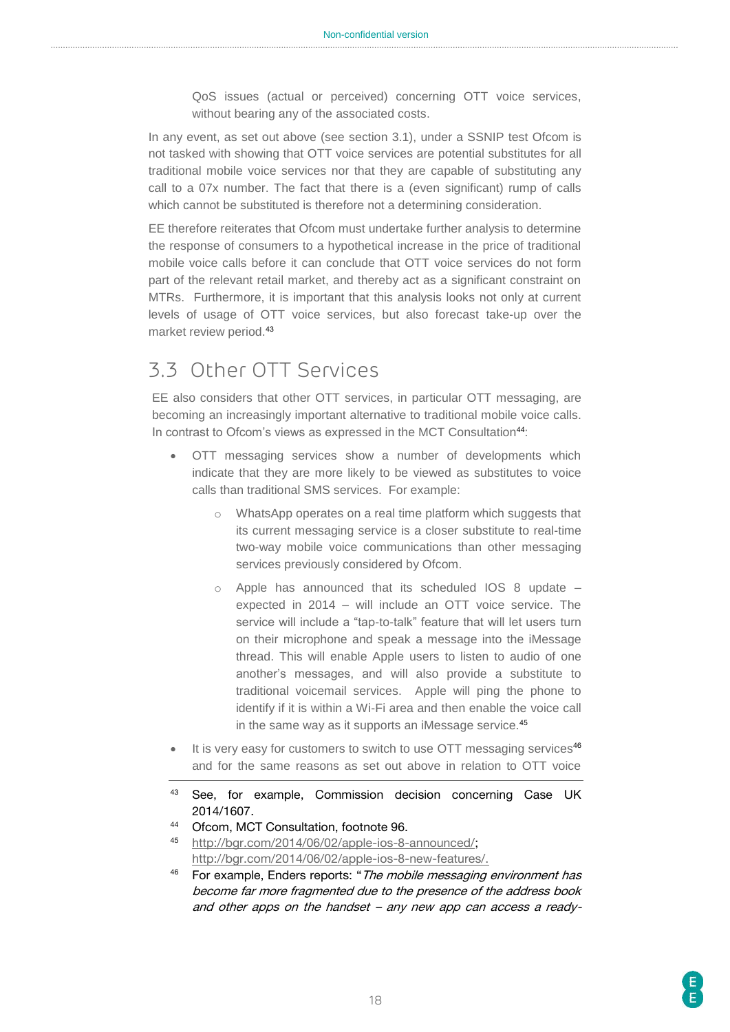QoS issues (actual or perceived) concerning OTT voice services, without bearing any of the associated costs.

In any event, as set out above (see section 3.1), under a SSNIP test Ofcom is not tasked with showing that OTT voice services are potential substitutes for all traditional mobile voice services nor that they are capable of substituting any call to a 07x number. The fact that there is a (even significant) rump of calls which cannot be substituted is therefore not a determining consideration.

EE therefore reiterates that Ofcom must undertake further analysis to determine the response of consumers to a hypothetical increase in the price of traditional mobile voice calls before it can conclude that OTT voice services do not form part of the relevant retail market, and thereby act as a significant constraint on MTRs. Furthermore, it is important that this analysis looks not only at current levels of usage of OTT voice services, but also forecast take-up over the market review period.[43]

## 3.3 Other OTT Services

EE also considers that other OTT services, in particular OTT messaging, are becoming an increasingly important alternative to traditional mobile voice calls. In contrast to Ofcom's views as expressed in the MCT Consultation[44]:

- OTT messaging services show a number of developments which indicate that they are more likely to be viewed as substitutes to voice calls than traditional SMS services. For example:
  - WhatsApp operates on a real time platform which suggests that its current messaging service is a closer substitute to real-time two-way mobile voice communications than other messaging services previously considered by Ofcom.
  - Apple has announced that its scheduled IOS 8 update – expected in 2014 – will include an OTT voice service. The service will include a "tap-to-talk" feature that will let users turn on their microphone and speak a message into the iMessage thread. This will enable Apple users to listen to audio of one another's messages, and will also provide a substitute to traditional voicemail services. Apple will ping the phone to identify if it is within a Wi-Fi area and then enable the voice call in the same way as it supports an iMessage service.[45]
- It is very easy for customers to switch to use OTT messaging services[46] and for the same reasons as set out above in relation to OTT voice

---

[43] See, for example, Commission decision concerning Case UK 2014/1607.

[44] Ofcom, MCT Consultation, footnote 96.

[45] http://bgr.com/2014/06/02/apple-ios-8-announced/; http://bgr.com/2014/06/02/apple-ios-8-new-features/.

[46] For example, Enders reports: "*The mobile messaging environment has become far more fragmented due to the presence of the address book and other apps on the handset – any new app can access a ready-*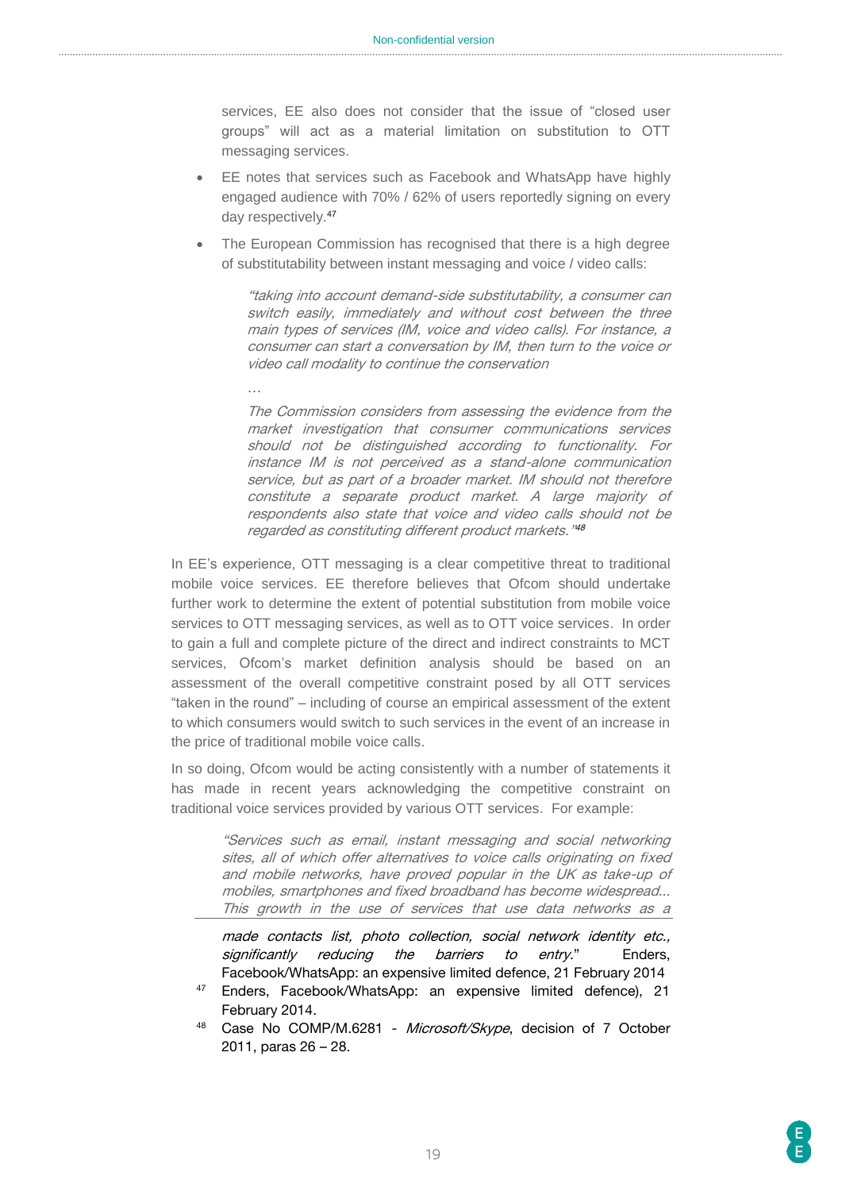services, EE also does not consider that the issue of "closed user groups" will act as a material limitation on substitution to OTT messaging services.

- EE notes that services such as Facebook and WhatsApp have highly engaged audience with 70% / 62% of users reportedly signing on every day respectively.[47]
- The European Commission has recognised that there is a high degree of substitutability between instant messaging and voice / video calls:

> *"taking into account demand-side substitutability, a consumer can switch easily, immediately and without cost between the three main types of services (IM, voice and video calls). For instance, a consumer can start a conversation by IM, then turn to the voice or video call modality to continue the conservation*
>
> *…*
>
> *The Commission considers from assessing the evidence from the market investigation that consumer communications services should not be distinguished according to functionality. For instance IM is not perceived as a stand-alone communication service, but as part of a broader market. IM should not therefore constitute a separate product market. A large majority of respondents also state that voice and video calls should not be regarded as constituting different product markets."*[48]

In EE's experience, OTT messaging is a clear competitive threat to traditional mobile voice services. EE therefore believes that Ofcom should undertake further work to determine the extent of potential substitution from mobile voice services to OTT messaging services, as well as to OTT voice services. In order to gain a full and complete picture of the direct and indirect constraints to MCT services, Ofcom's market definition analysis should be based on an assessment of the overall competitive constraint posed by all OTT services "taken in the round" – including of course an empirical assessment of the extent to which consumers would switch to such services in the event of an increase in the price of traditional mobile voice calls.

In so doing, Ofcom would be acting consistently with a number of statements it has made in recent years acknowledging the competitive constraint on traditional voice services provided by various OTT services. For example:

> *"Services such as email, instant messaging and social networking sites, all of which offer alternatives to voice calls originating on fixed and mobile networks, have proved popular in the UK as take-up of mobiles, smartphones and fixed broadband has become widespread… This growth in the use of services that use data networks as a*

---

*made contacts list, photo collection, social network identity etc., significantly reducing the barriers to entry.*" Enders, Facebook/WhatsApp: an expensive limited defence, 21 February 2014

[47] Enders, Facebook/WhatsApp: an expensive limited defence), 21 February 2014.

[48] Case No COMP/M.6281 - *Microsoft/Skype*, decision of 7 October 2011, paras 26 – 28.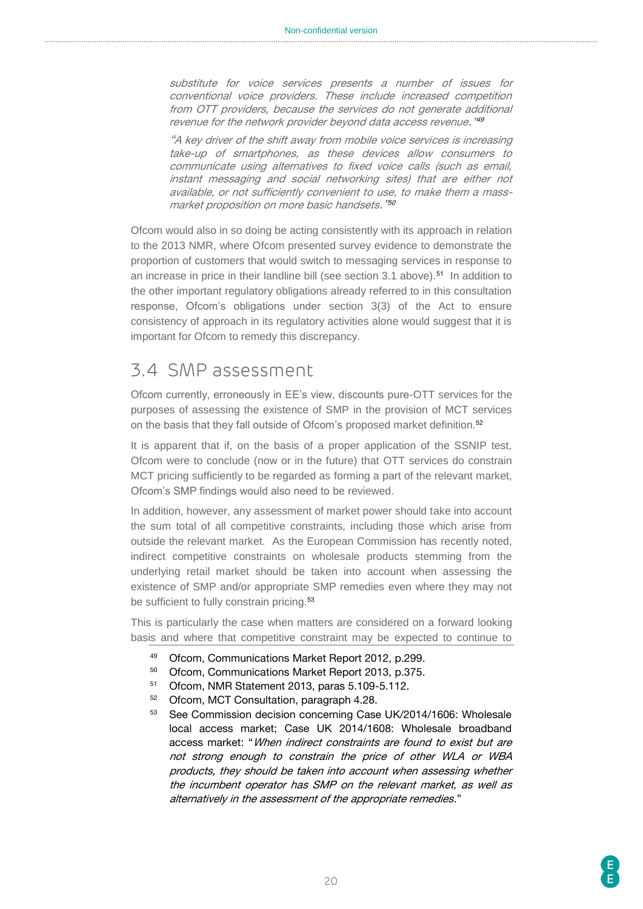*substitute for voice services presents a number of issues for conventional voice providers. These include increased competition from OTT providers, because the services do not generate additional revenue for the network provider beyond data access revenue."*[49]

*"A key driver of the shift away from mobile voice services is increasing take-up of smartphones, as these devices allow consumers to communicate using alternatives to fixed voice calls (such as email, instant messaging and social networking sites) that are either not available, or not sufficiently convenient to use, to make them a mass-market proposition on more basic handsets."*[50]

Ofcom would also in so doing be acting consistently with its approach in relation to the 2013 NMR, where Ofcom presented survey evidence to demonstrate the proportion of customers that would switch to messaging services in response to an increase in price in their landline bill (see section 3.1 above).[51] In addition to the other important regulatory obligations already referred to in this consultation response, Ofcom's obligations under section 3(3) of the Act to ensure consistency of approach in its regulatory activities alone would suggest that it is important for Ofcom to remedy this discrepancy.

## 3.4 SMP assessment

Ofcom currently, erroneously in EE's view, discounts pure-OTT services for the purposes of assessing the existence of SMP in the provision of MCT services on the basis that they fall outside of Ofcom's proposed market definition.[52]

It is apparent that if, on the basis of a proper application of the SSNIP test, Ofcom were to conclude (now or in the future) that OTT services do constrain MCT pricing sufficiently to be regarded as forming a part of the relevant market, Ofcom's SMP findings would also need to be reviewed.

In addition, however, any assessment of market power should take into account the sum total of all competitive constraints, including those which arise from outside the relevant market. As the European Commission has recently noted, indirect competitive constraints on wholesale products stemming from the underlying retail market should be taken into account when assessing the existence of SMP and/or appropriate SMP remedies even where they may not be sufficient to fully constrain pricing.[53]

This is particularly the case when matters are considered on a forward looking basis and where that competitive constraint may be expected to continue to

---

[49] Ofcom, Communications Market Report 2012, p.299.

[50] Ofcom, Communications Market Report 2013, p.375.

[51] Ofcom, NMR Statement 2013, paras 5.109-5.112.

[52] Ofcom, MCT Consultation, paragraph 4.28.

[53] See Commission decision concerning Case UK/2014/1606: Wholesale local access market; Case UK 2014/1608: Wholesale broadband access market: "*When indirect constraints are found to exist but are not strong enough to constrain the price of other WLA or WBA products, they should be taken into account when assessing whether the incumbent operator has SMP on the relevant market, as well as alternatively in the assessment of the appropriate remedies*."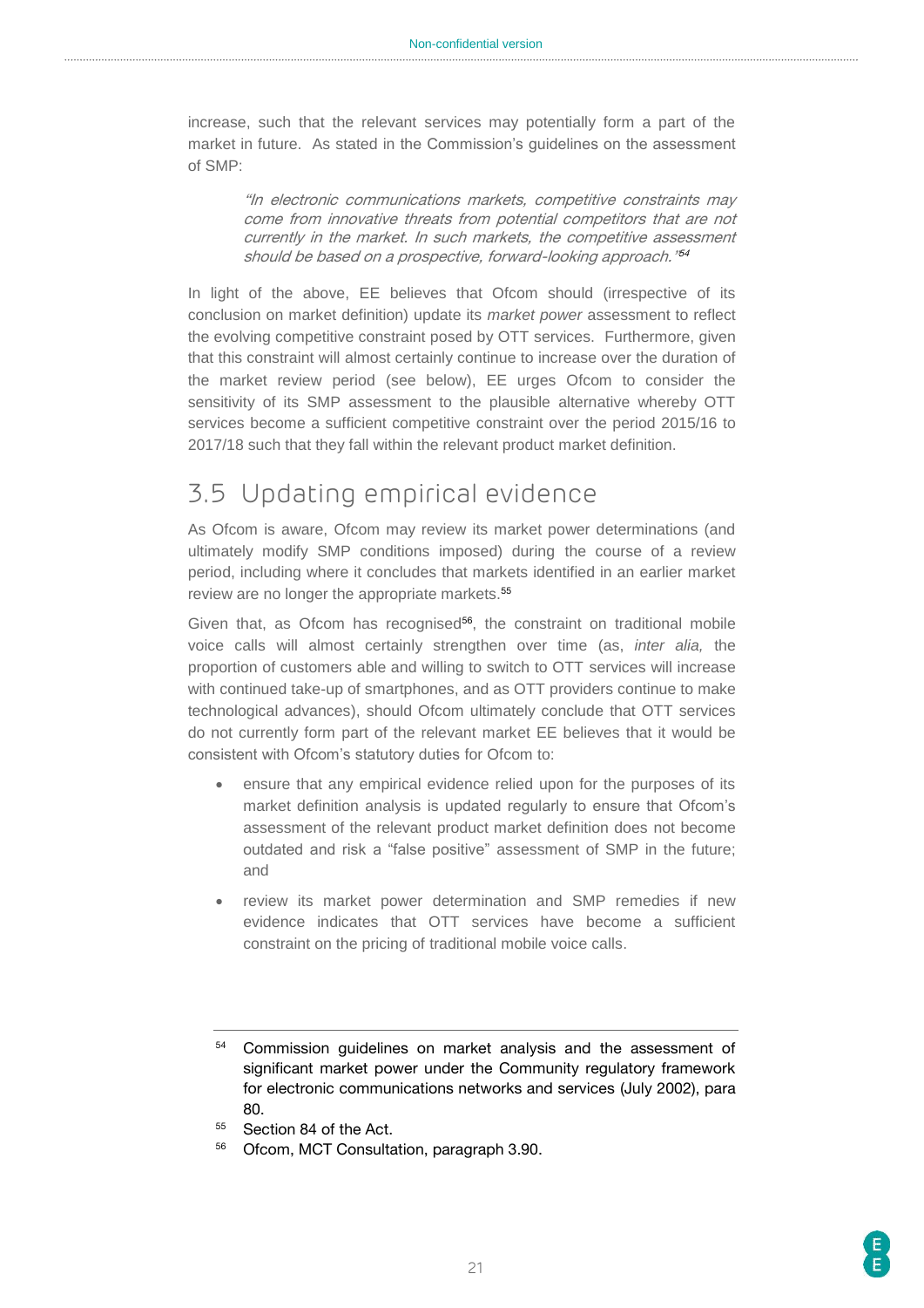increase, such that the relevant services may potentially form a part of the market in future. As stated in the Commission's guidelines on the assessment of SMP:

> *"In electronic communications markets, competitive constraints may come from innovative threats from potential competitors that are not currently in the market. In such markets, the competitive assessment should be based on a prospective, forward-looking approach."*[54]

In light of the above, EE believes that Ofcom should (irrespective of its conclusion on market definition) update its *market power* assessment to reflect the evolving competitive constraint posed by OTT services. Furthermore, given that this constraint will almost certainly continue to increase over the duration of the market review period (see below), EE urges Ofcom to consider the sensitivity of its SMP assessment to the plausible alternative whereby OTT services become a sufficient competitive constraint over the period 2015/16 to 2017/18 such that they fall within the relevant product market definition.

## 3.5 Updating empirical evidence

As Ofcom is aware, Ofcom may review its market power determinations (and ultimately modify SMP conditions imposed) during the course of a review period, including where it concludes that markets identified in an earlier market review are no longer the appropriate markets.[55]

Given that, as Ofcom has recognised[56], the constraint on traditional mobile voice calls will almost certainly strengthen over time (as, *inter alia,* the proportion of customers able and willing to switch to OTT services will increase with continued take-up of smartphones, and as OTT providers continue to make technological advances), should Ofcom ultimately conclude that OTT services do not currently form part of the relevant market EE believes that it would be consistent with Ofcom's statutory duties for Ofcom to:

- ensure that any empirical evidence relied upon for the purposes of its market definition analysis is updated regularly to ensure that Ofcom's assessment of the relevant product market definition does not become outdated and risk a "false positive" assessment of SMP in the future; and
- review its market power determination and SMP remedies if new evidence indicates that OTT services have become a sufficient constraint on the pricing of traditional mobile voice calls.

---

[54] Commission guidelines on market analysis and the assessment of significant market power under the Community regulatory framework for electronic communications networks and services (July 2002), para 80.

[55] Section 84 of the Act.

[56] Ofcom, MCT Consultation, paragraph 3.90.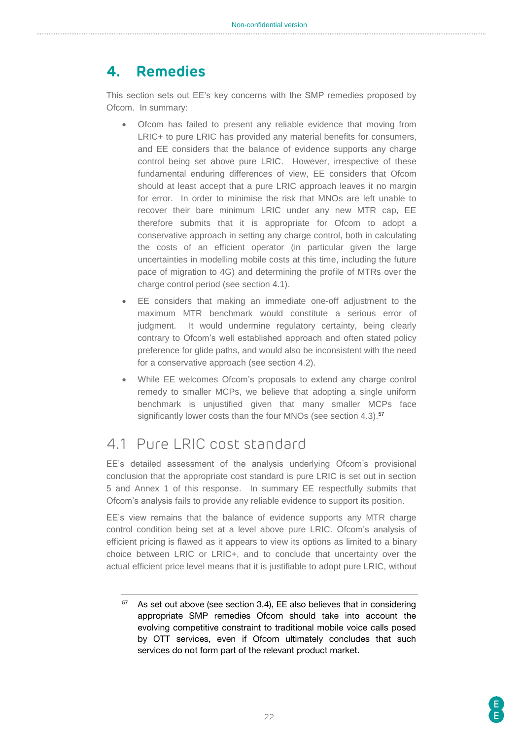# 4. Remedies

This section sets out EE's key concerns with the SMP remedies proposed by Ofcom. In summary:

- Ofcom has failed to present any reliable evidence that moving from LRIC+ to pure LRIC has provided any material benefits for consumers, and EE considers that the balance of evidence supports any charge control being set above pure LRIC. However, irrespective of these fundamental enduring differences of view, EE considers that Ofcom should at least accept that a pure LRIC approach leaves it no margin for error. In order to minimise the risk that MNOs are left unable to recover their bare minimum LRIC under any new MTR cap, EE therefore submits that it is appropriate for Ofcom to adopt a conservative approach in setting any charge control, both in calculating the costs of an efficient operator (in particular given the large uncertainties in modelling mobile costs at this time, including the future pace of migration to 4G) and determining the profile of MTRs over the charge control period (see section 4.1).
- EE considers that making an immediate one-off adjustment to the maximum MTR benchmark would constitute a serious error of judgment. It would undermine regulatory certainty, being clearly contrary to Ofcom's well established approach and often stated policy preference for glide paths, and would also be inconsistent with the need for a conservative approach (see section 4.2).
- While EE welcomes Ofcom's proposals to extend any charge control remedy to smaller MCPs, we believe that adopting a single uniform benchmark is unjustified given that many smaller MCPs face significantly lower costs than the four MNOs (see section 4.3).[57]

## 4.1 Pure LRIC cost standard

EE's detailed assessment of the analysis underlying Ofcom's provisional conclusion that the appropriate cost standard is pure LRIC is set out in section 5 and Annex 1 of this response. In summary EE respectfully submits that Ofcom's analysis fails to provide any reliable evidence to support its position.

EE's view remains that the balance of evidence supports any MTR charge control condition being set at a level above pure LRIC. Ofcom's analysis of efficient pricing is flawed as it appears to view its options as limited to a binary choice between LRIC or LRIC+, and to conclude that uncertainty over the actual efficient price level means that it is justifiable to adopt pure LRIC, without

---

[57] As set out above (see section 3.4), EE also believes that in considering appropriate SMP remedies Ofcom should take into account the evolving competitive constraint to traditional mobile voice calls posed by OTT services, even if Ofcom ultimately concludes that such services do not form part of the relevant product market.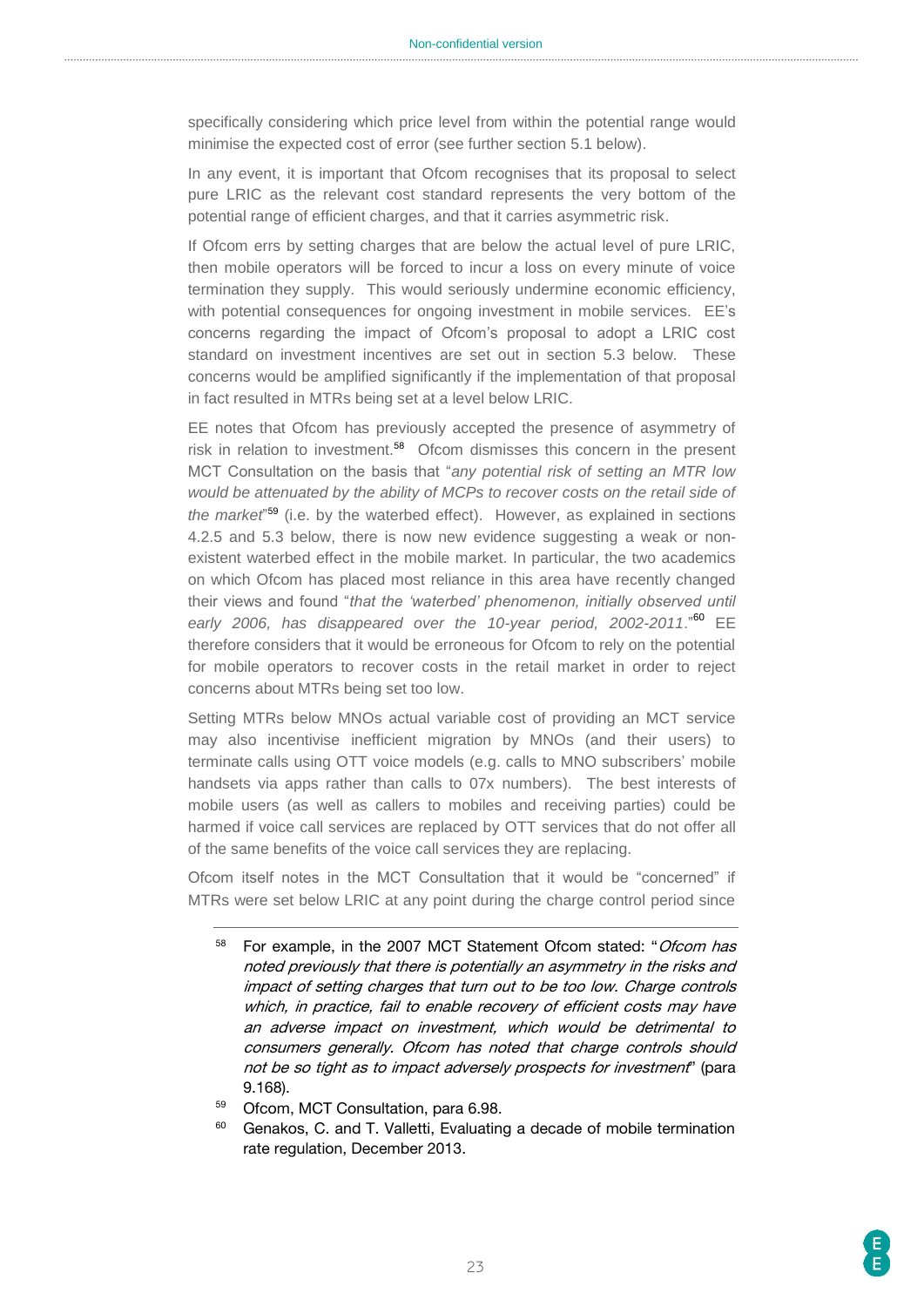specifically considering which price level from within the potential range would minimise the expected cost of error (see further section 5.1 below).

In any event, it is important that Ofcom recognises that its proposal to select pure LRIC as the relevant cost standard represents the very bottom of the potential range of efficient charges, and that it carries asymmetric risk.

If Ofcom errs by setting charges that are below the actual level of pure LRIC, then mobile operators will be forced to incur a loss on every minute of voice termination they supply. This would seriously undermine economic efficiency, with potential consequences for ongoing investment in mobile services. EE's concerns regarding the impact of Ofcom's proposal to adopt a LRIC cost standard on investment incentives are set out in section 5.3 below. These concerns would be amplified significantly if the implementation of that proposal in fact resulted in MTRs being set at a level below LRIC.

EE notes that Ofcom has previously accepted the presence of asymmetry of risk in relation to investment.[58] Ofcom dismisses this concern in the present MCT Consultation on the basis that "*any potential risk of setting an MTR low would be attenuated by the ability of MCPs to recover costs on the retail side of the market*"[59] (i.e. by the waterbed effect). However, as explained in sections 4.2.5 and 5.3 below, there is now new evidence suggesting a weak or non-existent waterbed effect in the mobile market. In particular, the two academics on which Ofcom has placed most reliance in this area have recently changed their views and found "*that the 'waterbed' phenomenon, initially observed until early 2006, has disappeared over the 10-year period, 2002-2011*."[60] EE therefore considers that it would be erroneous for Ofcom to rely on the potential for mobile operators to recover costs in the retail market in order to reject concerns about MTRs being set too low.

Setting MTRs below MNOs actual variable cost of providing an MCT service may also incentivise inefficient migration by MNOs (and their users) to terminate calls using OTT voice models (e.g. calls to MNO subscribers' mobile handsets via apps rather than calls to 07x numbers). The best interests of mobile users (as well as callers to mobiles and receiving parties) could be harmed if voice call services are replaced by OTT services that do not offer all of the same benefits of the voice call services they are replacing.

Ofcom itself notes in the MCT Consultation that it would be "concerned" if MTRs were set below LRIC at any point during the charge control period since

---

[58] For example, in the 2007 MCT Statement Ofcom stated: "*Ofcom has noted previously that there is potentially an asymmetry in the risks and impact of setting charges that turn out to be too low. Charge controls which, in practice, fail to enable recovery of efficient costs may have an adverse impact on investment, which would be detrimental to consumers generally. Ofcom has noted that charge controls should not be so tight as to impact adversely prospects for investment*" (para 9.168).

[59] Ofcom, MCT Consultation, para 6.98.

[60] Genakos, C. and T. Valletti, Evaluating a decade of mobile termination rate regulation, December 2013.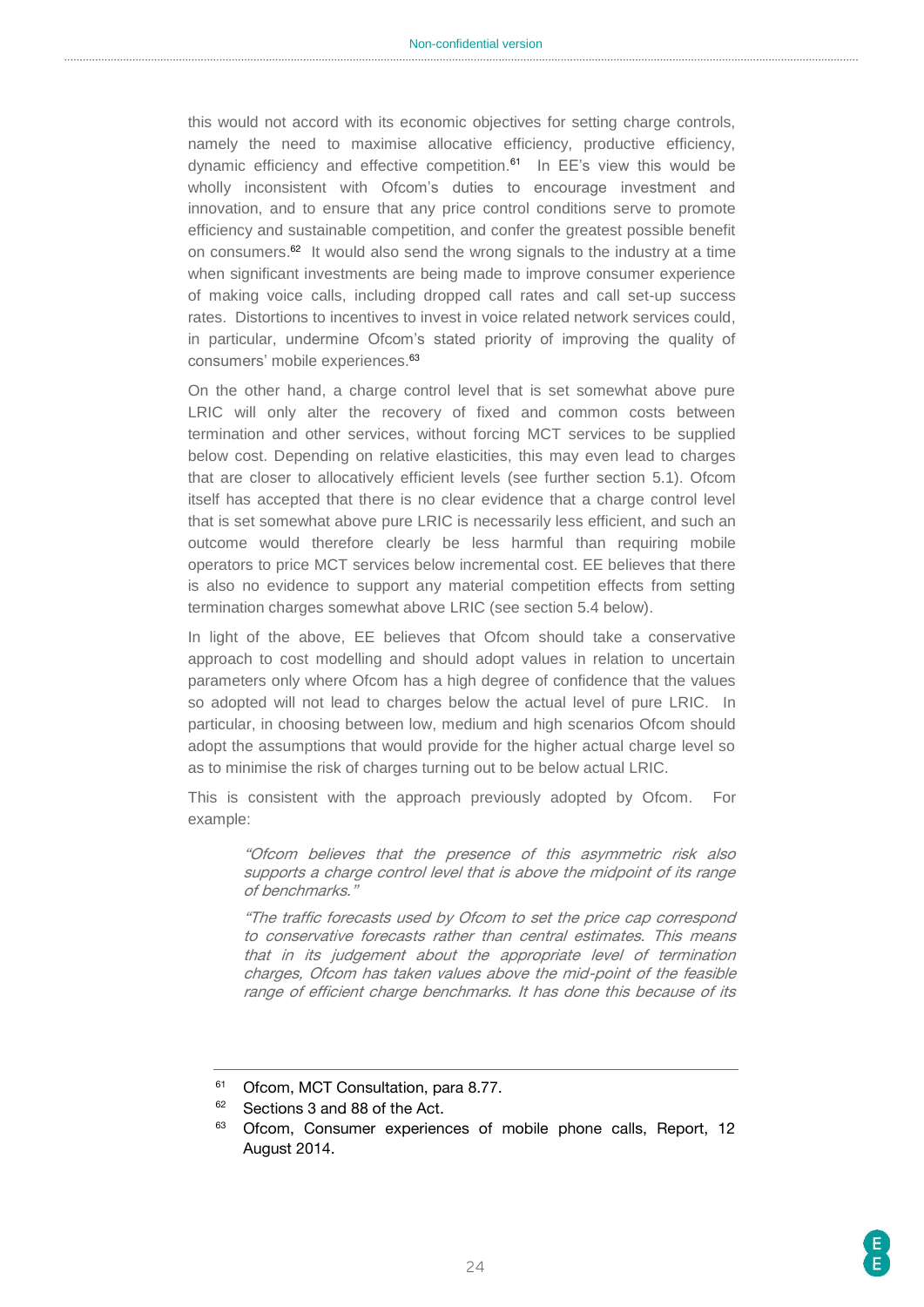this would not accord with its economic objectives for setting charge controls, namely the need to maximise allocative efficiency, productive efficiency, dynamic efficiency and effective competition.[61] In EE's view this would be wholly inconsistent with Ofcom's duties to encourage investment and innovation, and to ensure that any price control conditions serve to promote efficiency and sustainable competition, and confer the greatest possible benefit on consumers.[62] It would also send the wrong signals to the industry at a time when significant investments are being made to improve consumer experience of making voice calls, including dropped call rates and call set-up success rates. Distortions to incentives to invest in voice related network services could, in particular, undermine Ofcom's stated priority of improving the quality of consumers' mobile experiences.[63]

On the other hand, a charge control level that is set somewhat above pure LRIC will only alter the recovery of fixed and common costs between termination and other services, without forcing MCT services to be supplied below cost. Depending on relative elasticities, this may even lead to charges that are closer to allocatively efficient levels (see further section 5.1). Ofcom itself has accepted that there is no clear evidence that a charge control level that is set somewhat above pure LRIC is necessarily less efficient, and such an outcome would therefore clearly be less harmful than requiring mobile operators to price MCT services below incremental cost. EE believes that there is also no evidence to support any material competition effects from setting termination charges somewhat above LRIC (see section 5.4 below).

In light of the above, EE believes that Ofcom should take a conservative approach to cost modelling and should adopt values in relation to uncertain parameters only where Ofcom has a high degree of confidence that the values so adopted will not lead to charges below the actual level of pure LRIC. In particular, in choosing between low, medium and high scenarios Ofcom should adopt the assumptions that would provide for the higher actual charge level so as to minimise the risk of charges turning out to be below actual LRIC.

This is consistent with the approach previously adopted by Ofcom. For example:

> *"Ofcom believes that the presence of this asymmetric risk also supports a charge control level that is above the midpoint of its range of benchmarks."*
>
> *"The traffic forecasts used by Ofcom to set the price cap correspond to conservative forecasts rather than central estimates. This means that in its judgement about the appropriate level of termination charges, Ofcom has taken values above the mid-point of the feasible range of efficient charge benchmarks. It has done this because of its*

---

[61] Ofcom, MCT Consultation, para 8.77.

[62] Sections 3 and 88 of the Act.

[63] Ofcom, Consumer experiences of mobile phone calls, Report, 12 August 2014.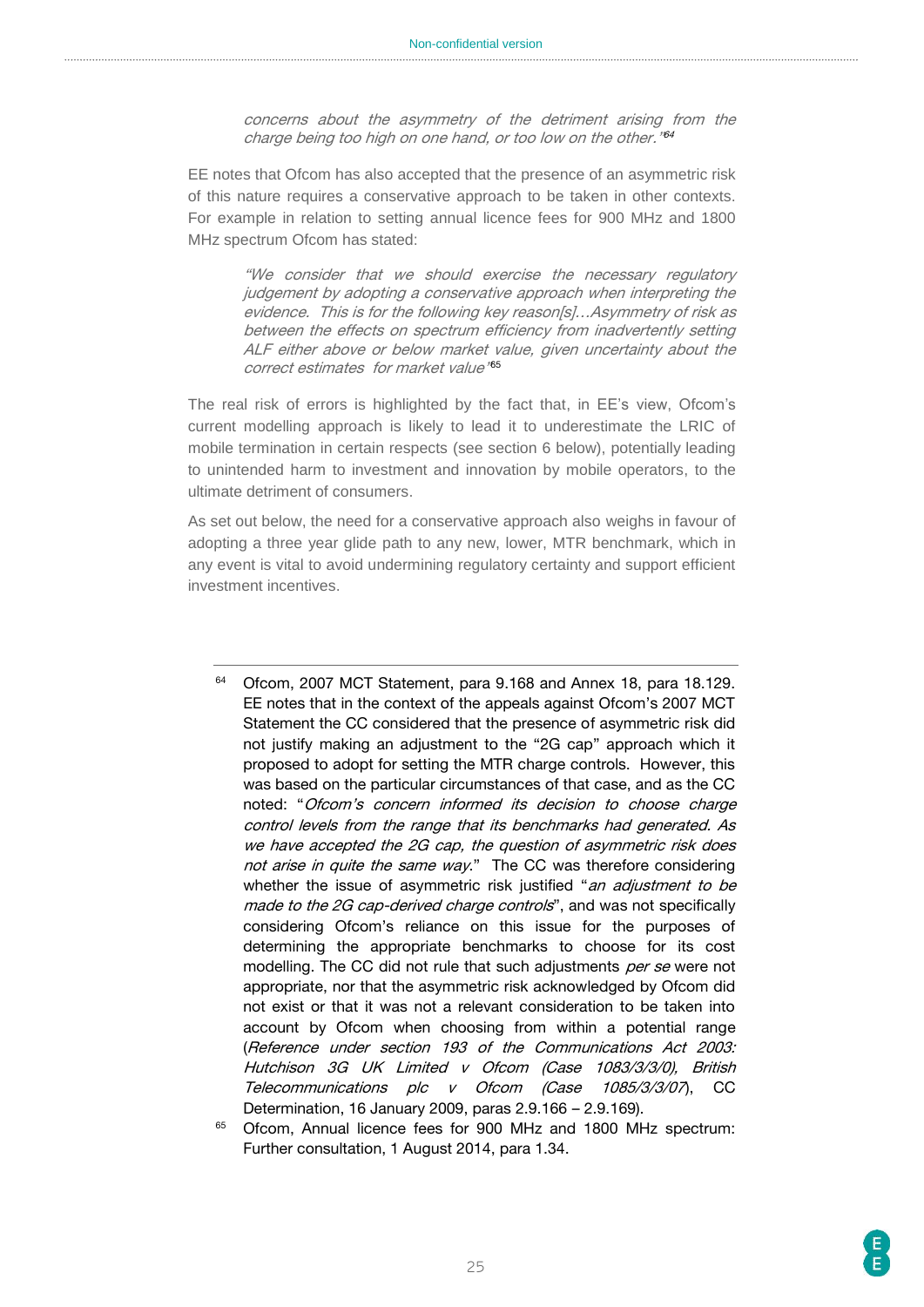> *concerns about the asymmetry of the detriment arising from the charge being too high on one hand, or too low on the other."*[64]

EE notes that Ofcom has also accepted that the presence of an asymmetric risk of this nature requires a conservative approach to be taken in other contexts. For example in relation to setting annual licence fees for 900 MHz and 1800 MHz spectrum Ofcom has stated:

> *"We consider that we should exercise the necessary regulatory judgement by adopting a conservative approach when interpreting the evidence. This is for the following key reason[s]…Asymmetry of risk as between the effects on spectrum efficiency from inadvertently setting ALF either above or below market value, given uncertainty about the correct estimates for market value"*[65]

The real risk of errors is highlighted by the fact that, in EE's view, Ofcom's current modelling approach is likely to lead it to underestimate the LRIC of mobile termination in certain respects (see section 6 below), potentially leading to unintended harm to investment and innovation by mobile operators, to the ultimate detriment of consumers.

As set out below, the need for a conservative approach also weighs in favour of adopting a three year glide path to any new, lower, MTR benchmark, which in any event is vital to avoid undermining regulatory certainty and support efficient investment incentives.

---

[64] Ofcom, 2007 MCT Statement, para 9.168 and Annex 18, para 18.129. EE notes that in the context of the appeals against Ofcom's 2007 MCT Statement the CC considered that the presence of asymmetric risk did not justify making an adjustment to the "2G cap" approach which it proposed to adopt for setting the MTR charge controls. However, this was based on the particular circumstances of that case, and as the CC noted: "*Ofcom's concern informed its decision to choose charge control levels from the range that its benchmarks had generated. As we have accepted the 2G cap, the question of asymmetric risk does not arise in quite the same way*." The CC was therefore considering whether the issue of asymmetric risk justified "*an adjustment to be made to the 2G cap-derived charge controls*", and was not specifically considering Ofcom's reliance on this issue for the purposes of determining the appropriate benchmarks to choose for its cost modelling. The CC did not rule that such adjustments *per se* were not appropriate, nor that the asymmetric risk acknowledged by Ofcom did not exist or that it was not a relevant consideration to be taken into account by Ofcom when choosing from within a potential range (*Reference under section 193 of the Communications Act 2003: Hutchison 3G UK Limited v Ofcom (Case 1083/3/3/0), British Telecommunications plc v Ofcom (Case 1085/3/3/07*), CC Determination, 16 January 2009, paras 2.9.166 – 2.9.169).

[65] Ofcom, Annual licence fees for 900 MHz and 1800 MHz spectrum: Further consultation, 1 August 2014, para 1.34.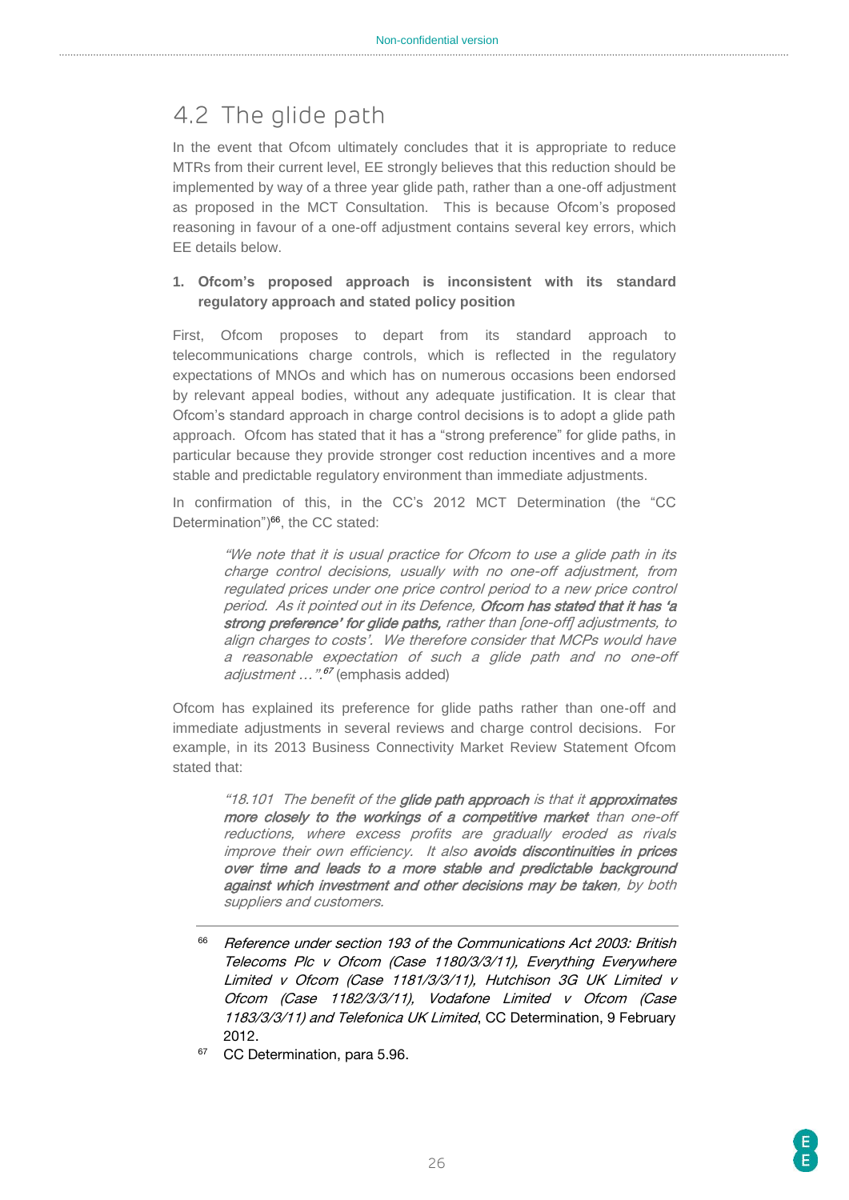## 4.2 The glide path

In the event that Ofcom ultimately concludes that it is appropriate to reduce MTRs from their current level, EE strongly believes that this reduction should be implemented by way of a three year glide path, rather than a one-off adjustment as proposed in the MCT Consultation. This is because Ofcom's proposed reasoning in favour of a one-off adjustment contains several key errors, which EE details below.

**1. Ofcom's proposed approach is inconsistent with its standard regulatory approach and stated policy position**

First, Ofcom proposes to depart from its standard approach to telecommunications charge controls, which is reflected in the regulatory expectations of MNOs and which has on numerous occasions been endorsed by relevant appeal bodies, without any adequate justification. It is clear that Ofcom's standard approach in charge control decisions is to adopt a glide path approach. Ofcom has stated that it has a "strong preference" for glide paths, in particular because they provide stronger cost reduction incentives and a more stable and predictable regulatory environment than immediate adjustments.

In confirmation of this, in the CC's 2012 MCT Determination (the "CC Determination")[66], the CC stated:

> *"We note that it is usual practice for Ofcom to use a glide path in its charge control decisions, usually with no one-off adjustment, from regulated prices under one price control period to a new price control period. As it pointed out in its Defence,* ***Ofcom has stated that it has 'a strong preference' for glide paths,*** *rather than [one-off] adjustments, to align charges to costs'. We therefore consider that MCPs would have a reasonable expectation of such a glide path and no one-off adjustment …".*[67] (emphasis added)

Ofcom has explained its preference for glide paths rather than one-off and immediate adjustments in several reviews and charge control decisions. For example, in its 2013 Business Connectivity Market Review Statement Ofcom stated that:

> *"18.101 The benefit of the* ***glide path approach*** *is that it* ***approximates more closely to the workings of a competitive market*** *than one-off reductions, where excess profits are gradually eroded as rivals improve their own efficiency. It also* ***avoids discontinuities in prices over time and leads to a more stable and predictable background against which investment and other decisions may be taken****, by both suppliers and customers.*

---

[66] *Reference under section 193 of the Communications Act 2003: British Telecoms Plc v Ofcom (Case 1180/3/3/11), Everything Everywhere Limited v Ofcom (Case 1181/3/3/11), Hutchison 3G UK Limited v Ofcom (Case 1182/3/3/11), Vodafone Limited v Ofcom (Case 1183/3/3/11) and Telefonica UK Limited*, CC Determination, 9 February 2012.

[67] CC Determination, para 5.96.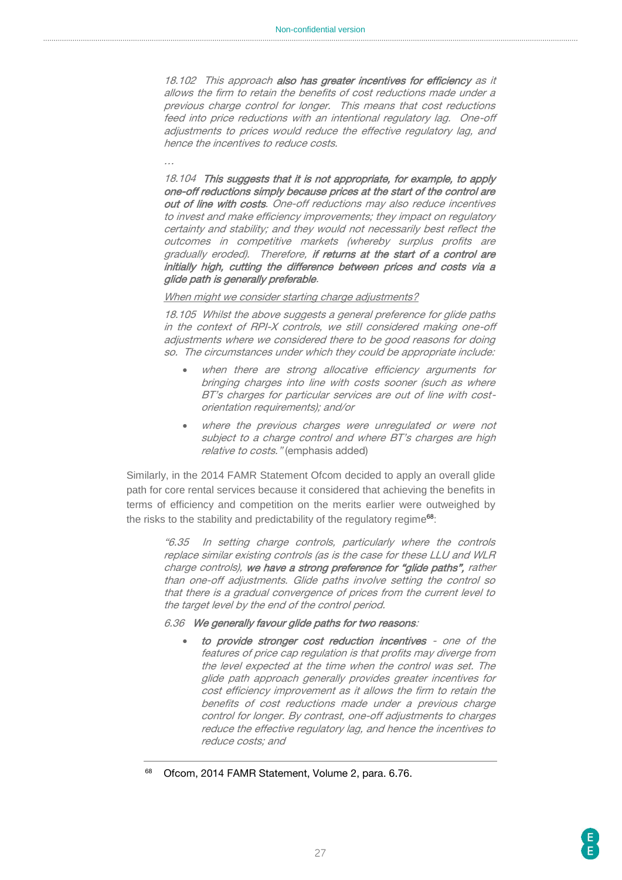> *18.102 This approach **also has greater incentives for efficiency** as it allows the firm to retain the benefits of cost reductions made under a previous charge control for longer. This means that cost reductions feed into price reductions with an intentional regulatory lag. One-off adjustments to prices would reduce the effective regulatory lag, and hence the incentives to reduce costs.*
>
> *…*
>
> *18.104 **This suggests that it is not appropriate, for example, to apply one-off reductions simply because prices at the start of the control are out of line with costs**. One-off reductions may also reduce incentives to invest and make efficiency improvements; they impact on regulatory certainty and stability; and they would not necessarily best reflect the outcomes in competitive markets (whereby surplus profits are gradually eroded). Therefore, **if returns at the start of a control are initially high, cutting the difference between prices and costs via a glide path is generally preferable**.*
>
> *When might we consider starting charge adjustments?*
>
> *18.105 Whilst the above suggests a general preference for glide paths in the context of RPI-X controls, we still considered making one-off adjustments where we considered there to be good reasons for doing so. The circumstances under which they could be appropriate include:*
>
> - *when there are strong allocative efficiency arguments for bringing charges into line with costs sooner (such as where BT's charges for particular services are out of line with cost-orientation requirements); and/or*
> - *where the previous charges were unregulated or were not subject to a charge control and where BT's charges are high relative to costs."* (emphasis added)

Similarly, in the 2014 FAMR Statement Ofcom decided to apply an overall glide path for core rental services because it considered that achieving the benefits in terms of efficiency and competition on the merits earlier were outweighed by the risks to the stability and predictability of the regulatory regime[68]:

> *"6.35 In setting charge controls, particularly where the controls replace similar existing controls (as is the case for these LLU and WLR charge controls), **we have a strong preference for "glide paths",** rather than one-off adjustments. Glide paths involve setting the control so that there is a gradual convergence of prices from the current level to the target level by the end of the control period.*
>
> *6.36 **We generally favour glide paths for two reasons**:*
>
> - ***to provide stronger cost reduction incentives** - one of the features of price cap regulation is that profits may diverge from the level expected at the time when the control was set. The glide path approach generally provides greater incentives for cost efficiency improvement as it allows the firm to retain the benefits of cost reductions made under a previous charge control for longer. By contrast, one-off adjustments to charges reduce the effective regulatory lag, and hence the incentives to reduce costs; and*

---

[68] Ofcom, 2014 FAMR Statement, Volume 2, para. 6.76.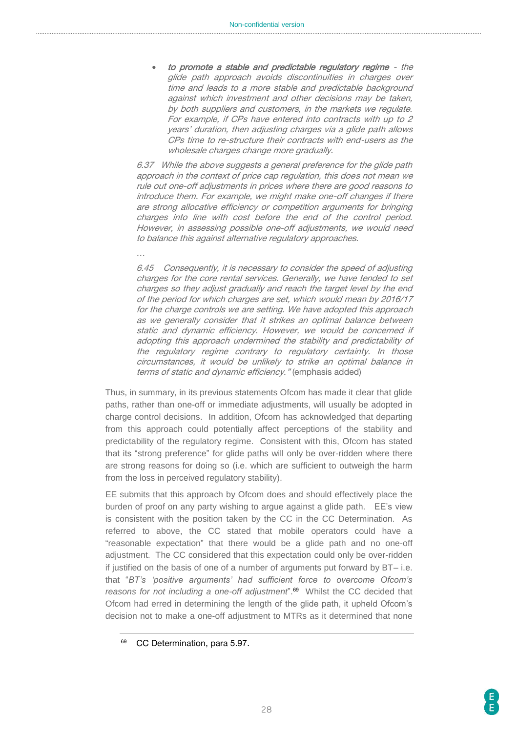- ***to promote a stable and predictable regulatory regime*** *- the glide path approach avoids discontinuities in charges over time and leads to a more stable and predictable background against which investment and other decisions may be taken, by both suppliers and customers, in the markets we regulate. For example, if CPs have entered into contracts with up to 2 years' duration, then adjusting charges via a glide path allows CPs time to re-structure their contracts with end-users as the wholesale charges change more gradually.*

> *6.37 While the above suggests a general preference for the glide path approach in the context of price cap regulation, this does not mean we rule out one-off adjustments in prices where there are good reasons to introduce them. For example, we might make one-off changes if there are strong allocative efficiency or competition arguments for bringing charges into line with cost before the end of the control period. However, in assessing possible one-off adjustments, we would need to balance this against alternative regulatory approaches.*
>
> *…*
>
> *6.45 Consequently, it is necessary to consider the speed of adjusting charges for the core rental services. Generally, we have tended to set charges so they adjust gradually and reach the target level by the end of the period for which charges are set, which would mean by 2016/17 for the charge controls we are setting. We have adopted this approach as we generally consider that it strikes an optimal balance between static and dynamic efficiency. However, we would be concerned if adopting this approach undermined the stability and predictability of the regulatory regime contrary to regulatory certainty. In those circumstances, it would be unlikely to strike an optimal balance in terms of static and dynamic efficiency."* (emphasis added)

Thus, in summary, in its previous statements Ofcom has made it clear that glide paths, rather than one-off or immediate adjustments, will usually be adopted in charge control decisions. In addition, Ofcom has acknowledged that departing from this approach could potentially affect perceptions of the stability and predictability of the regulatory regime. Consistent with this, Ofcom has stated that its "strong preference" for glide paths will only be over-ridden where there are strong reasons for doing so (i.e. which are sufficient to outweigh the harm from the loss in perceived regulatory stability).

EE submits that this approach by Ofcom does and should effectively place the burden of proof on any party wishing to argue against a glide path. EE's view is consistent with the position taken by the CC in the CC Determination. As referred to above, the CC stated that mobile operators could have a "reasonable expectation" that there would be a glide path and no one-off adjustment. The CC considered that this expectation could only be over-ridden if justified on the basis of one of a number of arguments put forward by BT– i.e. that "*BT's 'positive arguments' had sufficient force to overcome Ofcom's reasons for not including a one-off adjustment*".[69] Whilst the CC decided that Ofcom had erred in determining the length of the glide path, it upheld Ofcom's decision not to make a one-off adjustment to MTRs as it determined that none

[69] CC Determination, para 5.97.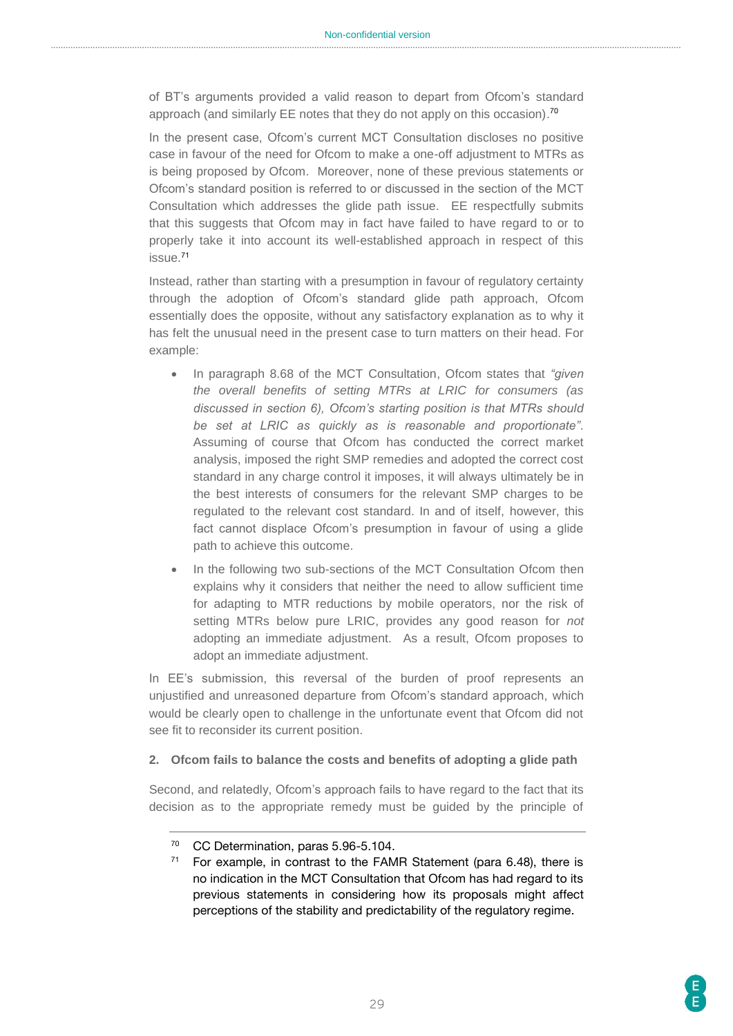of BT's arguments provided a valid reason to depart from Ofcom's standard approach (and similarly EE notes that they do not apply on this occasion).[70]

In the present case, Ofcom's current MCT Consultation discloses no positive case in favour of the need for Ofcom to make a one-off adjustment to MTRs as is being proposed by Ofcom. Moreover, none of these previous statements or Ofcom's standard position is referred to or discussed in the section of the MCT Consultation which addresses the glide path issue. EE respectfully submits that this suggests that Ofcom may in fact have failed to have regard to or to properly take it into account its well-established approach in respect of this issue.[71]

Instead, rather than starting with a presumption in favour of regulatory certainty through the adoption of Ofcom's standard glide path approach, Ofcom essentially does the opposite, without any satisfactory explanation as to why it has felt the unusual need in the present case to turn matters on their head. For example:

- In paragraph 8.68 of the MCT Consultation, Ofcom states that *"given the overall benefits of setting MTRs at LRIC for consumers (as discussed in section 6), Ofcom's starting position is that MTRs should be set at LRIC as quickly as is reasonable and proportionate"*. Assuming of course that Ofcom has conducted the correct market analysis, imposed the right SMP remedies and adopted the correct cost standard in any charge control it imposes, it will always ultimately be in the best interests of consumers for the relevant SMP charges to be regulated to the relevant cost standard. In and of itself, however, this fact cannot displace Ofcom's presumption in favour of using a glide path to achieve this outcome.
- In the following two sub-sections of the MCT Consultation Ofcom then explains why it considers that neither the need to allow sufficient time for adapting to MTR reductions by mobile operators, nor the risk of setting MTRs below pure LRIC, provides any good reason for *not* adopting an immediate adjustment. As a result, Ofcom proposes to adopt an immediate adjustment.

In EE's submission, this reversal of the burden of proof represents an unjustified and unreasoned departure from Ofcom's standard approach, which would be clearly open to challenge in the unfortunate event that Ofcom did not see fit to reconsider its current position.

**2. Ofcom fails to balance the costs and benefits of adopting a glide path**

Second, and relatedly, Ofcom's approach fails to have regard to the fact that its decision as to the appropriate remedy must be guided by the principle of

---

[70] CC Determination, paras 5.96-5.104.

[71] For example, in contrast to the FAMR Statement (para 6.48), there is no indication in the MCT Consultation that Ofcom has had regard to its previous statements in considering how its proposals might affect perceptions of the stability and predictability of the regulatory regime.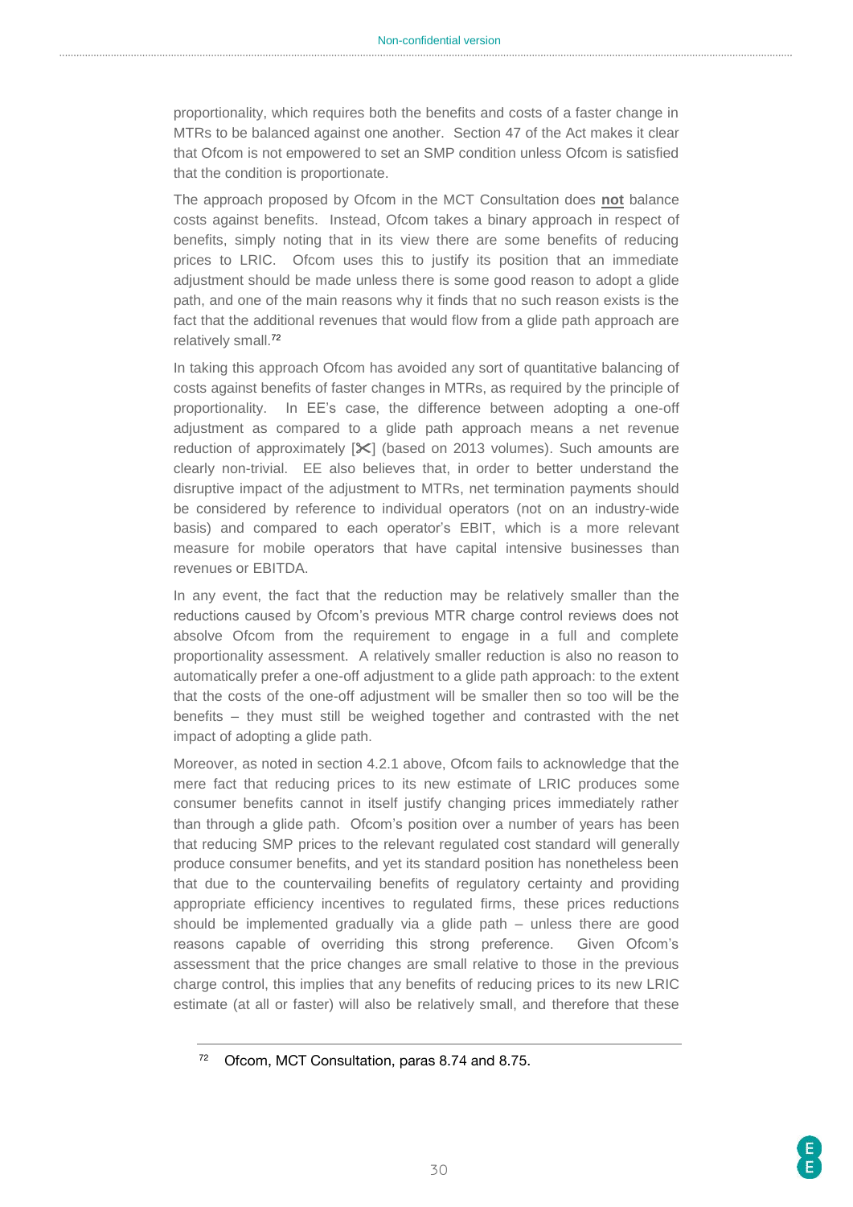proportionality, which requires both the benefits and costs of a faster change in MTRs to be balanced against one another. Section 47 of the Act makes it clear that Ofcom is not empowered to set an SMP condition unless Ofcom is satisfied that the condition is proportionate.

The approach proposed by Ofcom in the MCT Consultation does **not** balance costs against benefits. Instead, Ofcom takes a binary approach in respect of benefits, simply noting that in its view there are some benefits of reducing prices to LRIC. Ofcom uses this to justify its position that an immediate adjustment should be made unless there is some good reason to adopt a glide path, and one of the main reasons why it finds that no such reason exists is the fact that the additional revenues that would flow from a glide path approach are relatively small.[72]

In taking this approach Ofcom has avoided any sort of quantitative balancing of costs against benefits of faster changes in MTRs, as required by the principle of proportionality. In EE's case, the difference between adopting a one-off adjustment as compared to a glide path approach means a net revenue reduction of approximately [✂] (based on 2013 volumes). Such amounts are clearly non-trivial. EE also believes that, in order to better understand the disruptive impact of the adjustment to MTRs, net termination payments should be considered by reference to individual operators (not on an industry-wide basis) and compared to each operator's EBIT, which is a more relevant measure for mobile operators that have capital intensive businesses than revenues or EBITDA.

In any event, the fact that the reduction may be relatively smaller than the reductions caused by Ofcom's previous MTR charge control reviews does not absolve Ofcom from the requirement to engage in a full and complete proportionality assessment. A relatively smaller reduction is also no reason to automatically prefer a one-off adjustment to a glide path approach: to the extent that the costs of the one-off adjustment will be smaller then so too will be the benefits – they must still be weighed together and contrasted with the net impact of adopting a glide path.

Moreover, as noted in section 4.2.1 above, Ofcom fails to acknowledge that the mere fact that reducing prices to its new estimate of LRIC produces some consumer benefits cannot in itself justify changing prices immediately rather than through a glide path. Ofcom's position over a number of years has been that reducing SMP prices to the relevant regulated cost standard will generally produce consumer benefits, and yet its standard position has nonetheless been that due to the countervailing benefits of regulatory certainty and providing appropriate efficiency incentives to regulated firms, these prices reductions should be implemented gradually via a glide path – unless there are good reasons capable of overriding this strong preference. Given Ofcom's assessment that the price changes are small relative to those in the previous charge control, this implies that any benefits of reducing prices to its new LRIC estimate (at all or faster) will also be relatively small, and therefore that these

[72] Ofcom, MCT Consultation, paras 8.74 and 8.75.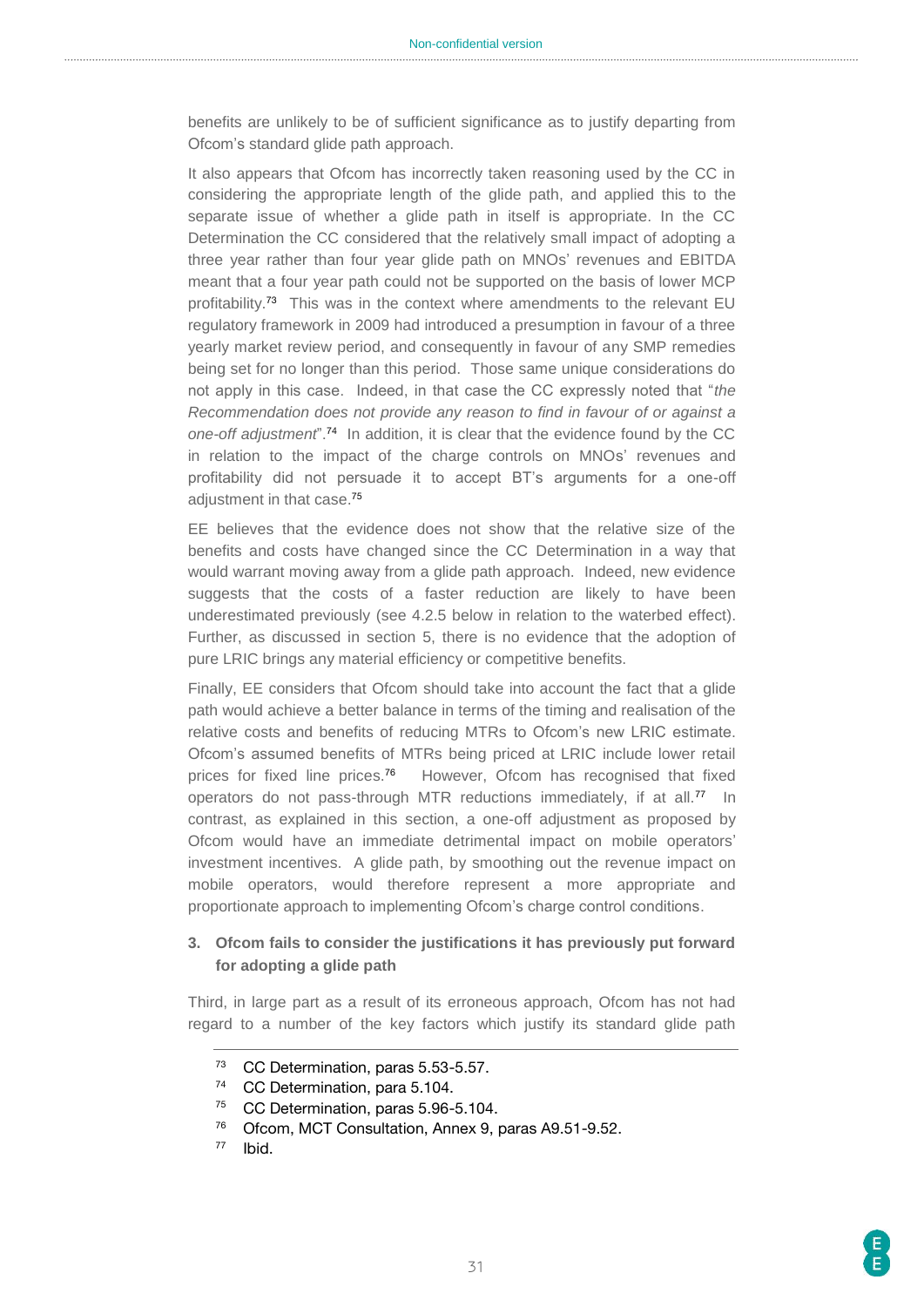benefits are unlikely to be of sufficient significance as to justify departing from Ofcom's standard glide path approach.

It also appears that Ofcom has incorrectly taken reasoning used by the CC in considering the appropriate length of the glide path, and applied this to the separate issue of whether a glide path in itself is appropriate. In the CC Determination the CC considered that the relatively small impact of adopting a three year rather than four year glide path on MNOs' revenues and EBITDA meant that a four year path could not be supported on the basis of lower MCP profitability.[73] This was in the context where amendments to the relevant EU regulatory framework in 2009 had introduced a presumption in favour of a three yearly market review period, and consequently in favour of any SMP remedies being set for no longer than this period. Those same unique considerations do not apply in this case. Indeed, in that case the CC expressly noted that "*the Recommendation does not provide any reason to find in favour of or against a one-off adjustment*".[74] In addition, it is clear that the evidence found by the CC in relation to the impact of the charge controls on MNOs' revenues and profitability did not persuade it to accept BT's arguments for a one-off adjustment in that case.[75]

EE believes that the evidence does not show that the relative size of the benefits and costs have changed since the CC Determination in a way that would warrant moving away from a glide path approach. Indeed, new evidence suggests that the costs of a faster reduction are likely to have been underestimated previously (see 4.2.5 below in relation to the waterbed effect). Further, as discussed in section 5, there is no evidence that the adoption of pure LRIC brings any material efficiency or competitive benefits.

Finally, EE considers that Ofcom should take into account the fact that a glide path would achieve a better balance in terms of the timing and realisation of the relative costs and benefits of reducing MTRs to Ofcom's new LRIC estimate. Ofcom's assumed benefits of MTRs being priced at LRIC include lower retail prices for fixed line prices.[76] However, Ofcom has recognised that fixed operators do not pass-through MTR reductions immediately, if at all.[77] In contrast, as explained in this section, a one-off adjustment as proposed by Ofcom would have an immediate detrimental impact on mobile operators' investment incentives. A glide path, by smoothing out the revenue impact on mobile operators, would therefore represent a more appropriate and proportionate approach to implementing Ofcom's charge control conditions.

**3. Ofcom fails to consider the justifications it has previously put forward for adopting a glide path**

Third, in large part as a result of its erroneous approach, Ofcom has not had regard to a number of the key factors which justify its standard glide path

[73] CC Determination, paras 5.53-5.57.

[74] CC Determination, para 5.104.

[75] CC Determination, paras 5.96-5.104.

[76] Ofcom, MCT Consultation, Annex 9, paras A9.51-9.52.

[77] Ibid.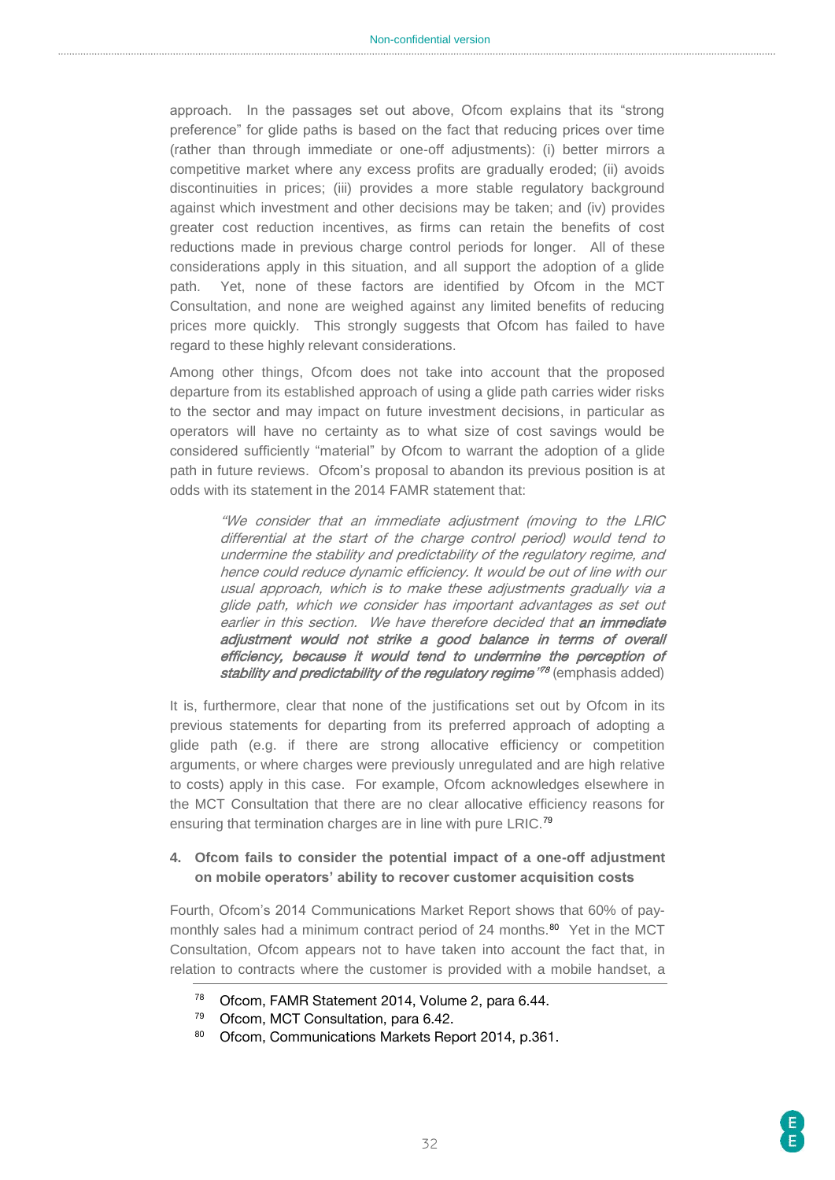approach. In the passages set out above, Ofcom explains that its "strong preference" for glide paths is based on the fact that reducing prices over time (rather than through immediate or one-off adjustments): (i) better mirrors a competitive market where any excess profits are gradually eroded; (ii) avoids discontinuities in prices; (iii) provides a more stable regulatory background against which investment and other decisions may be taken; and (iv) provides greater cost reduction incentives, as firms can retain the benefits of cost reductions made in previous charge control periods for longer. All of these considerations apply in this situation, and all support the adoption of a glide path. Yet, none of these factors are identified by Ofcom in the MCT Consultation, and none are weighed against any limited benefits of reducing prices more quickly. This strongly suggests that Ofcom has failed to have regard to these highly relevant considerations.

Among other things, Ofcom does not take into account that the proposed departure from its established approach of using a glide path carries wider risks to the sector and may impact on future investment decisions, in particular as operators will have no certainty as to what size of cost savings would be considered sufficiently "material" by Ofcom to warrant the adoption of a glide path in future reviews. Ofcom's proposal to abandon its previous position is at odds with its statement in the 2014 FAMR statement that:

> *"We consider that an immediate adjustment (moving to the LRIC differential at the start of the charge control period) would tend to undermine the stability and predictability of the regulatory regime, and hence could reduce dynamic efficiency. It would be out of line with our usual approach, which is to make these adjustments gradually via a glide path, which we consider has important advantages as set out earlier in this section. We have therefore decided that* ***an immediate adjustment would not strike a good balance in terms of overall efficiency, because it would tend to undermine the perception of stability and predictability of the regulatory regime****"*[78] (emphasis added)

It is, furthermore, clear that none of the justifications set out by Ofcom in its previous statements for departing from its preferred approach of adopting a glide path (e.g. if there are strong allocative efficiency or competition arguments, or where charges were previously unregulated and are high relative to costs) apply in this case. For example, Ofcom acknowledges elsewhere in the MCT Consultation that there are no clear allocative efficiency reasons for ensuring that termination charges are in line with pure LRIC.[79]

#### 4. Ofcom fails to consider the potential impact of a one-off adjustment on mobile operators' ability to recover customer acquisition costs

Fourth, Ofcom's 2014 Communications Market Report shows that 60% of pay-monthly sales had a minimum contract period of 24 months.[80] Yet in the MCT Consultation, Ofcom appears not to have taken into account the fact that, in relation to contracts where the customer is provided with a mobile handset, a

---

[78] Ofcom, FAMR Statement 2014, Volume 2, para 6.44.

[79] Ofcom, MCT Consultation, para 6.42.

[80] Ofcom, Communications Markets Report 2014, p.361.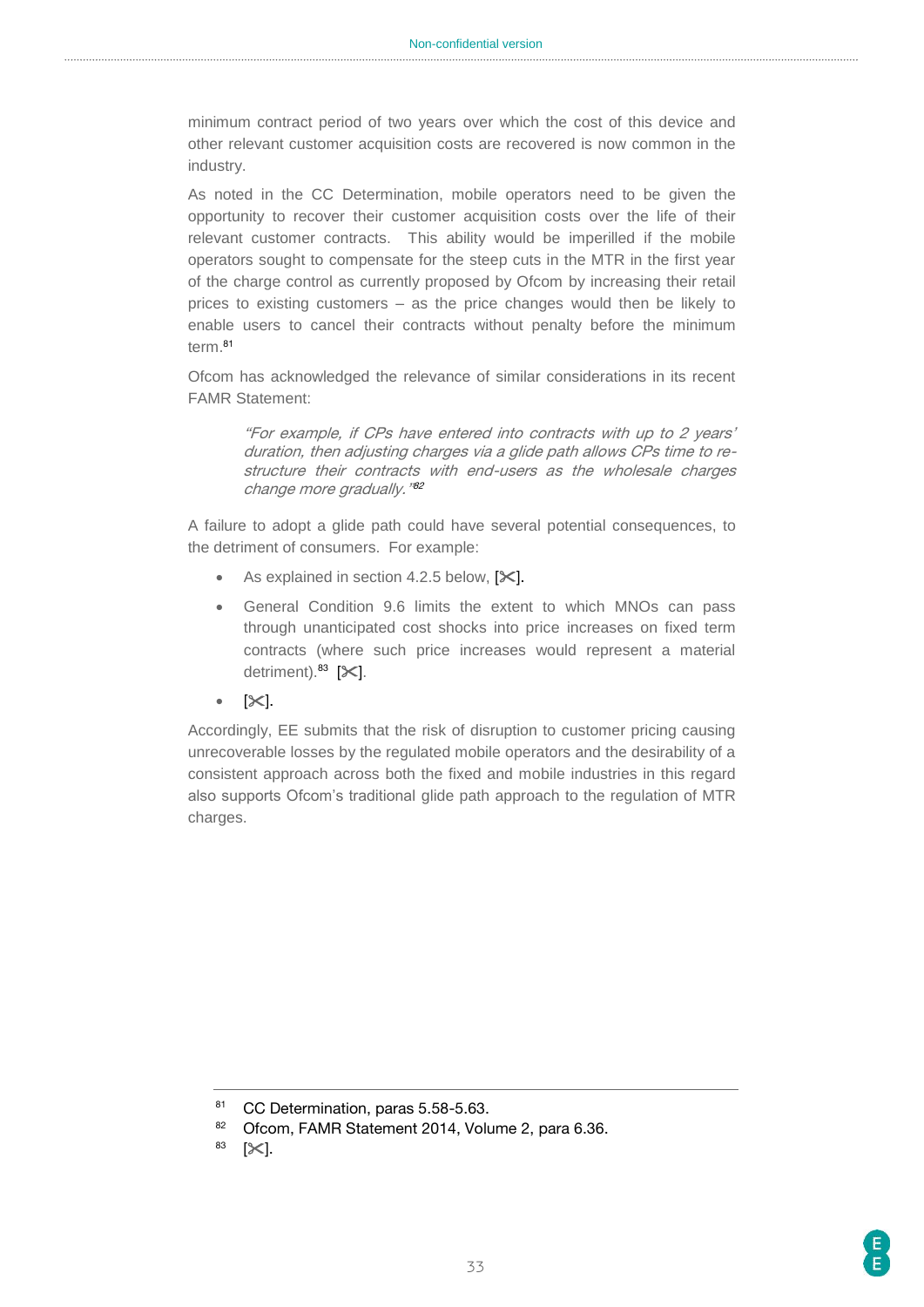minimum contract period of two years over which the cost of this device and other relevant customer acquisition costs are recovered is now common in the industry.

As noted in the CC Determination, mobile operators need to be given the opportunity to recover their customer acquisition costs over the life of their relevant customer contracts. This ability would be imperilled if the mobile operators sought to compensate for the steep cuts in the MTR in the first year of the charge control as currently proposed by Ofcom by increasing their retail prices to existing customers – as the price changes would then be likely to enable users to cancel their contracts without penalty before the minimum term.[81]

Ofcom has acknowledged the relevance of similar considerations in its recent FAMR Statement:

> *"For example, if CPs have entered into contracts with up to 2 years' duration, then adjusting charges via a glide path allows CPs time to re-structure their contracts with end-users as the wholesale charges change more gradually."*[82]

A failure to adopt a glide path could have several potential consequences, to the detriment of consumers. For example:

- As explained in section 4.2.5 below, [✂].
- General Condition 9.6 limits the extent to which MNOs can pass through unanticipated cost shocks into price increases on fixed term contracts (where such price increases would represent a material detriment).[83] [✂].
- [✂].

Accordingly, EE submits that the risk of disruption to customer pricing causing unrecoverable losses by the regulated mobile operators and the desirability of a consistent approach across both the fixed and mobile industries in this regard also supports Ofcom's traditional glide path approach to the regulation of MTR charges.

---

[81] CC Determination, paras 5.58-5.63.

[82] Ofcom, FAMR Statement 2014, Volume 2, para 6.36.

[83] [✂].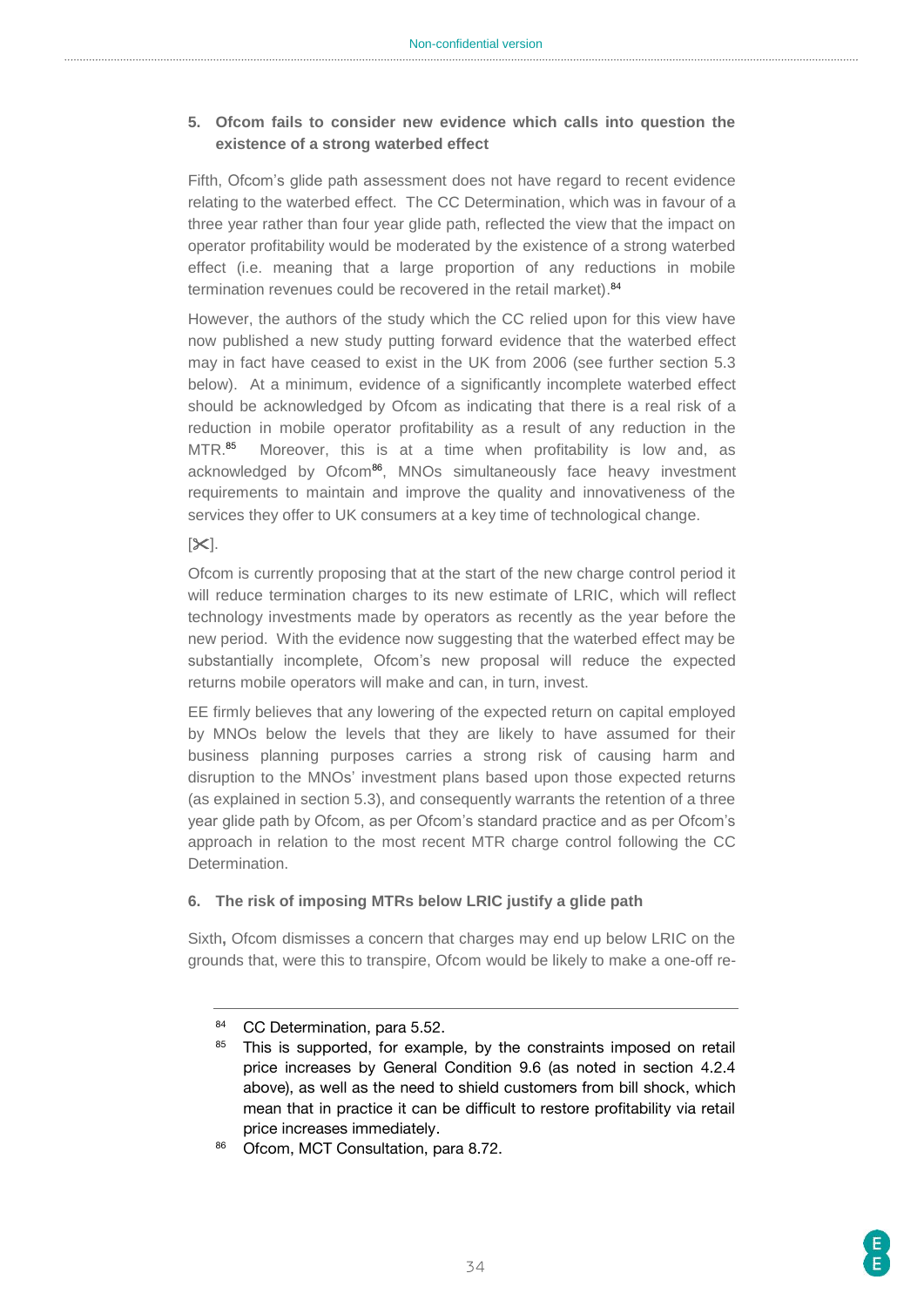### 5. Ofcom fails to consider new evidence which calls into question the existence of a strong waterbed effect

Fifth, Ofcom's glide path assessment does not have regard to recent evidence relating to the waterbed effect. The CC Determination, which was in favour of a three year rather than four year glide path, reflected the view that the impact on operator profitability would be moderated by the existence of a strong waterbed effect (i.e. meaning that a large proportion of any reductions in mobile termination revenues could be recovered in the retail market).[84]

However, the authors of the study which the CC relied upon for this view have now published a new study putting forward evidence that the waterbed effect may in fact have ceased to exist in the UK from 2006 (see further section 5.3 below). At a minimum, evidence of a significantly incomplete waterbed effect should be acknowledged by Ofcom as indicating that there is a real risk of a reduction in mobile operator profitability as a result of any reduction in the MTR.[85] Moreover, this is at a time when profitability is low and, as acknowledged by Ofcom[86], MNOs simultaneously face heavy investment requirements to maintain and improve the quality and innovativeness of the services they offer to UK consumers at a key time of technological change.

[✂].

Ofcom is currently proposing that at the start of the new charge control period it will reduce termination charges to its new estimate of LRIC, which will reflect technology investments made by operators as recently as the year before the new period. With the evidence now suggesting that the waterbed effect may be substantially incomplete, Ofcom's new proposal will reduce the expected returns mobile operators will make and can, in turn, invest.

EE firmly believes that any lowering of the expected return on capital employed by MNOs below the levels that they are likely to have assumed for their business planning purposes carries a strong risk of causing harm and disruption to the MNOs' investment plans based upon those expected returns (as explained in section 5.3), and consequently warrants the retention of a three year glide path by Ofcom, as per Ofcom's standard practice and as per Ofcom's approach in relation to the most recent MTR charge control following the CC Determination.

### 6. The risk of imposing MTRs below LRIC justify a glide path

Sixth, Ofcom dismisses a concern that charges may end up below LRIC on the grounds that, were this to transpire, Ofcom would be likely to make a one-off re-

---

[84] CC Determination, para 5.52.

[85] This is supported, for example, by the constraints imposed on retail price increases by General Condition 9.6 (as noted in section 4.2.4 above), as well as the need to shield customers from bill shock, which mean that in practice it can be difficult to restore profitability via retail price increases immediately.

[86] Ofcom, MCT Consultation, para 8.72.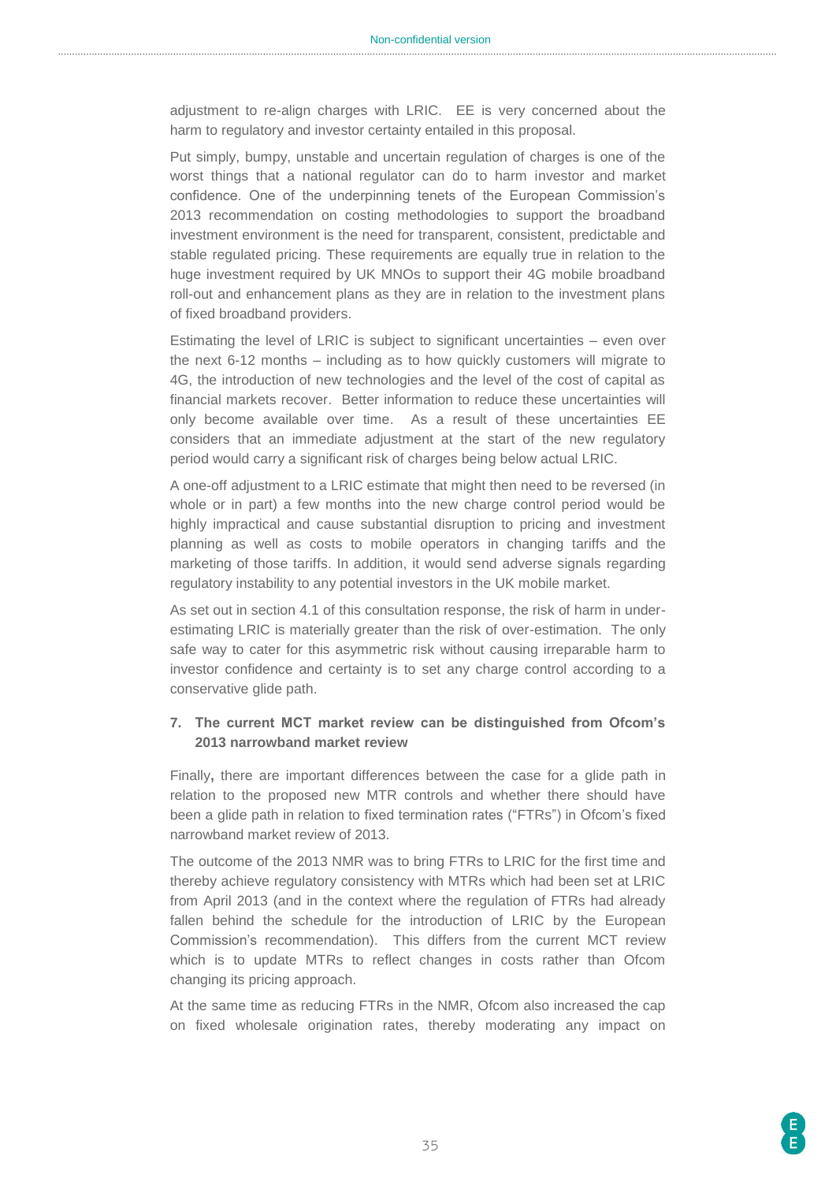adjustment to re-align charges with LRIC. EE is very concerned about the harm to regulatory and investor certainty entailed in this proposal.

Put simply, bumpy, unstable and uncertain regulation of charges is one of the worst things that a national regulator can do to harm investor and market confidence. One of the underpinning tenets of the European Commission's 2013 recommendation on costing methodologies to support the broadband investment environment is the need for transparent, consistent, predictable and stable regulated pricing. These requirements are equally true in relation to the huge investment required by UK MNOs to support their 4G mobile broadband roll-out and enhancement plans as they are in relation to the investment plans of fixed broadband providers.

Estimating the level of LRIC is subject to significant uncertainties – even over the next 6-12 months – including as to how quickly customers will migrate to 4G, the introduction of new technologies and the level of the cost of capital as financial markets recover. Better information to reduce these uncertainties will only become available over time. As a result of these uncertainties EE considers that an immediate adjustment at the start of the new regulatory period would carry a significant risk of charges being below actual LRIC.

A one-off adjustment to a LRIC estimate that might then need to be reversed (in whole or in part) a few months into the new charge control period would be highly impractical and cause substantial disruption to pricing and investment planning as well as costs to mobile operators in changing tariffs and the marketing of those tariffs. In addition, it would send adverse signals regarding regulatory instability to any potential investors in the UK mobile market.

As set out in section 4.1 of this consultation response, the risk of harm in under-estimating LRIC is materially greater than the risk of over-estimation. The only safe way to cater for this asymmetric risk without causing irreparable harm to investor confidence and certainty is to set any charge control according to a conservative glide path.

**7. The current MCT market review can be distinguished from Ofcom's 2013 narrowband market review**

Finally**,** there are important differences between the case for a glide path in relation to the proposed new MTR controls and whether there should have been a glide path in relation to fixed termination rates ("FTRs") in Ofcom's fixed narrowband market review of 2013.

The outcome of the 2013 NMR was to bring FTRs to LRIC for the first time and thereby achieve regulatory consistency with MTRs which had been set at LRIC from April 2013 (and in the context where the regulation of FTRs had already fallen behind the schedule for the introduction of LRIC by the European Commission's recommendation). This differs from the current MCT review which is to update MTRs to reflect changes in costs rather than Ofcom changing its pricing approach.

At the same time as reducing FTRs in the NMR, Ofcom also increased the cap on fixed wholesale origination rates, thereby moderating any impact on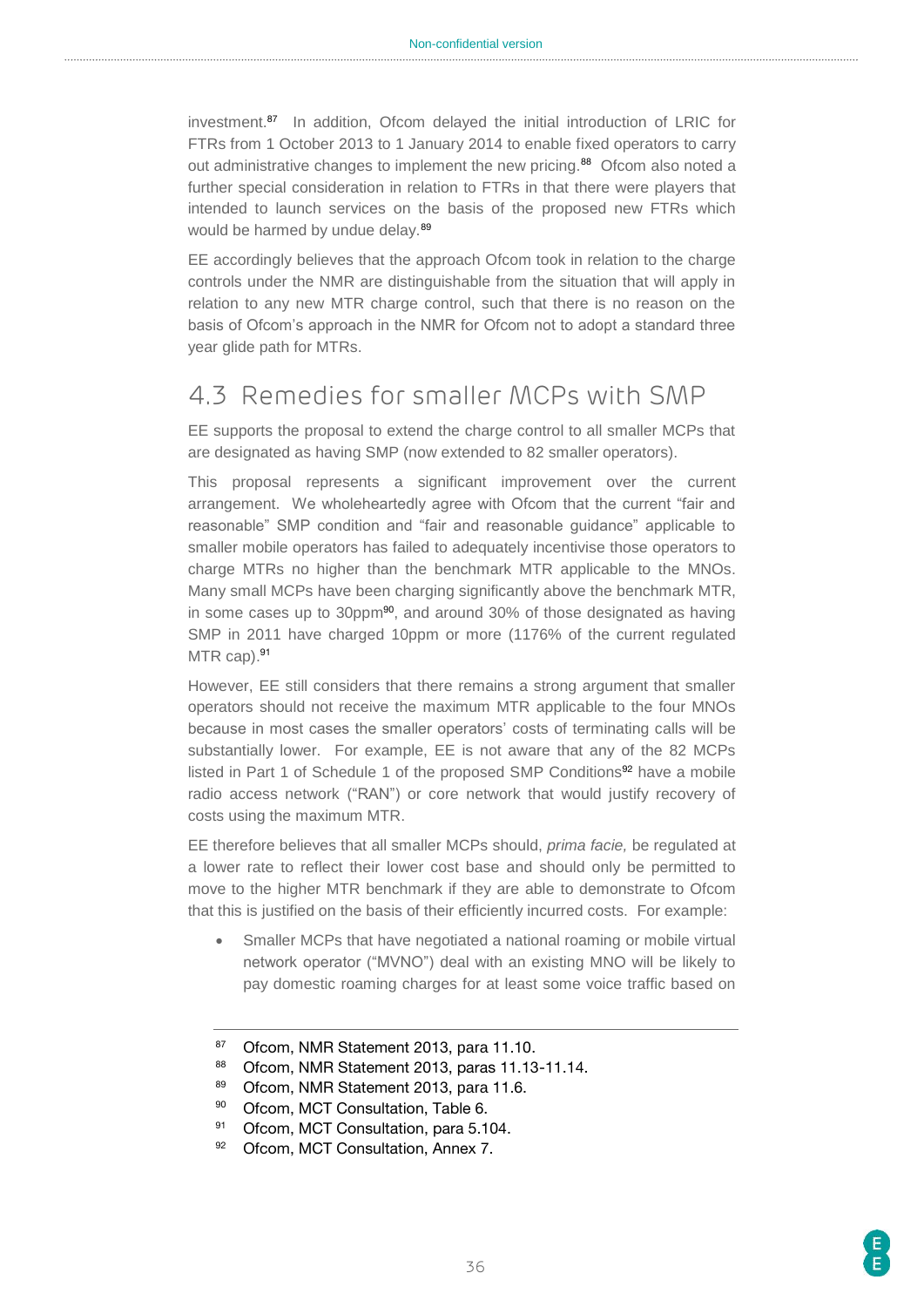investment.[87] In addition, Ofcom delayed the initial introduction of LRIC for FTRs from 1 October 2013 to 1 January 2014 to enable fixed operators to carry out administrative changes to implement the new pricing.[88] Ofcom also noted a further special consideration in relation to FTRs in that there were players that intended to launch services on the basis of the proposed new FTRs which would be harmed by undue delay.[89]

EE accordingly believes that the approach Ofcom took in relation to the charge controls under the NMR are distinguishable from the situation that will apply in relation to any new MTR charge control, such that there is no reason on the basis of Ofcom's approach in the NMR for Ofcom not to adopt a standard three year glide path for MTRs.

## 4.3 Remedies for smaller MCPs with SMP

EE supports the proposal to extend the charge control to all smaller MCPs that are designated as having SMP (now extended to 82 smaller operators).

This proposal represents a significant improvement over the current arrangement. We wholeheartedly agree with Ofcom that the current "fair and reasonable" SMP condition and "fair and reasonable guidance" applicable to smaller mobile operators has failed to adequately incentivise those operators to charge MTRs no higher than the benchmark MTR applicable to the MNOs. Many small MCPs have been charging significantly above the benchmark MTR, in some cases up to 30ppm[90], and around 30% of those designated as having SMP in 2011 have charged 10ppm or more (1176% of the current regulated MTR cap).[91]

However, EE still considers that there remains a strong argument that smaller operators should not receive the maximum MTR applicable to the four MNOs because in most cases the smaller operators' costs of terminating calls will be substantially lower. For example, EE is not aware that any of the 82 MCPs listed in Part 1 of Schedule 1 of the proposed SMP Conditions[92] have a mobile radio access network ("RAN") or core network that would justify recovery of costs using the maximum MTR.

EE therefore believes that all smaller MCPs should, *prima facie,* be regulated at a lower rate to reflect their lower cost base and should only be permitted to move to the higher MTR benchmark if they are able to demonstrate to Ofcom that this is justified on the basis of their efficiently incurred costs. For example:

- Smaller MCPs that have negotiated a national roaming or mobile virtual network operator ("MVNO") deal with an existing MNO will be likely to pay domestic roaming charges for at least some voice traffic based on

---

[87] Ofcom, NMR Statement 2013, para 11.10.

[88] Ofcom, NMR Statement 2013, paras 11.13-11.14.

[89] Ofcom, NMR Statement 2013, para 11.6.

[90] Ofcom, MCT Consultation, Table 6.

[91] Ofcom, MCT Consultation, para 5.104.

[92] Ofcom, MCT Consultation, Annex 7.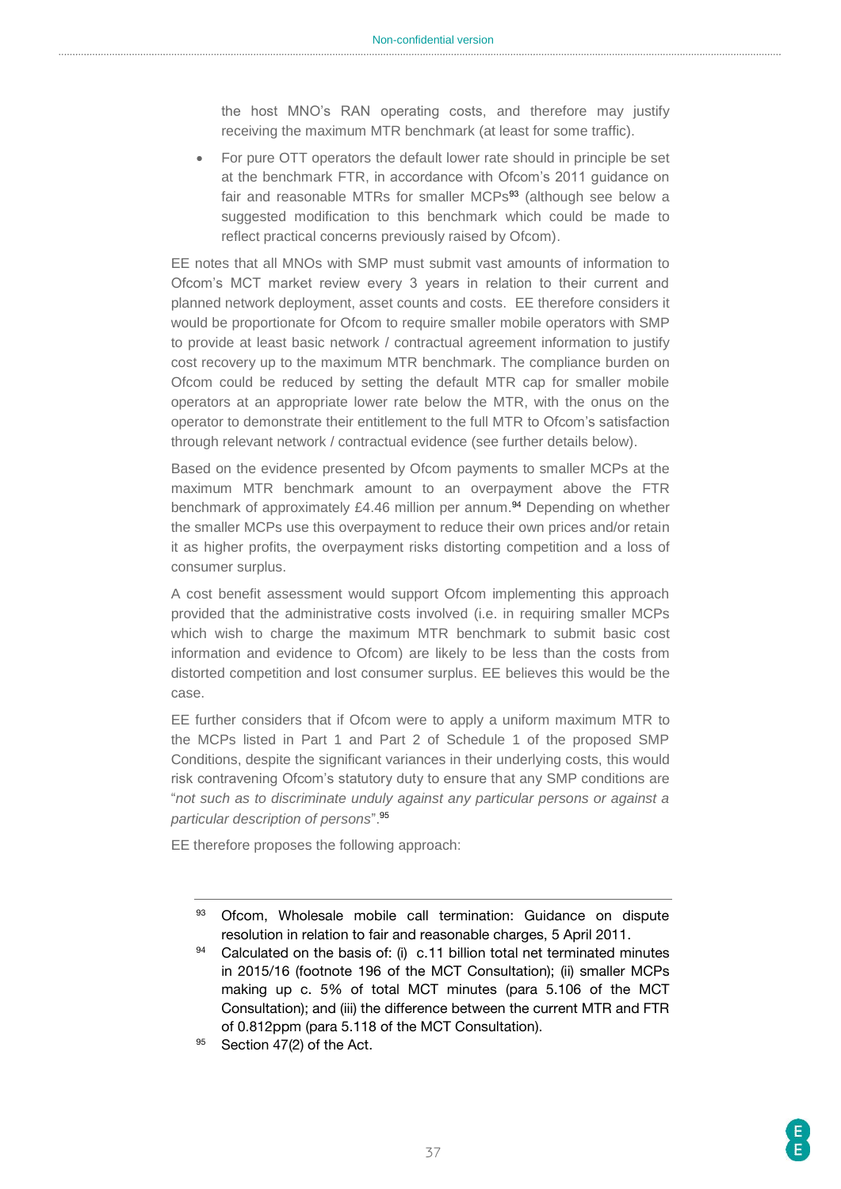the host MNO's RAN operating costs, and therefore may justify receiving the maximum MTR benchmark (at least for some traffic).

- For pure OTT operators the default lower rate should in principle be set at the benchmark FTR, in accordance with Ofcom's 2011 guidance on fair and reasonable MTRs for smaller MCPs[93] (although see below a suggested modification to this benchmark which could be made to reflect practical concerns previously raised by Ofcom).

EE notes that all MNOs with SMP must submit vast amounts of information to Ofcom's MCT market review every 3 years in relation to their current and planned network deployment, asset counts and costs. EE therefore considers it would be proportionate for Ofcom to require smaller mobile operators with SMP to provide at least basic network / contractual agreement information to justify cost recovery up to the maximum MTR benchmark. The compliance burden on Ofcom could be reduced by setting the default MTR cap for smaller mobile operators at an appropriate lower rate below the MTR, with the onus on the operator to demonstrate their entitlement to the full MTR to Ofcom's satisfaction through relevant network / contractual evidence (see further details below).

Based on the evidence presented by Ofcom payments to smaller MCPs at the maximum MTR benchmark amount to an overpayment above the FTR benchmark of approximately £4.46 million per annum.[94] Depending on whether the smaller MCPs use this overpayment to reduce their own prices and/or retain it as higher profits, the overpayment risks distorting competition and a loss of consumer surplus.

A cost benefit assessment would support Ofcom implementing this approach provided that the administrative costs involved (i.e. in requiring smaller MCPs which wish to charge the maximum MTR benchmark to submit basic cost information and evidence to Ofcom) are likely to be less than the costs from distorted competition and lost consumer surplus. EE believes this would be the case.

EE further considers that if Ofcom were to apply a uniform maximum MTR to the MCPs listed in Part 1 and Part 2 of Schedule 1 of the proposed SMP Conditions, despite the significant variances in their underlying costs, this would risk contravening Ofcom's statutory duty to ensure that any SMP conditions are "*not such as to discriminate unduly against any particular persons or against a particular description of persons*".[95]

EE therefore proposes the following approach:

---

[93] Ofcom, Wholesale mobile call termination: Guidance on dispute resolution in relation to fair and reasonable charges, 5 April 2011.

[94] Calculated on the basis of: (i) c.11 billion total net terminated minutes in 2015/16 (footnote 196 of the MCT Consultation); (ii) smaller MCPs making up c. 5% of total MCT minutes (para 5.106 of the MCT Consultation); and (iii) the difference between the current MTR and FTR of 0.812ppm (para 5.118 of the MCT Consultation).

[95] Section 47(2) of the Act.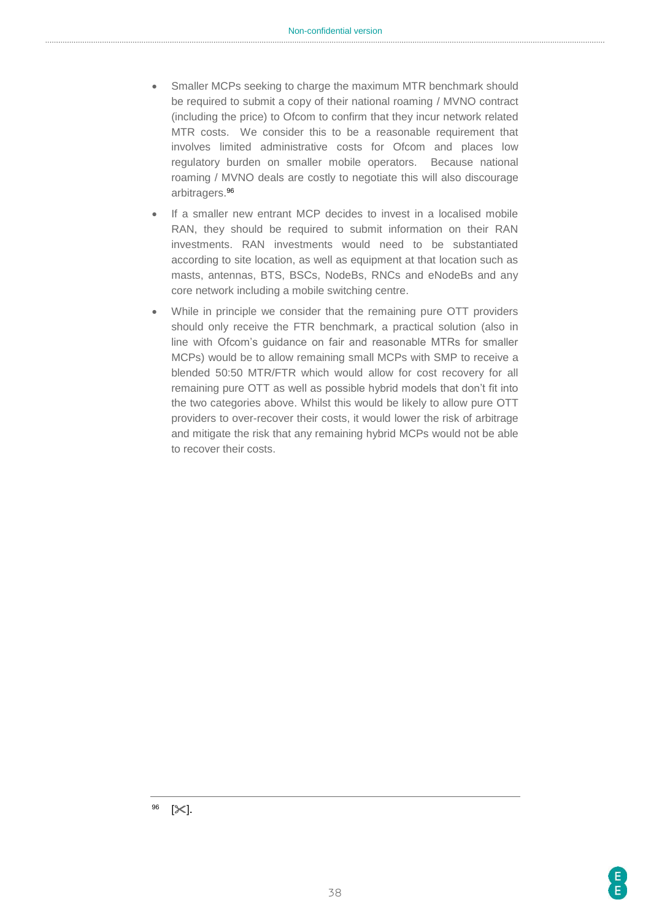- Smaller MCPs seeking to charge the maximum MTR benchmark should be required to submit a copy of their national roaming / MVNO contract (including the price) to Ofcom to confirm that they incur network related MTR costs. We consider this to be a reasonable requirement that involves limited administrative costs for Ofcom and places low regulatory burden on smaller mobile operators. Because national roaming / MVNO deals are costly to negotiate this will also discourage arbitragers.[96]
- If a smaller new entrant MCP decides to invest in a localised mobile RAN, they should be required to submit information on their RAN investments. RAN investments would need to be substantiated according to site location, as well as equipment at that location such as masts, antennas, BTS, BSCs, NodeBs, RNCs and eNodeBs and any core network including a mobile switching centre.
- While in principle we consider that the remaining pure OTT providers should only receive the FTR benchmark, a practical solution (also in line with Ofcom's guidance on fair and reasonable MTRs for smaller MCPs) would be to allow remaining small MCPs with SMP to receive a blended 50:50 MTR/FTR which would allow for cost recovery for all remaining pure OTT as well as possible hybrid models that don't fit into the two categories above. Whilst this would be likely to allow pure OTT providers to over-recover their costs, it would lower the risk of arbitrage and mitigate the risk that any remaining hybrid MCPs would not be able to recover their costs.

---

[96] [✂].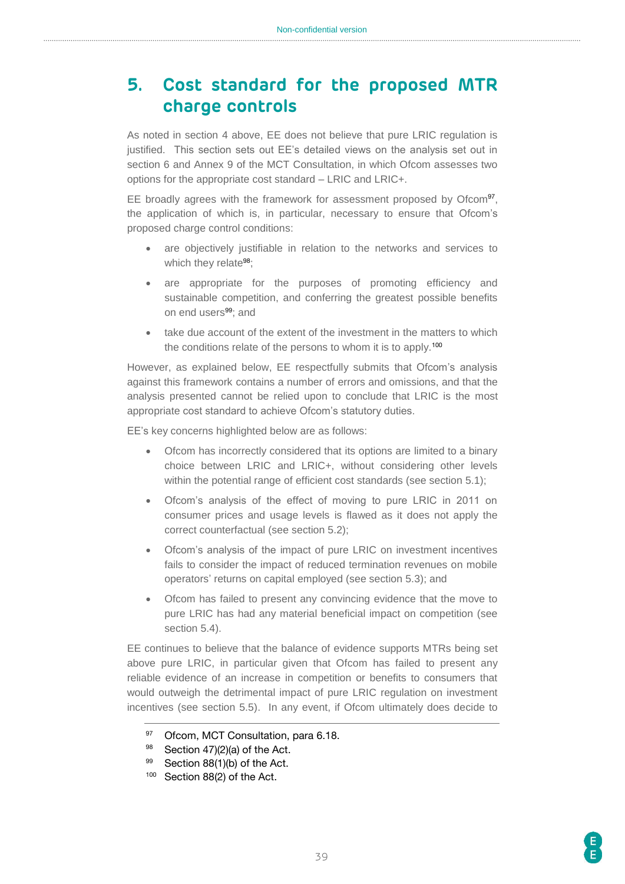# 5. Cost standard for the proposed MTR charge controls

As noted in section 4 above, EE does not believe that pure LRIC regulation is justified. This section sets out EE's detailed views on the analysis set out in section 6 and Annex 9 of the MCT Consultation, in which Ofcom assesses two options for the appropriate cost standard – LRIC and LRIC+.

EE broadly agrees with the framework for assessment proposed by Ofcom[97], the application of which is, in particular, necessary to ensure that Ofcom's proposed charge control conditions:

- are objectively justifiable in relation to the networks and services to which they relate[98];
- are appropriate for the purposes of promoting efficiency and sustainable competition, and conferring the greatest possible benefits on end users[99]; and
- take due account of the extent of the investment in the matters to which the conditions relate of the persons to whom it is to apply.[100]

However, as explained below, EE respectfully submits that Ofcom's analysis against this framework contains a number of errors and omissions, and that the analysis presented cannot be relied upon to conclude that LRIC is the most appropriate cost standard to achieve Ofcom's statutory duties.

EE's key concerns highlighted below are as follows:

- Ofcom has incorrectly considered that its options are limited to a binary choice between LRIC and LRIC+, without considering other levels within the potential range of efficient cost standards (see section 5.1);
- Ofcom's analysis of the effect of moving to pure LRIC in 2011 on consumer prices and usage levels is flawed as it does not apply the correct counterfactual (see section 5.2);
- Ofcom's analysis of the impact of pure LRIC on investment incentives fails to consider the impact of reduced termination revenues on mobile operators' returns on capital employed (see section 5.3); and
- Ofcom has failed to present any convincing evidence that the move to pure LRIC has had any material beneficial impact on competition (see section 5.4).

EE continues to believe that the balance of evidence supports MTRs being set above pure LRIC, in particular given that Ofcom has failed to present any reliable evidence of an increase in competition or benefits to consumers that would outweigh the detrimental impact of pure LRIC regulation on investment incentives (see section 5.5). In any event, if Ofcom ultimately does decide to

---

[97] Ofcom, MCT Consultation, para 6.18.

[98] Section 47)(2)(a) of the Act.

[99] Section 88(1)(b) of the Act.

[100] Section 88(2) of the Act.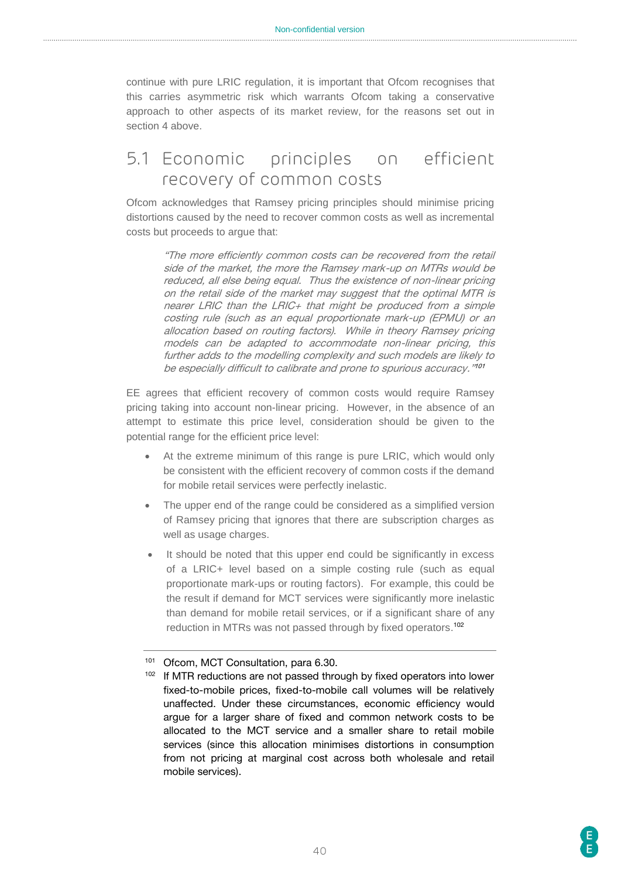continue with pure LRIC regulation, it is important that Ofcom recognises that this carries asymmetric risk which warrants Ofcom taking a conservative approach to other aspects of its market review, for the reasons set out in section 4 above.

## 5.1 Economic principles on efficient recovery of common costs

Ofcom acknowledges that Ramsey pricing principles should minimise pricing distortions caused by the need to recover common costs as well as incremental costs but proceeds to argue that:

> *"The more efficiently common costs can be recovered from the retail side of the market, the more the Ramsey mark-up on MTRs would be reduced, all else being equal. Thus the existence of non-linear pricing on the retail side of the market may suggest that the optimal MTR is nearer LRIC than the LRIC+ that might be produced from a simple costing rule (such as an equal proportionate mark-up (EPMU) or an allocation based on routing factors). While in theory Ramsey pricing models can be adapted to accommodate non-linear pricing, this further adds to the modelling complexity and such models are likely to be especially difficult to calibrate and prone to spurious accuracy."*[101]

EE agrees that efficient recovery of common costs would require Ramsey pricing taking into account non-linear pricing. However, in the absence of an attempt to estimate this price level, consideration should be given to the potential range for the efficient price level:

- At the extreme minimum of this range is pure LRIC, which would only be consistent with the efficient recovery of common costs if the demand for mobile retail services were perfectly inelastic.
- The upper end of the range could be considered as a simplified version of Ramsey pricing that ignores that there are subscription charges as well as usage charges.
- It should be noted that this upper end could be significantly in excess of a LRIC+ level based on a simple costing rule (such as equal proportionate mark-ups or routing factors). For example, this could be the result if demand for MCT services were significantly more inelastic than demand for mobile retail services, or if a significant share of any reduction in MTRs was not passed through by fixed operators.[102]

---

[101] Ofcom, MCT Consultation, para 6.30.

[102] If MTR reductions are not passed through by fixed operators into lower fixed-to-mobile prices, fixed-to-mobile call volumes will be relatively unaffected. Under these circumstances, economic efficiency would argue for a larger share of fixed and common network costs to be allocated to the MCT service and a smaller share to retail mobile services (since this allocation minimises distortions in consumption from not pricing at marginal cost across both wholesale and retail mobile services).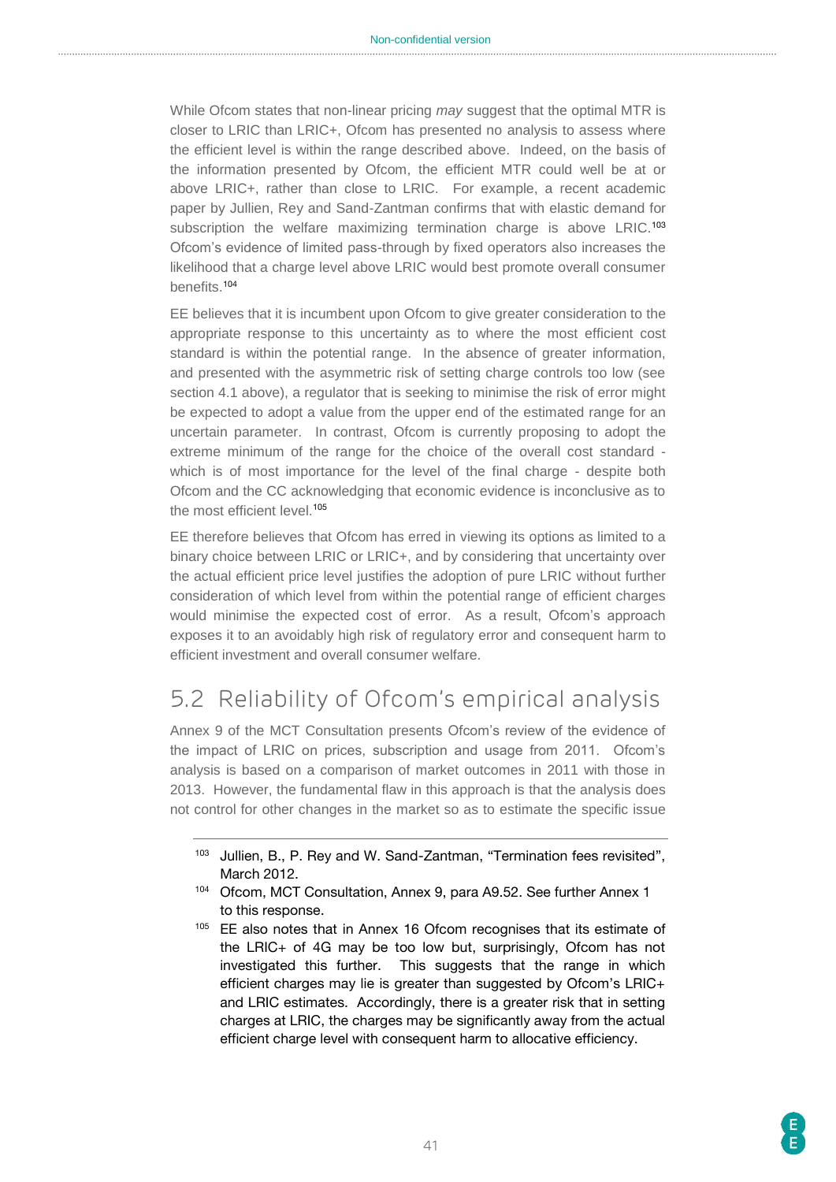While Ofcom states that non-linear pricing *may* suggest that the optimal MTR is closer to LRIC than LRIC+, Ofcom has presented no analysis to assess where the efficient level is within the range described above. Indeed, on the basis of the information presented by Ofcom, the efficient MTR could well be at or above LRIC+, rather than close to LRIC. For example, a recent academic paper by Jullien, Rey and Sand-Zantman confirms that with elastic demand for subscription the welfare maximizing termination charge is above LRIC.[103] Ofcom's evidence of limited pass-through by fixed operators also increases the likelihood that a charge level above LRIC would best promote overall consumer benefits.[104]

EE believes that it is incumbent upon Ofcom to give greater consideration to the appropriate response to this uncertainty as to where the most efficient cost standard is within the potential range. In the absence of greater information, and presented with the asymmetric risk of setting charge controls too low (see section 4.1 above), a regulator that is seeking to minimise the risk of error might be expected to adopt a value from the upper end of the estimated range for an uncertain parameter. In contrast, Ofcom is currently proposing to adopt the extreme minimum of the range for the choice of the overall cost standard - which is of most importance for the level of the final charge - despite both Ofcom and the CC acknowledging that economic evidence is inconclusive as to the most efficient level.[105]

EE therefore believes that Ofcom has erred in viewing its options as limited to a binary choice between LRIC or LRIC+, and by considering that uncertainty over the actual efficient price level justifies the adoption of pure LRIC without further consideration of which level from within the potential range of efficient charges would minimise the expected cost of error. As a result, Ofcom's approach exposes it to an avoidably high risk of regulatory error and consequent harm to efficient investment and overall consumer welfare.

## 5.2 Reliability of Ofcom's empirical analysis

Annex 9 of the MCT Consultation presents Ofcom's review of the evidence of the impact of LRIC on prices, subscription and usage from 2011. Ofcom's analysis is based on a comparison of market outcomes in 2011 with those in 2013. However, the fundamental flaw in this approach is that the analysis does not control for other changes in the market so as to estimate the specific issue

---

[103] Jullien, B., P. Rey and W. Sand-Zantman, "Termination fees revisited", March 2012.

[104] Ofcom, MCT Consultation, Annex 9, para A9.52. See further Annex 1 to this response.

[105] EE also notes that in Annex 16 Ofcom recognises that its estimate of the LRIC+ of 4G may be too low but, surprisingly, Ofcom has not investigated this further. This suggests that the range in which efficient charges may lie is greater than suggested by Ofcom's LRIC+ and LRIC estimates. Accordingly, there is a greater risk that in setting charges at LRIC, the charges may be significantly away from the actual efficient charge level with consequent harm to allocative efficiency.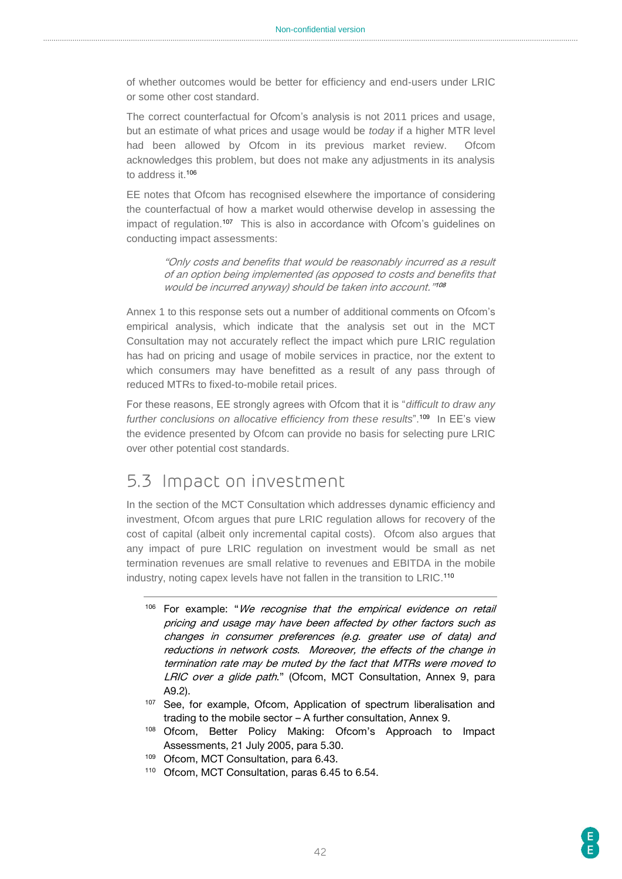of whether outcomes would be better for efficiency and end-users under LRIC or some other cost standard.

The correct counterfactual for Ofcom's analysis is not 2011 prices and usage, but an estimate of what prices and usage would be *today* if a higher MTR level had been allowed by Ofcom in its previous market review. Ofcom acknowledges this problem, but does not make any adjustments in its analysis to address it.[106]

EE notes that Ofcom has recognised elsewhere the importance of considering the counterfactual of how a market would otherwise develop in assessing the impact of regulation.[107] This is also in accordance with Ofcom's guidelines on conducting impact assessments:

> *"Only costs and benefits that would be reasonably incurred as a result of an option being implemented (as opposed to costs and benefits that would be incurred anyway) should be taken into account."*[108]

Annex 1 to this response sets out a number of additional comments on Ofcom's empirical analysis, which indicate that the analysis set out in the MCT Consultation may not accurately reflect the impact which pure LRIC regulation has had on pricing and usage of mobile services in practice, nor the extent to which consumers may have benefitted as a result of any pass through of reduced MTRs to fixed-to-mobile retail prices.

For these reasons, EE strongly agrees with Ofcom that it is "*difficult to draw any further conclusions on allocative efficiency from these results*".[109] In EE's view the evidence presented by Ofcom can provide no basis for selecting pure LRIC over other potential cost standards.

## 5.3 Impact on investment

In the section of the MCT Consultation which addresses dynamic efficiency and investment, Ofcom argues that pure LRIC regulation allows for recovery of the cost of capital (albeit only incremental capital costs). Ofcom also argues that any impact of pure LRIC regulation on investment would be small as net termination revenues are small relative to revenues and EBITDA in the mobile industry, noting capex levels have not fallen in the transition to LRIC.[110]

---

[106] For example: "*We recognise that the empirical evidence on retail pricing and usage may have been affected by other factors such as changes in consumer preferences (e.g. greater use of data) and reductions in network costs. Moreover, the effects of the change in termination rate may be muted by the fact that MTRs were moved to LRIC over a glide path.*" (Ofcom, MCT Consultation, Annex 9, para A9.2).

[107] See, for example, Ofcom, Application of spectrum liberalisation and trading to the mobile sector – A further consultation, Annex 9.

[108] Ofcom, Better Policy Making: Ofcom's Approach to Impact Assessments, 21 July 2005, para 5.30.

[109] Ofcom, MCT Consultation, para 6.43.

[110] Ofcom, MCT Consultation, paras 6.45 to 6.54.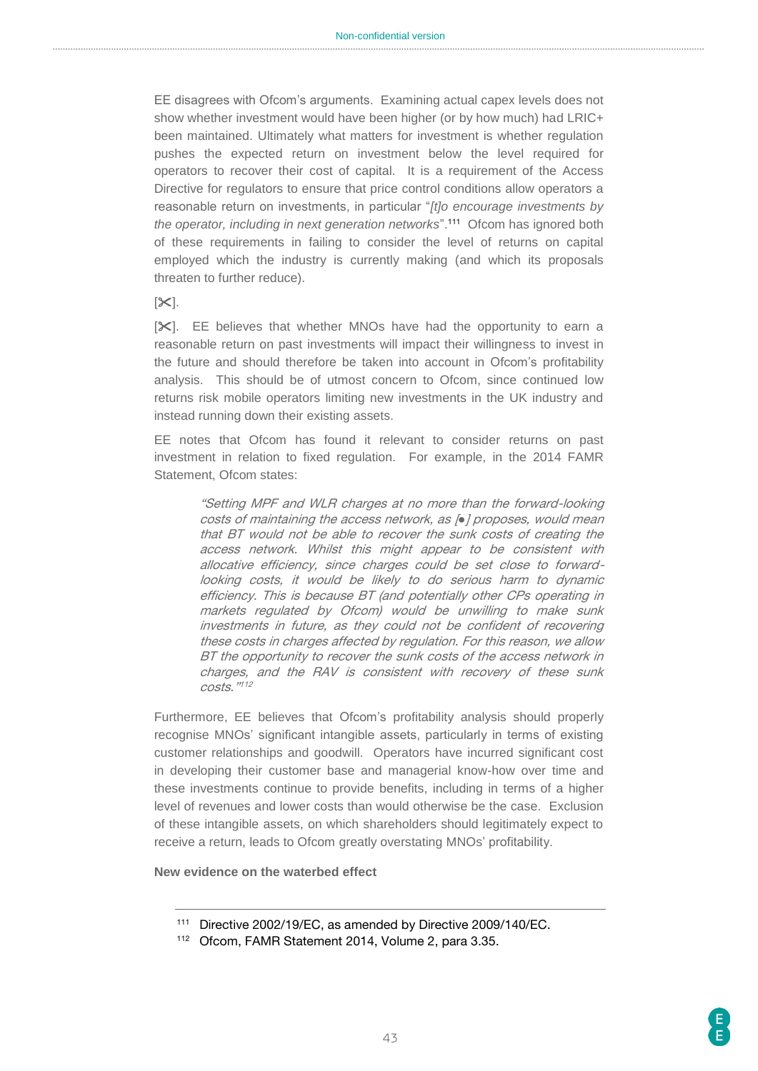EE disagrees with Ofcom's arguments. Examining actual capex levels does not show whether investment would have been higher (or by how much) had LRIC+ been maintained. Ultimately what matters for investment is whether regulation pushes the expected return on investment below the level required for operators to recover their cost of capital. It is a requirement of the Access Directive for regulators to ensure that price control conditions allow operators a reasonable return on investments, in particular "*[t]o encourage investments by the operator, including in next generation networks*".[111] Ofcom has ignored both of these requirements in failing to consider the level of returns on capital employed which the industry is currently making (and which its proposals threaten to further reduce).

[✂].

[✂]. EE believes that whether MNOs have had the opportunity to earn a reasonable return on past investments will impact their willingness to invest in the future and should therefore be taken into account in Ofcom's profitability analysis. This should be of utmost concern to Ofcom, since continued low returns risk mobile operators limiting new investments in the UK industry and instead running down their existing assets.

EE notes that Ofcom has found it relevant to consider returns on past investment in relation to fixed regulation. For example, in the 2014 FAMR Statement, Ofcom states:

> *"Setting MPF and WLR charges at no more than the forward-looking costs of maintaining the access network, as [●] proposes, would mean that BT would not be able to recover the sunk costs of creating the access network. Whilst this might appear to be consistent with allocative efficiency, since charges could be set close to forward-looking costs, it would be likely to do serious harm to dynamic efficiency. This is because BT (and potentially other CPs operating in markets regulated by Ofcom) would be unwilling to make sunk investments in future, as they could not be confident of recovering these costs in charges affected by regulation. For this reason, we allow BT the opportunity to recover the sunk costs of the access network in charges, and the RAV is consistent with recovery of these sunk costs."*[112]

Furthermore, EE believes that Ofcom's profitability analysis should properly recognise MNOs' significant intangible assets, particularly in terms of existing customer relationships and goodwill. Operators have incurred significant cost in developing their customer base and managerial know-how over time and these investments continue to provide benefits, including in terms of a higher level of revenues and lower costs than would otherwise be the case. Exclusion of these intangible assets, on which shareholders should legitimately expect to receive a return, leads to Ofcom greatly overstating MNOs' profitability.

**New evidence on the waterbed effect**

---

[111] Directive 2002/19/EC, as amended by Directive 2009/140/EC.

[112] Ofcom, FAMR Statement 2014, Volume 2, para 3.35.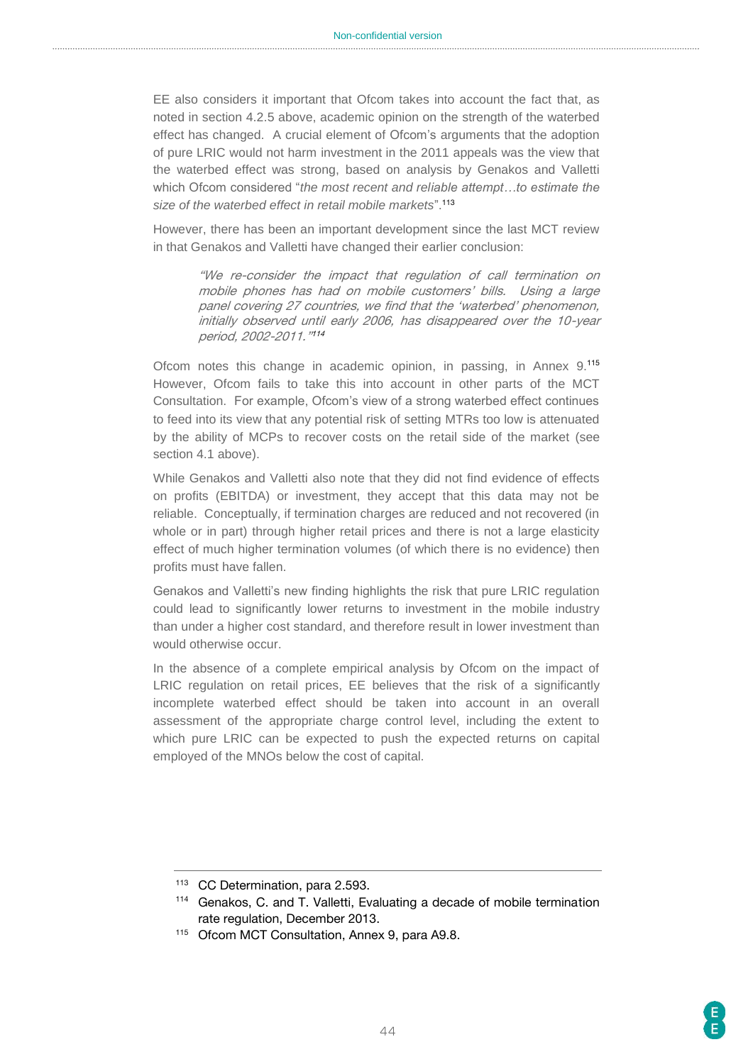EE also considers it important that Ofcom takes into account the fact that, as noted in section 4.2.5 above, academic opinion on the strength of the waterbed effect has changed. A crucial element of Ofcom's arguments that the adoption of pure LRIC would not harm investment in the 2011 appeals was the view that the waterbed effect was strong, based on analysis by Genakos and Valletti which Ofcom considered "*the most recent and reliable attempt…to estimate the size of the waterbed effect in retail mobile markets*".[113]

However, there has been an important development since the last MCT review in that Genakos and Valletti have changed their earlier conclusion:

> *"We re-consider the impact that regulation of call termination on mobile phones has had on mobile customers' bills. Using a large panel covering 27 countries, we find that the 'waterbed' phenomenon, initially observed until early 2006, has disappeared over the 10-year period, 2002-2011."*[114]

Ofcom notes this change in academic opinion, in passing, in Annex 9.[115] However, Ofcom fails to take this into account in other parts of the MCT Consultation. For example, Ofcom's view of a strong waterbed effect continues to feed into its view that any potential risk of setting MTRs too low is attenuated by the ability of MCPs to recover costs on the retail side of the market (see section 4.1 above).

While Genakos and Valletti also note that they did not find evidence of effects on profits (EBITDA) or investment, they accept that this data may not be reliable. Conceptually, if termination charges are reduced and not recovered (in whole or in part) through higher retail prices and there is not a large elasticity effect of much higher termination volumes (of which there is no evidence) then profits must have fallen.

Genakos and Valletti's new finding highlights the risk that pure LRIC regulation could lead to significantly lower returns to investment in the mobile industry than under a higher cost standard, and therefore result in lower investment than would otherwise occur.

In the absence of a complete empirical analysis by Ofcom on the impact of LRIC regulation on retail prices, EE believes that the risk of a significantly incomplete waterbed effect should be taken into account in an overall assessment of the appropriate charge control level, including the extent to which pure LRIC can be expected to push the expected returns on capital employed of the MNOs below the cost of capital.

---

[113] CC Determination, para 2.593.

[114] Genakos, C. and T. Valletti, Evaluating a decade of mobile termination rate regulation, December 2013.

[115] Ofcom MCT Consultation, Annex 9, para A9.8.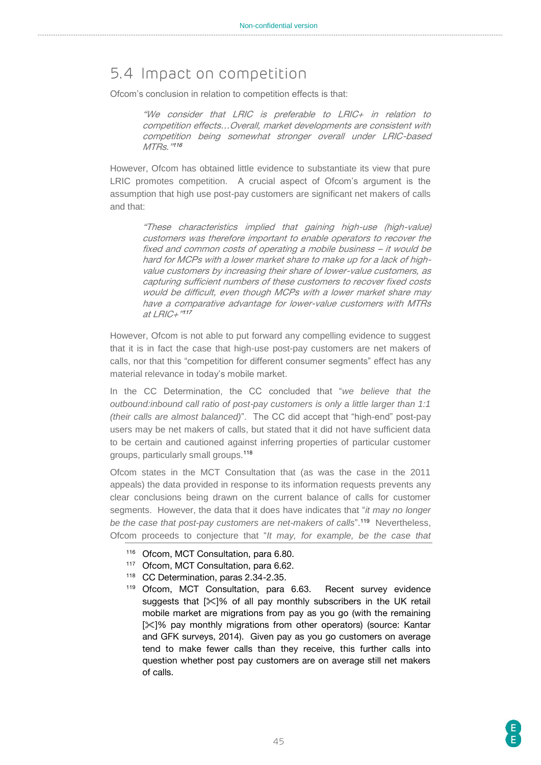## 5.4 Impact on competition

Ofcom's conclusion in relation to competition effects is that:

> *"We consider that LRIC is preferable to LRIC+ in relation to competition effects…Overall, market developments are consistent with competition being somewhat stronger overall under LRIC-based MTRs."*[116]

However, Ofcom has obtained little evidence to substantiate its view that pure LRIC promotes competition. A crucial aspect of Ofcom's argument is the assumption that high use post-pay customers are significant net makers of calls and that:

> *"These characteristics implied that gaining high-use (high-value) customers was therefore important to enable operators to recover the fixed and common costs of operating a mobile business – it would be hard for MCPs with a lower market share to make up for a lack of high-value customers by increasing their share of lower-value customers, as capturing sufficient numbers of these customers to recover fixed costs would be difficult, even though MCPs with a lower market share may have a comparative advantage for lower-value customers with MTRs at LRIC+"*[117]

However, Ofcom is not able to put forward any compelling evidence to suggest that it is in fact the case that high-use post-pay customers are net makers of calls, nor that this "competition for different consumer segments" effect has any material relevance in today's mobile market.

In the CC Determination, the CC concluded that "*we believe that the outbound:inbound call ratio of post-pay customers is only a little larger than 1:1 (their calls are almost balanced)*". The CC did accept that "high-end" post-pay users may be net makers of calls, but stated that it did not have sufficient data to be certain and cautioned against inferring properties of particular customer groups, particularly small groups.[118]

Ofcom states in the MCT Consultation that (as was the case in the 2011 appeals) the data provided in response to its information requests prevents any clear conclusions being drawn on the current balance of calls for customer segments. However, the data that it does have indicates that "*it may no longer be the case that post-pay customers are net-makers of calls*".[119] Nevertheless, Ofcom proceeds to conjecture that "*It may, for example, be the case that*

---

[116] Ofcom, MCT Consultation, para 6.80.

[117] Ofcom, MCT Consultation, para 6.62.

[118] CC Determination, paras 2.34-2.35.

[119] Ofcom, MCT Consultation, para 6.63. Recent survey evidence suggests that [✂]% of all pay monthly subscribers in the UK retail mobile market are migrations from pay as you go (with the remaining [✂]% pay monthly migrations from other operators) (source: Kantar and GFK surveys, 2014). Given pay as you go customers on average tend to make fewer calls than they receive, this further calls into question whether post pay customers are on average still net makers of calls.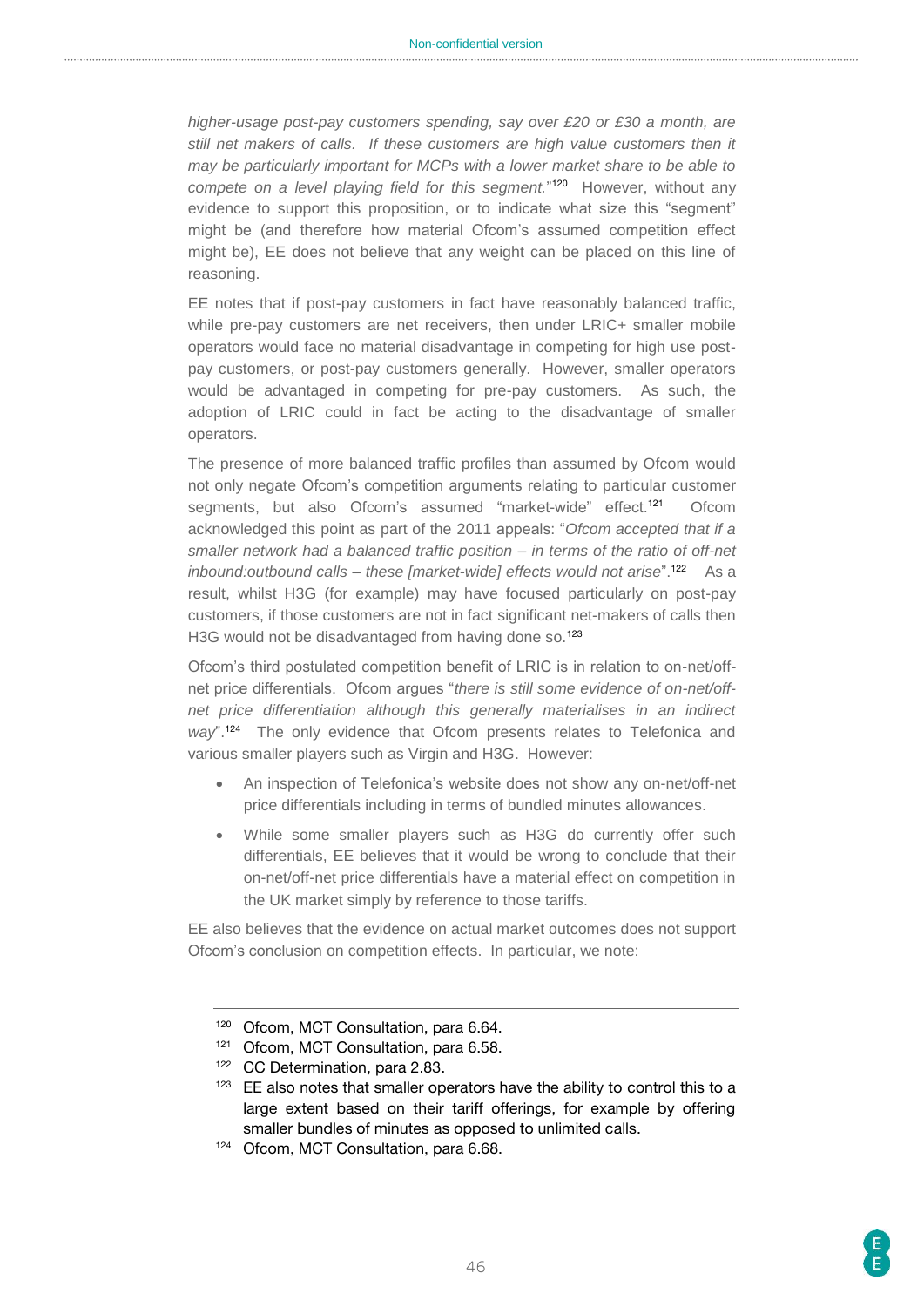*higher-usage post-pay customers spending, say over £20 or £30 a month, are still net makers of calls. If these customers are high value customers then it may be particularly important for MCPs with a lower market share to be able to compete on a level playing field for this segment.*"[120] However, without any evidence to support this proposition, or to indicate what size this "segment" might be (and therefore how material Ofcom's assumed competition effect might be), EE does not believe that any weight can be placed on this line of reasoning.

EE notes that if post-pay customers in fact have reasonably balanced traffic, while pre-pay customers are net receivers, then under LRIC+ smaller mobile operators would face no material disadvantage in competing for high use post-pay customers, or post-pay customers generally. However, smaller operators would be advantaged in competing for pre-pay customers. As such, the adoption of LRIC could in fact be acting to the disadvantage of smaller operators.

The presence of more balanced traffic profiles than assumed by Ofcom would not only negate Ofcom's competition arguments relating to particular customer segments, but also Ofcom's assumed "market-wide" effect.[121] Ofcom acknowledged this point as part of the 2011 appeals: "*Ofcom accepted that if a smaller network had a balanced traffic position – in terms of the ratio of off-net inbound:outbound calls – these [market-wide] effects would not arise*".[122] As a result, whilst H3G (for example) may have focused particularly on post-pay customers, if those customers are not in fact significant net-makers of calls then H3G would not be disadvantaged from having done so.[123]

Ofcom's third postulated competition benefit of LRIC is in relation to on-net/off-net price differentials. Ofcom argues "*there is still some evidence of on-net/off-net price differentiation although this generally materialises in an indirect way*".[124] The only evidence that Ofcom presents relates to Telefonica and various smaller players such as Virgin and H3G. However:

- An inspection of Telefonica's website does not show any on-net/off-net price differentials including in terms of bundled minutes allowances.
- While some smaller players such as H3G do currently offer such differentials, EE believes that it would be wrong to conclude that their on-net/off-net price differentials have a material effect on competition in the UK market simply by reference to those tariffs.

EE also believes that the evidence on actual market outcomes does not support Ofcom's conclusion on competition effects. In particular, we note:

---

[120] Ofcom, MCT Consultation, para 6.64.

[121] Ofcom, MCT Consultation, para 6.58.

[122] CC Determination, para 2.83.

[123] EE also notes that smaller operators have the ability to control this to a large extent based on their tariff offerings, for example by offering smaller bundles of minutes as opposed to unlimited calls.

[124] Ofcom, MCT Consultation, para 6.68.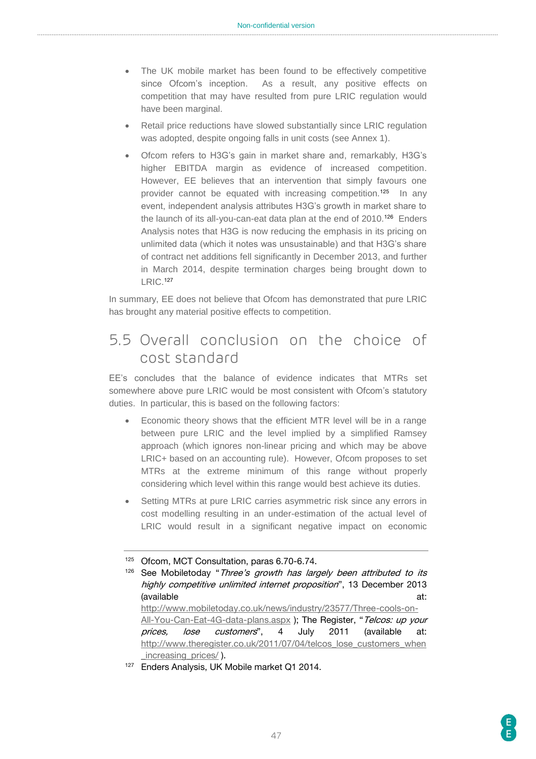- The UK mobile market has been found to be effectively competitive since Ofcom's inception. As a result, any positive effects on competition that may have resulted from pure LRIC regulation would have been marginal.
- Retail price reductions have slowed substantially since LRIC regulation was adopted, despite ongoing falls in unit costs (see Annex 1).
- Ofcom refers to H3G's gain in market share and, remarkably, H3G's higher EBITDA margin as evidence of increased competition. However, EE believes that an intervention that simply favours one provider cannot be equated with increasing competition.[125] In any event, independent analysis attributes H3G's growth in market share to the launch of its all-you-can-eat data plan at the end of 2010.[126] Enders Analysis notes that H3G is now reducing the emphasis in its pricing on unlimited data (which it notes was unsustainable) and that H3G's share of contract net additions fell significantly in December 2013, and further in March 2014, despite termination charges being brought down to LRIC.[127]

In summary, EE does not believe that Ofcom has demonstrated that pure LRIC has brought any material positive effects to competition.

## 5.5 Overall conclusion on the choice of cost standard

EE's concludes that the balance of evidence indicates that MTRs set somewhere above pure LRIC would be most consistent with Ofcom's statutory duties. In particular, this is based on the following factors:

- Economic theory shows that the efficient MTR level will be in a range between pure LRIC and the level implied by a simplified Ramsey approach (which ignores non-linear pricing and which may be above LRIC+ based on an accounting rule). However, Ofcom proposes to set MTRs at the extreme minimum of this range without properly considering which level within this range would best achieve its duties.
- Setting MTRs at pure LRIC carries asymmetric risk since any errors in cost modelling resulting in an under-estimation of the actual level of LRIC would result in a significant negative impact on economic

---

[125] Ofcom, MCT Consultation, paras 6.70-6.74.

[126] See Mobiletoday "*Three's growth has largely been attributed to its highly competitive unlimited internet proposition*", 13 December 2013 (available at: http://www.mobiletoday.co.uk/news/industry/23577/Three-cools-on-All-You-Can-Eat-4G-data-plans.aspx ); The Register, "*Telcos: up your prices, lose customers*", 4 July 2011 (available at: http://www.theregister.co.uk/2011/07/04/telcos_lose_customers_when_increasing_prices/ ).

[127] Enders Analysis, UK Mobile market Q1 2014.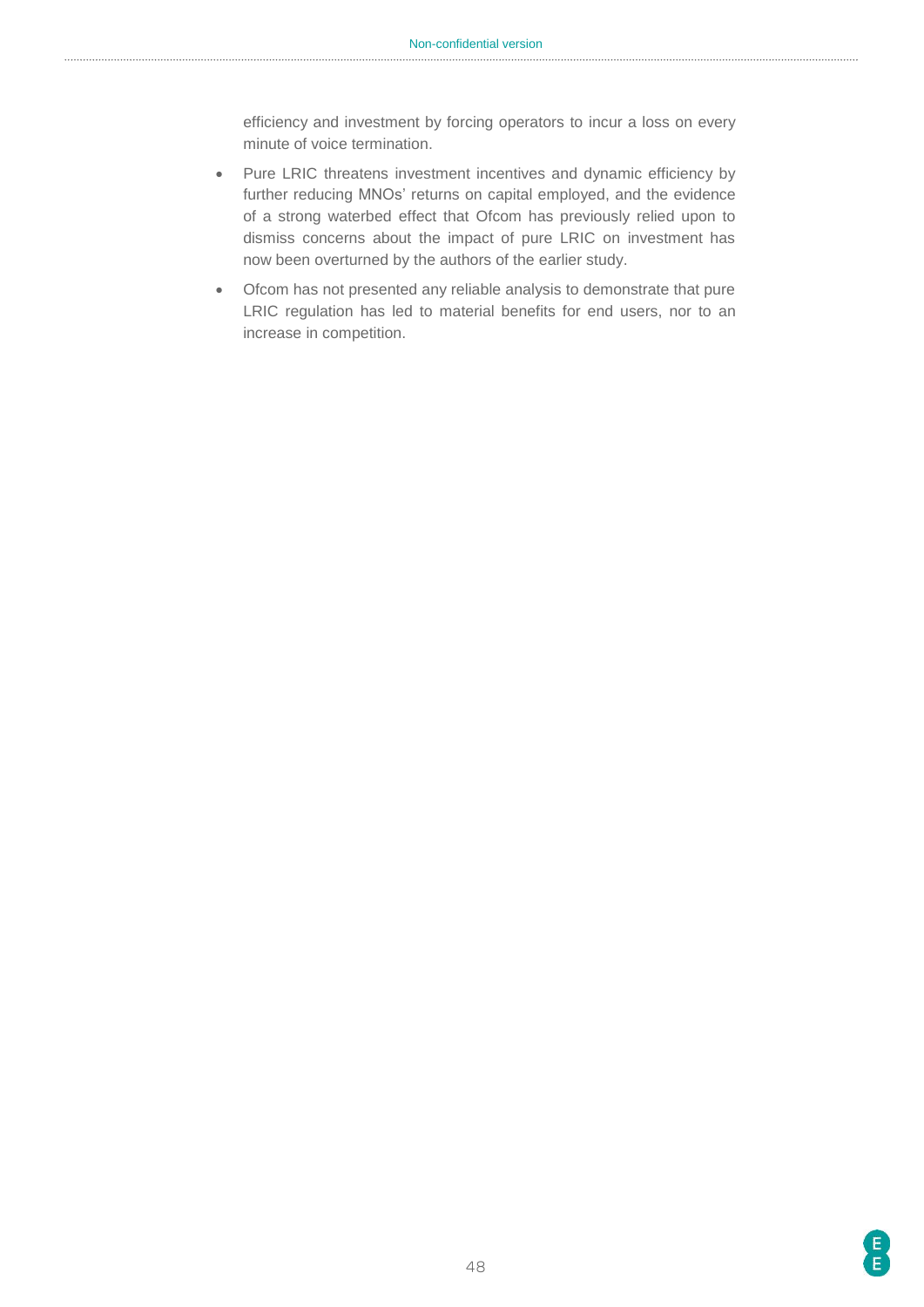efficiency and investment by forcing operators to incur a loss on every minute of voice termination.

- Pure LRIC threatens investment incentives and dynamic efficiency by further reducing MNOs' returns on capital employed, and the evidence of a strong waterbed effect that Ofcom has previously relied upon to dismiss concerns about the impact of pure LRIC on investment has now been overturned by the authors of the earlier study.
- Ofcom has not presented any reliable analysis to demonstrate that pure LRIC regulation has led to material benefits for end users, nor to an increase in competition.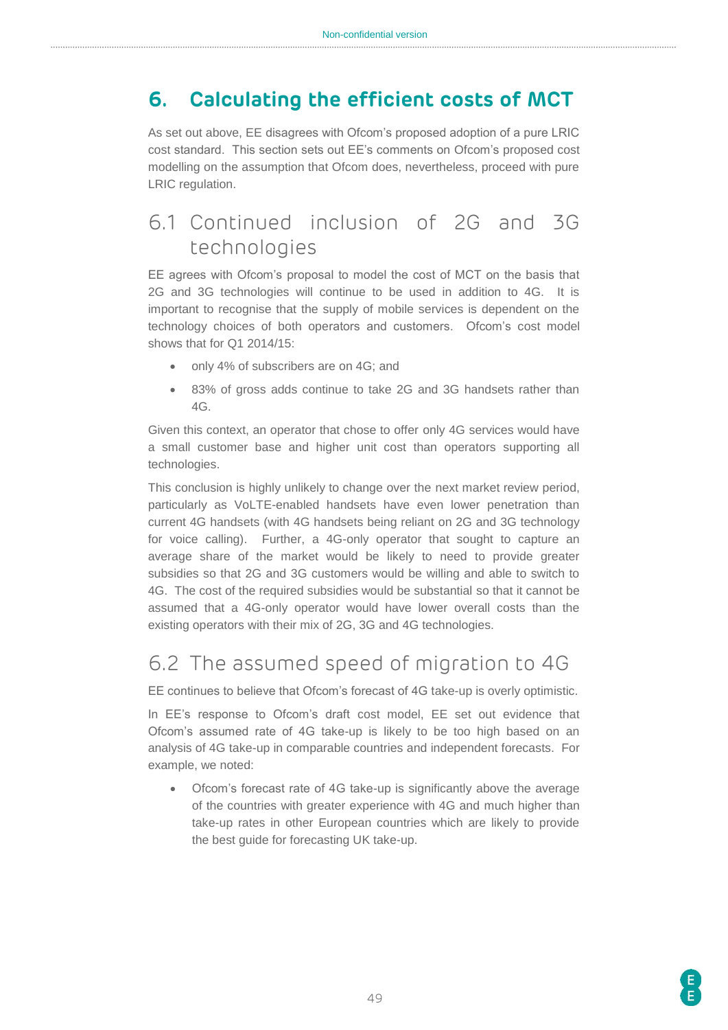# 6. Calculating the efficient costs of MCT

As set out above, EE disagrees with Ofcom's proposed adoption of a pure LRIC cost standard. This section sets out EE's comments on Ofcom's proposed cost modelling on the assumption that Ofcom does, nevertheless, proceed with pure LRIC regulation.

## 6.1 Continued inclusion of 2G and 3G technologies

EE agrees with Ofcom's proposal to model the cost of MCT on the basis that 2G and 3G technologies will continue to be used in addition to 4G. It is important to recognise that the supply of mobile services is dependent on the technology choices of both operators and customers. Ofcom's cost model shows that for Q1 2014/15:

- only 4% of subscribers are on 4G; and
- 83% of gross adds continue to take 2G and 3G handsets rather than 4G.

Given this context, an operator that chose to offer only 4G services would have a small customer base and higher unit cost than operators supporting all technologies.

This conclusion is highly unlikely to change over the next market review period, particularly as VoLTE-enabled handsets have even lower penetration than current 4G handsets (with 4G handsets being reliant on 2G and 3G technology for voice calling). Further, a 4G-only operator that sought to capture an average share of the market would be likely to need to provide greater subsidies so that 2G and 3G customers would be willing and able to switch to 4G. The cost of the required subsidies would be substantial so that it cannot be assumed that a 4G-only operator would have lower overall costs than the existing operators with their mix of 2G, 3G and 4G technologies.

## 6.2 The assumed speed of migration to 4G

EE continues to believe that Ofcom's forecast of 4G take-up is overly optimistic.

In EE's response to Ofcom's draft cost model, EE set out evidence that Ofcom's assumed rate of 4G take-up is likely to be too high based on an analysis of 4G take-up in comparable countries and independent forecasts. For example, we noted:

- Ofcom's forecast rate of 4G take-up is significantly above the average of the countries with greater experience with 4G and much higher than take-up rates in other European countries which are likely to provide the best guide for forecasting UK take-up.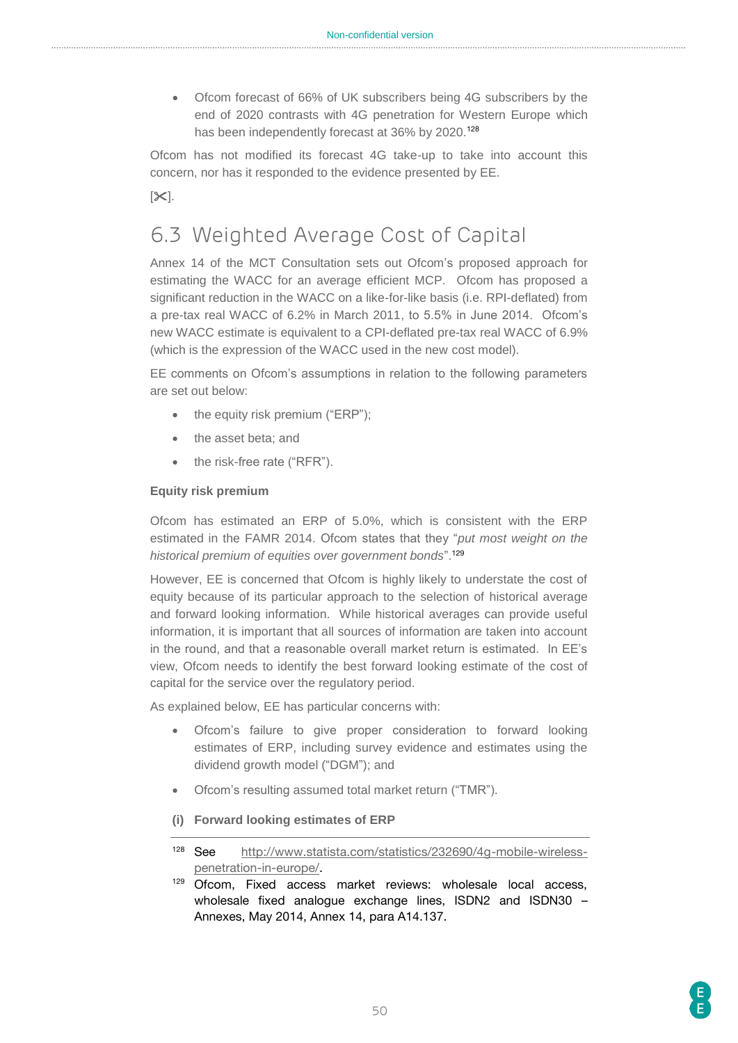- Ofcom forecast of 66% of UK subscribers being 4G subscribers by the end of 2020 contrasts with 4G penetration for Western Europe which has been independently forecast at 36% by 2020.[128]

Ofcom has not modified its forecast 4G take-up to take into account this concern, nor has it responded to the evidence presented by EE.

[✂].

## 6.3 Weighted Average Cost of Capital

Annex 14 of the MCT Consultation sets out Ofcom's proposed approach for estimating the WACC for an average efficient MCP. Ofcom has proposed a significant reduction in the WACC on a like-for-like basis (i.e. RPI-deflated) from a pre-tax real WACC of 6.2% in March 2011, to 5.5% in June 2014. Ofcom's new WACC estimate is equivalent to a CPI-deflated pre-tax real WACC of 6.9% (which is the expression of the WACC used in the new cost model).

EE comments on Ofcom's assumptions in relation to the following parameters are set out below:

- the equity risk premium ("ERP");
- the asset beta; and
- the risk-free rate ("RFR").

**Equity risk premium**

Ofcom has estimated an ERP of 5.0%, which is consistent with the ERP estimated in the FAMR 2014. Ofcom states that they "*put most weight on the historical premium of equities over government bonds*".[129]

However, EE is concerned that Ofcom is highly likely to understate the cost of equity because of its particular approach to the selection of historical average and forward looking information. While historical averages can provide useful information, it is important that all sources of information are taken into account in the round, and that a reasonable overall market return is estimated. In EE's view, Ofcom needs to identify the best forward looking estimate of the cost of capital for the service over the regulatory period.

As explained below, EE has particular concerns with:

- Ofcom's failure to give proper consideration to forward looking estimates of ERP, including survey evidence and estimates using the dividend growth model ("DGM"); and
- Ofcom's resulting assumed total market return ("TMR").

**(i) Forward looking estimates of ERP**

---

[128] See http://www.statista.com/statistics/232690/4g-mobile-wireless-penetration-in-europe/.

[129] Ofcom, Fixed access market reviews: wholesale local access, wholesale fixed analogue exchange lines, ISDN2 and ISDN30 – Annexes, May 2014, Annex 14, para A14.137.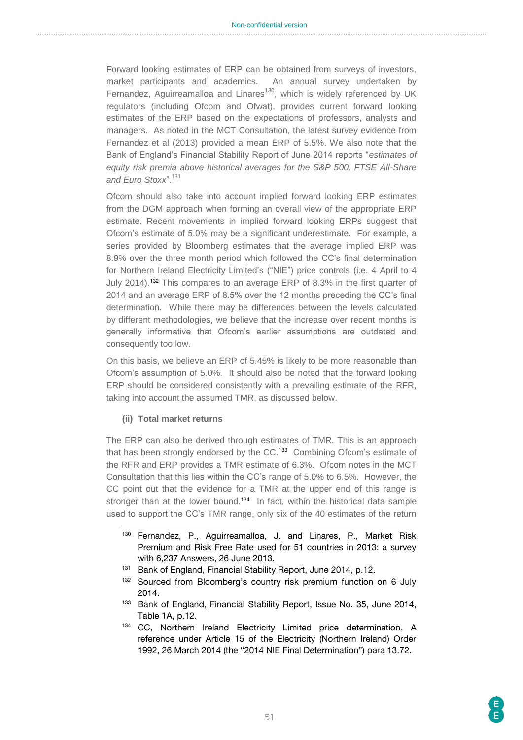Forward looking estimates of ERP can be obtained from surveys of investors, market participants and academics. An annual survey undertaken by Fernandez, Aguirreamalloa and Linares[130], which is widely referenced by UK regulators (including Ofcom and Ofwat), provides current forward looking estimates of the ERP based on the expectations of professors, analysts and managers. As noted in the MCT Consultation, the latest survey evidence from Fernandez et al (2013) provided a mean ERP of 5.5%. We also note that the Bank of England's Financial Stability Report of June 2014 reports "*estimates of equity risk premia above historical averages for the S&P 500, FTSE All-Share and Euro Stoxx*".[131]

Ofcom should also take into account implied forward looking ERP estimates from the DGM approach when forming an overall view of the appropriate ERP estimate. Recent movements in implied forward looking ERPs suggest that Ofcom's estimate of 5.0% may be a significant underestimate. For example, a series provided by Bloomberg estimates that the average implied ERP was 8.9% over the three month period which followed the CC's final determination for Northern Ireland Electricity Limited's ("NIE") price controls (i.e. 4 April to 4 July 2014).[132] This compares to an average ERP of 8.3% in the first quarter of 2014 and an average ERP of 8.5% over the 12 months preceding the CC's final determination. While there may be differences between the levels calculated by different methodologies, we believe that the increase over recent months is generally informative that Ofcom's earlier assumptions are outdated and consequently too low.

On this basis, we believe an ERP of 5.45% is likely to be more reasonable than Ofcom's assumption of 5.0%. It should also be noted that the forward looking ERP should be considered consistently with a prevailing estimate of the RFR, taking into account the assumed TMR, as discussed below.

**(ii) Total market returns**

The ERP can also be derived through estimates of TMR. This is an approach that has been strongly endorsed by the CC.[133] Combining Ofcom's estimate of the RFR and ERP provides a TMR estimate of 6.3%. Ofcom notes in the MCT Consultation that this lies within the CC's range of 5.0% to 6.5%. However, the CC point out that the evidence for a TMR at the upper end of this range is stronger than at the lower bound.[134] In fact, within the historical data sample used to support the CC's TMR range, only six of the 40 estimates of the return

---

[130] Fernandez, P., Aguirreamalloa, J. and Linares, P., Market Risk Premium and Risk Free Rate used for 51 countries in 2013: a survey with 6,237 Answers, 26 June 2013.

[131] Bank of England, Financial Stability Report, June 2014, p.12.

[132] Sourced from Bloomberg's country risk premium function on 6 July 2014.

[133] Bank of England, Financial Stability Report, Issue No. 35, June 2014, Table 1A, p.12.

[134] CC, Northern Ireland Electricity Limited price determination, A reference under Article 15 of the Electricity (Northern Ireland) Order 1992, 26 March 2014 (the "2014 NIE Final Determination") para 13.72.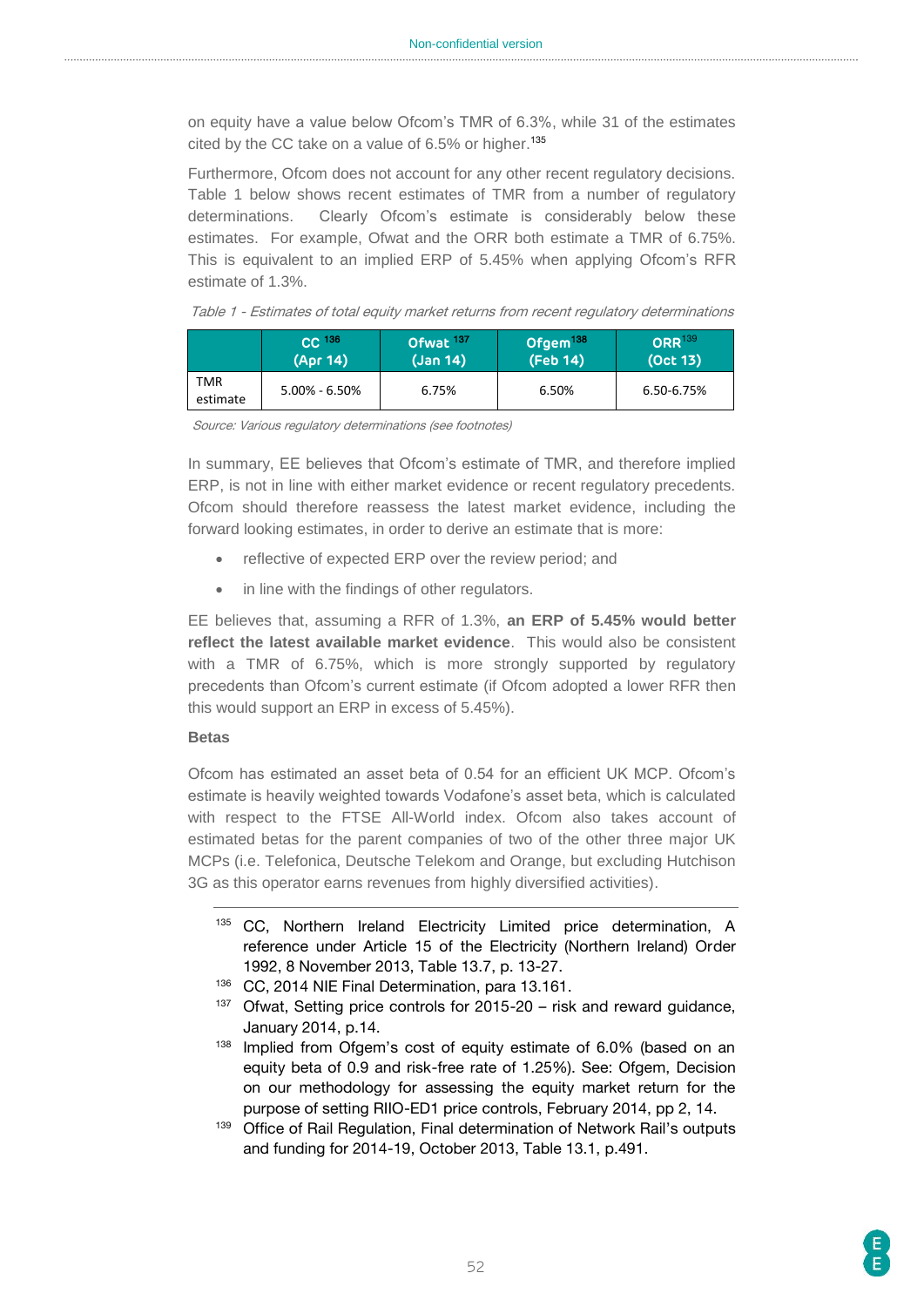on equity have a value below Ofcom's TMR of 6.3%, while 31 of the estimates cited by the CC take on a value of 6.5% or higher.[135]

Furthermore, Ofcom does not account for any other recent regulatory decisions. Table 1 below shows recent estimates of TMR from a number of regulatory determinations. Clearly Ofcom's estimate is considerably below these estimates. For example, Ofwat and the ORR both estimate a TMR of 6.75%. This is equivalent to an implied ERP of 5.45% when applying Ofcom's RFR estimate of 1.3%.

*Table 1 - Estimates of total equity market returns from recent regulatory determinations*

| | CC [136] (Apr 14) | Ofwat [137] (Jan 14) | Ofgem [138] (Feb 14) | ORR [139] (Oct 13) |
|---|---|---|---|---|
| TMR estimate | 5.00% - 6.50% | 6.75% | 6.50% | 6.50-6.75% |

*Source: Various regulatory determinations (see footnotes)*

In summary, EE believes that Ofcom's estimate of TMR, and therefore implied ERP, is not in line with either market evidence or recent regulatory precedents. Ofcom should therefore reassess the latest market evidence, including the forward looking estimates, in order to derive an estimate that is more:

- reflective of expected ERP over the review period; and
- in line with the findings of other regulators.

EE believes that, assuming a RFR of 1.3%, **an ERP of 5.45% would better reflect the latest available market evidence**. This would also be consistent with a TMR of 6.75%, which is more strongly supported by regulatory precedents than Ofcom's current estimate (if Ofcom adopted a lower RFR then this would support an ERP in excess of 5.45%).

**Betas**

Ofcom has estimated an asset beta of 0.54 for an efficient UK MCP. Ofcom's estimate is heavily weighted towards Vodafone's asset beta, which is calculated with respect to the FTSE All-World index. Ofcom also takes account of estimated betas for the parent companies of two of the other three major UK MCPs (i.e. Telefonica, Deutsche Telekom and Orange, but excluding Hutchison 3G as this operator earns revenues from highly diversified activities).

---

[135] CC, Northern Ireland Electricity Limited price determination, A reference under Article 15 of the Electricity (Northern Ireland) Order 1992, 8 November 2013, Table 13.7, p. 13-27.

[136] CC, 2014 NIE Final Determination, para 13.161.

[137] Ofwat, Setting price controls for 2015-20 – risk and reward guidance, January 2014, p.14.

[138] Implied from Ofgem's cost of equity estimate of 6.0% (based on an equity beta of 0.9 and risk-free rate of 1.25%). See: Ofgem, Decision on our methodology for assessing the equity market return for the purpose of setting RIIO-ED1 price controls, February 2014, pp 2, 14.

[139] Office of Rail Regulation, Final determination of Network Rail's outputs and funding for 2014-19, October 2013, Table 13.1, p.491.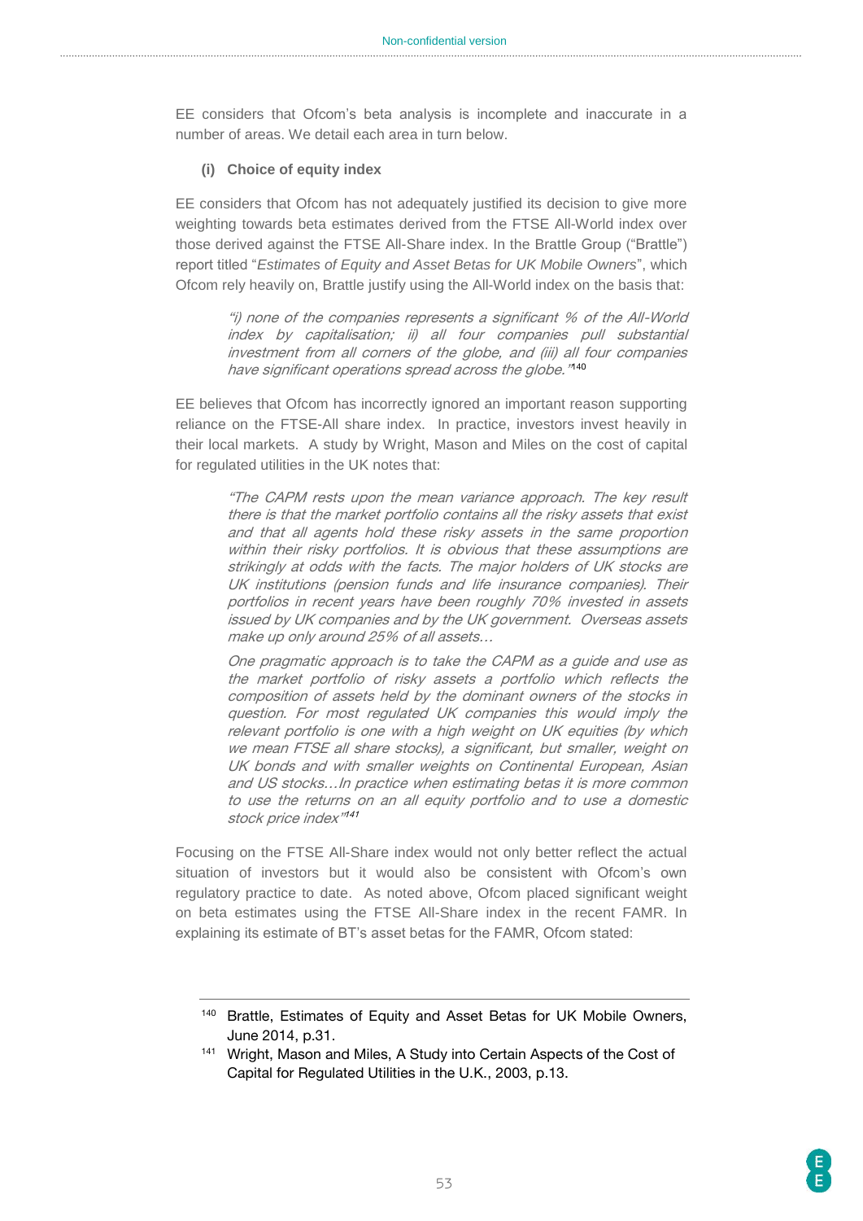EE considers that Ofcom's beta analysis is incomplete and inaccurate in a number of areas. We detail each area in turn below.

**(i) Choice of equity index**

EE considers that Ofcom has not adequately justified its decision to give more weighting towards beta estimates derived from the FTSE All-World index over those derived against the FTSE All-Share index. In the Brattle Group ("Brattle") report titled "*Estimates of Equity and Asset Betas for UK Mobile Owners*", which Ofcom rely heavily on, Brattle justify using the All-World index on the basis that:

> *"i) none of the companies represents a significant % of the All-World index by capitalisation; ii) all four companies pull substantial investment from all corners of the globe, and (iii) all four companies have significant operations spread across the globe."*[140]

EE believes that Ofcom has incorrectly ignored an important reason supporting reliance on the FTSE-All share index. In practice, investors invest heavily in their local markets. A study by Wright, Mason and Miles on the cost of capital for regulated utilities in the UK notes that:

> *"The CAPM rests upon the mean variance approach. The key result there is that the market portfolio contains all the risky assets that exist and that all agents hold these risky assets in the same proportion within their risky portfolios. It is obvious that these assumptions are strikingly at odds with the facts. The major holders of UK stocks are UK institutions (pension funds and life insurance companies). Their portfolios in recent years have been roughly 70% invested in assets issued by UK companies and by the UK government. Overseas assets make up only around 25% of all assets…*
>
> *One pragmatic approach is to take the CAPM as a guide and use as the market portfolio of risky assets a portfolio which reflects the composition of assets held by the dominant owners of the stocks in question. For most regulated UK companies this would imply the relevant portfolio is one with a high weight on UK equities (by which we mean FTSE all share stocks), a significant, but smaller, weight on UK bonds and with smaller weights on Continental European, Asian and US stocks…In practice when estimating betas it is more common to use the returns on an all equity portfolio and to use a domestic stock price index"*[141]

Focusing on the FTSE All-Share index would not only better reflect the actual situation of investors but it would also be consistent with Ofcom's own regulatory practice to date. As noted above, Ofcom placed significant weight on beta estimates using the FTSE All-Share index in the recent FAMR. In explaining its estimate of BT's asset betas for the FAMR, Ofcom stated:

---

[140] Brattle, Estimates of Equity and Asset Betas for UK Mobile Owners, June 2014, p.31.

[141] Wright, Mason and Miles, A Study into Certain Aspects of the Cost of Capital for Regulated Utilities in the U.K., 2003, p.13.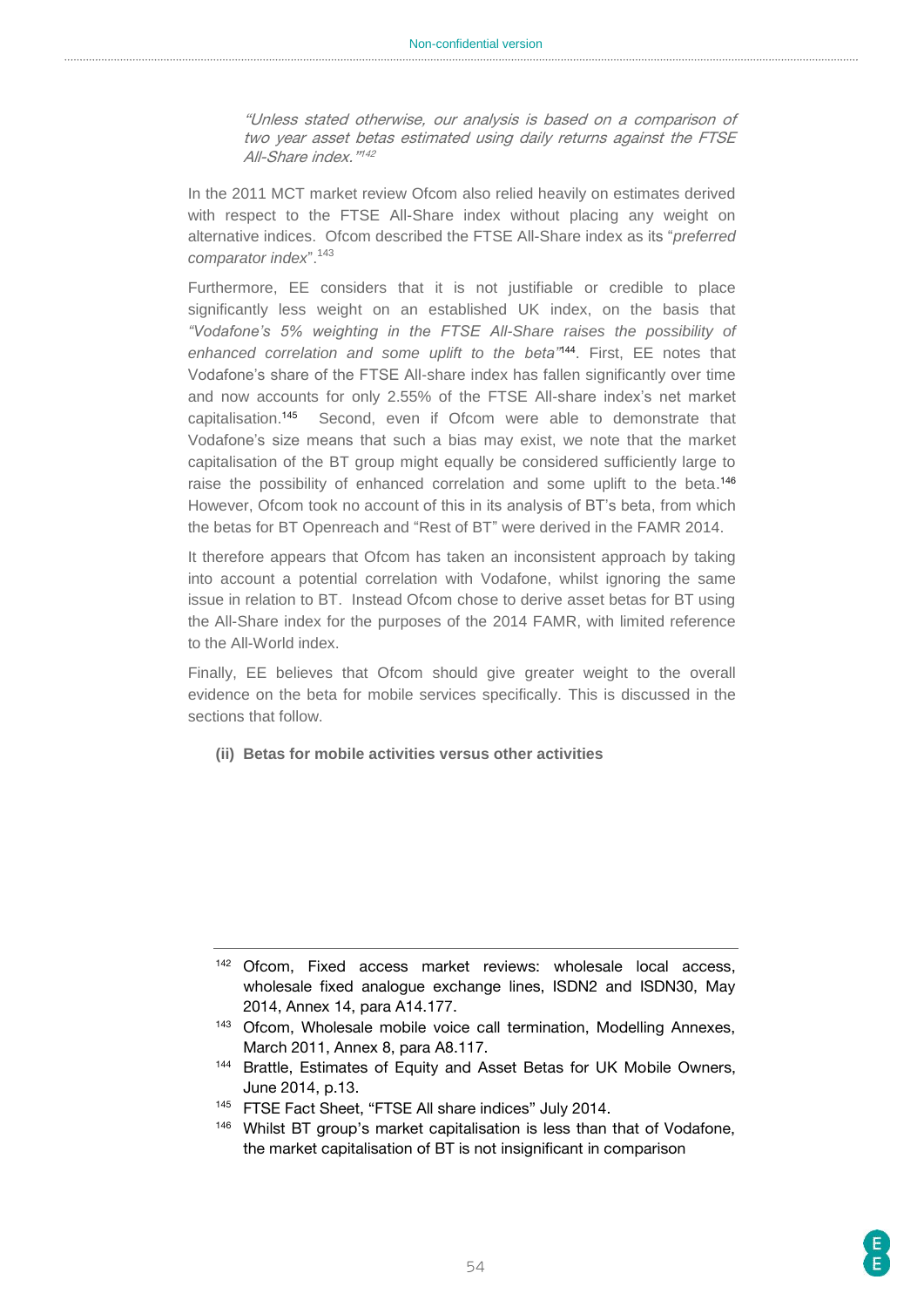> *"Unless stated otherwise, our analysis is based on a comparison of two year asset betas estimated using daily returns against the FTSE All-Share index."*[142]

In the 2011 MCT market review Ofcom also relied heavily on estimates derived with respect to the FTSE All-Share index without placing any weight on alternative indices. Ofcom described the FTSE All-Share index as its "*preferred comparator index*".[143]

Furthermore, EE considers that it is not justifiable or credible to place significantly less weight on an established UK index, on the basis that *"Vodafone's 5% weighting in the FTSE All-Share raises the possibility of enhanced correlation and some uplift to the beta"*[144]. First, EE notes that Vodafone's share of the FTSE All-share index has fallen significantly over time and now accounts for only 2.55% of the FTSE All-share index's net market capitalisation.[145] Second, even if Ofcom were able to demonstrate that Vodafone's size means that such a bias may exist, we note that the market capitalisation of the BT group might equally be considered sufficiently large to raise the possibility of enhanced correlation and some uplift to the beta.[146] However, Ofcom took no account of this in its analysis of BT's beta, from which the betas for BT Openreach and "Rest of BT" were derived in the FAMR 2014.

It therefore appears that Ofcom has taken an inconsistent approach by taking into account a potential correlation with Vodafone, whilst ignoring the same issue in relation to BT. Instead Ofcom chose to derive asset betas for BT using the All-Share index for the purposes of the 2014 FAMR, with limited reference to the All-World index.

Finally, EE believes that Ofcom should give greater weight to the overall evidence on the beta for mobile services specifically. This is discussed in the sections that follow.

**(ii) Betas for mobile activities versus other activities**

---

[142] Ofcom, Fixed access market reviews: wholesale local access, wholesale fixed analogue exchange lines, ISDN2 and ISDN30, May 2014, Annex 14, para A14.177.

[143] Ofcom, Wholesale mobile voice call termination, Modelling Annexes, March 2011, Annex 8, para A8.117.

[144] Brattle, Estimates of Equity and Asset Betas for UK Mobile Owners, June 2014, p.13.

[145] FTSE Fact Sheet, "FTSE All share indices" July 2014.

[146] Whilst BT group's market capitalisation is less than that of Vodafone, the market capitalisation of BT is not insignificant in comparison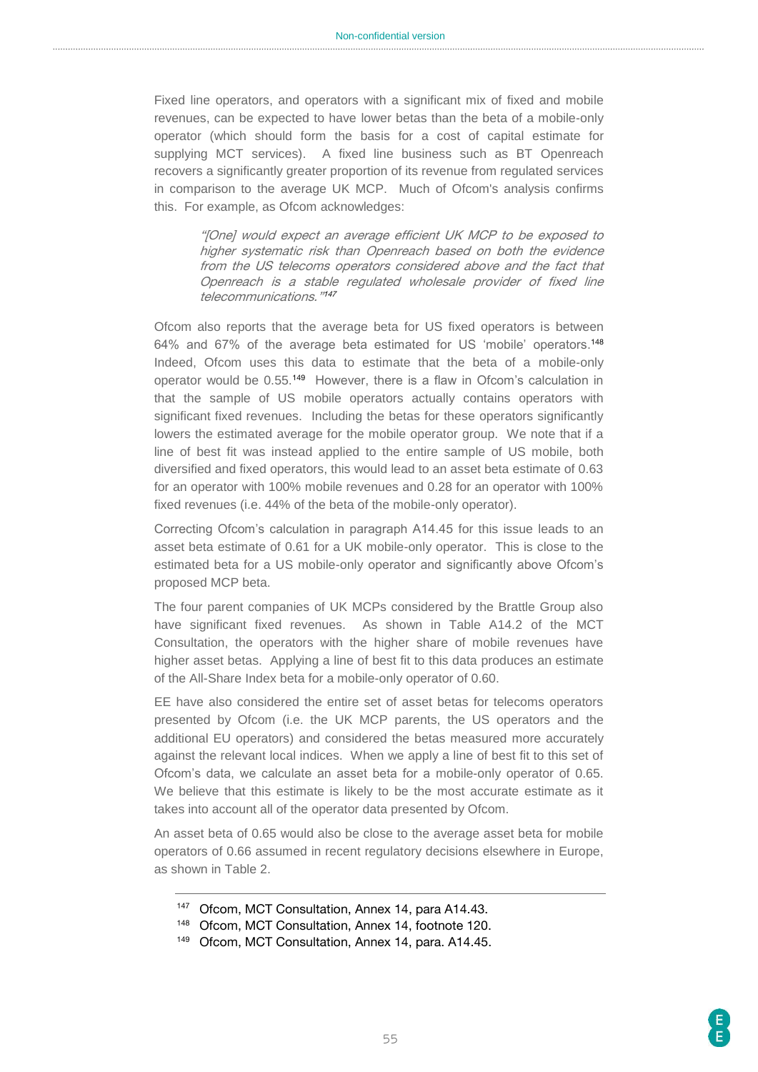Fixed line operators, and operators with a significant mix of fixed and mobile revenues, can be expected to have lower betas than the beta of a mobile-only operator (which should form the basis for a cost of capital estimate for supplying MCT services). A fixed line business such as BT Openreach recovers a significantly greater proportion of its revenue from regulated services in comparison to the average UK MCP. Much of Ofcom's analysis confirms this. For example, as Ofcom acknowledges:

> *"[One] would expect an average efficient UK MCP to be exposed to higher systematic risk than Openreach based on both the evidence from the US telecoms operators considered above and the fact that Openreach is a stable regulated wholesale provider of fixed line telecommunications."*[147]

Ofcom also reports that the average beta for US fixed operators is between 64% and 67% of the average beta estimated for US 'mobile' operators.[148] Indeed, Ofcom uses this data to estimate that the beta of a mobile-only operator would be 0.55.[149] However, there is a flaw in Ofcom's calculation in that the sample of US mobile operators actually contains operators with significant fixed revenues. Including the betas for these operators significantly lowers the estimated average for the mobile operator group. We note that if a line of best fit was instead applied to the entire sample of US mobile, both diversified and fixed operators, this would lead to an asset beta estimate of 0.63 for an operator with 100% mobile revenues and 0.28 for an operator with 100% fixed revenues (i.e. 44% of the beta of the mobile-only operator).

Correcting Ofcom's calculation in paragraph A14.45 for this issue leads to an asset beta estimate of 0.61 for a UK mobile-only operator. This is close to the estimated beta for a US mobile-only operator and significantly above Ofcom's proposed MCP beta.

The four parent companies of UK MCPs considered by the Brattle Group also have significant fixed revenues. As shown in Table A14.2 of the MCT Consultation, the operators with the higher share of mobile revenues have higher asset betas. Applying a line of best fit to this data produces an estimate of the All-Share Index beta for a mobile-only operator of 0.60.

EE have also considered the entire set of asset betas for telecoms operators presented by Ofcom (i.e. the UK MCP parents, the US operators and the additional EU operators) and considered the betas measured more accurately against the relevant local indices. When we apply a line of best fit to this set of Ofcom's data, we calculate an asset beta for a mobile-only operator of 0.65. We believe that this estimate is likely to be the most accurate estimate as it takes into account all of the operator data presented by Ofcom.

An asset beta of 0.65 would also be close to the average asset beta for mobile operators of 0.66 assumed in recent regulatory decisions elsewhere in Europe, as shown in Table 2.

---

[147] Ofcom, MCT Consultation, Annex 14, para A14.43.

[148] Ofcom, MCT Consultation, Annex 14, footnote 120.

[149] Ofcom, MCT Consultation, Annex 14, para. A14.45.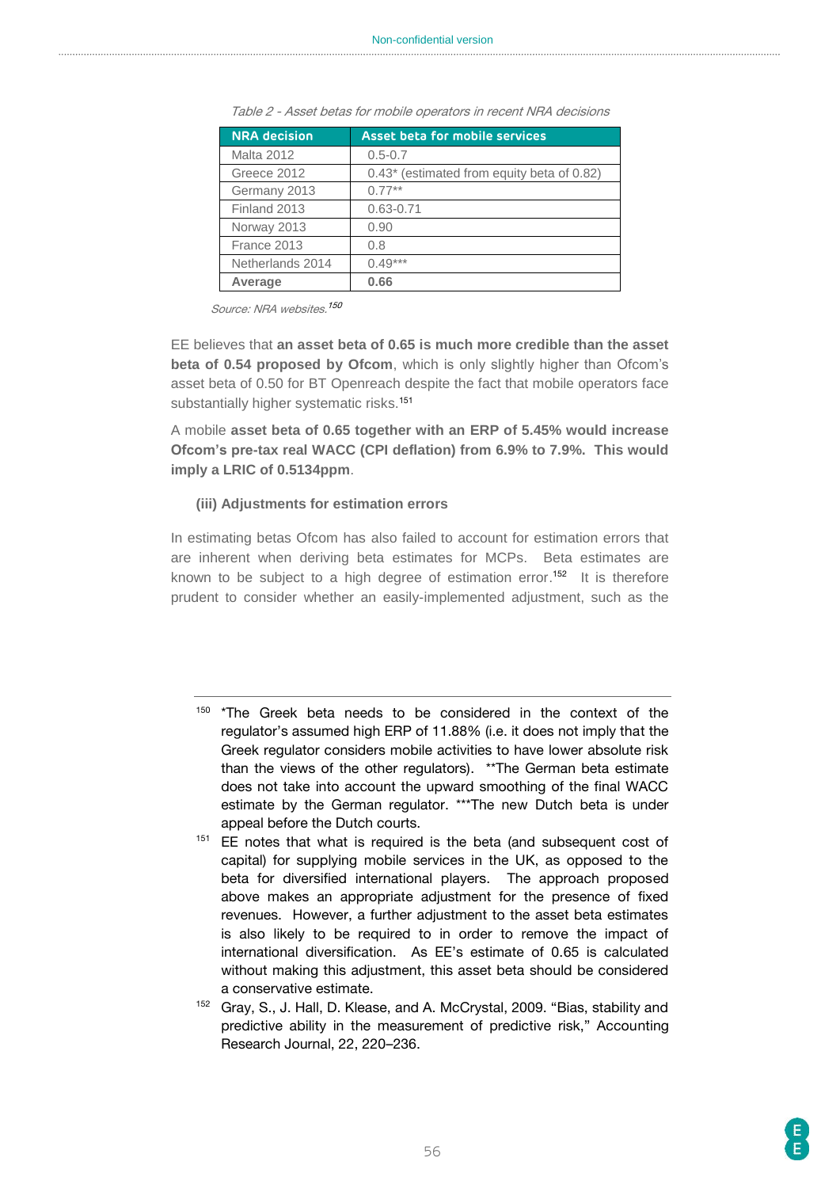*Table 2 - Asset betas for mobile operators in recent NRA decisions*

| NRA decision | Asset beta for mobile services |
|---|---|
| Malta 2012 | 0.5-0.7 |
| Greece 2012 | 0.43* (estimated from equity beta of 0.82) |
| Germany 2013 | 0.77** |
| Finland 2013 | 0.63-0.71 |
| Norway 2013 | 0.90 |
| France 2013 | 0.8 |
| Netherlands 2014 | 0.49*** |
| **Average** | **0.66** |

*Source: NRA websites.*[150]

EE believes that **an asset beta of 0.65 is much more credible than the asset beta of 0.54 proposed by Ofcom**, which is only slightly higher than Ofcom's asset beta of 0.50 for BT Openreach despite the fact that mobile operators face substantially higher systematic risks.[151]

A mobile **asset beta of 0.65 together with an ERP of 5.45% would increase Ofcom's pre-tax real WACC (CPI deflation) from 6.9% to 7.9%. This would imply a LRIC of 0.5134ppm**.

**(iii) Adjustments for estimation errors**

In estimating betas Ofcom has also failed to account for estimation errors that are inherent when deriving beta estimates for MCPs. Beta estimates are known to be subject to a high degree of estimation error.[152] It is therefore prudent to consider whether an easily-implemented adjustment, such as the

---

[150] *The Greek beta needs to be considered in the context of the regulator's assumed high ERP of 11.88% (i.e. it does not imply that the Greek regulator considers mobile activities to have lower absolute risk than the views of the other regulators). **The German beta estimate does not take into account the upward smoothing of the final WACC estimate by the German regulator. ***The new Dutch beta is under appeal before the Dutch courts.

[151] EE notes that what is required is the beta (and subsequent cost of capital) for supplying mobile services in the UK, as opposed to the beta for diversified international players. The approach proposed above makes an appropriate adjustment for the presence of fixed revenues. However, a further adjustment to the asset beta estimates is also likely to be required to in order to remove the impact of international diversification. As EE's estimate of 0.65 is calculated without making this adjustment, this asset beta should be considered a conservative estimate.

[152] Gray, S., J. Hall, D. Klease, and A. McCrystal, 2009. "Bias, stability and predictive ability in the measurement of predictive risk," Accounting Research Journal, 22, 220–236.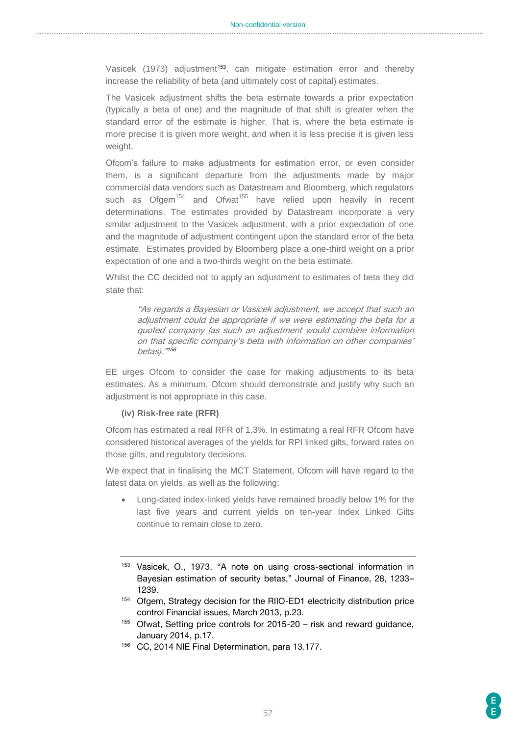Vasicek (1973) adjustment[153], can mitigate estimation error and thereby increase the reliability of beta (and ultimately cost of capital) estimates.

The Vasicek adjustment shifts the beta estimate towards a prior expectation (typically a beta of one) and the magnitude of that shift is greater when the standard error of the estimate is higher. That is, where the beta estimate is more precise it is given more weight, and when it is less precise it is given less weight.

Ofcom's failure to make adjustments for estimation error, or even consider them, is a significant departure from the adjustments made by major commercial data vendors such as Datastream and Bloomberg, which regulators such as Ofgem[154] and Ofwat[155] have relied upon heavily in recent determinations. The estimates provided by Datastream incorporate a very similar adjustment to the Vasicek adjustment, with a prior expectation of one and the magnitude of adjustment contingent upon the standard error of the beta estimate. Estimates provided by Bloomberg place a one-third weight on a prior expectation of one and a two-thirds weight on the beta estimate.

Whilst the CC decided not to apply an adjustment to estimates of beta they did state that:

> *"As regards a Bayesian or Vasicek adjustment, we accept that such an adjustment could be appropriate if we were estimating the beta for a quoted company (as such an adjustment would combine information on that specific company's beta with information on other companies' betas)."*[156]

EE urges Ofcom to consider the case for making adjustments to its beta estimates. As a minimum, Ofcom should demonstrate and justify why such an adjustment is not appropriate in this case.

**(iv) Risk-free rate (RFR)**

Ofcom has estimated a real RFR of 1.3%. In estimating a real RFR Ofcom have considered historical averages of the yields for RPI linked gilts, forward rates on those gilts, and regulatory decisions.

We expect that in finalising the MCT Statement, Ofcom will have regard to the latest data on yields, as well as the following:

- Long-dated index-linked yields have remained broadly below 1% for the last five years and current yields on ten-year Index Linked Gilts continue to remain close to zero.

---

[153] Vasicek, O., 1973. "A note on using cross-sectional information in Bayesian estimation of security betas," Journal of Finance, 28, 1233–1239.

[154] Ofgem, Strategy decision for the RIIO-ED1 electricity distribution price control Financial issues, March 2013, p.23.

[155] Ofwat, Setting price controls for 2015-20 – risk and reward guidance, January 2014, p.17.

[156] CC, 2014 NIE Final Determination, para 13.177.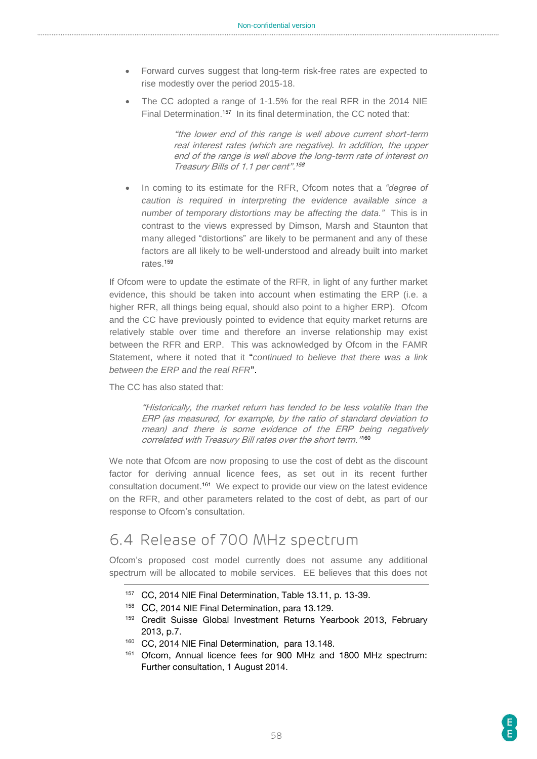- Forward curves suggest that long-term risk-free rates are expected to rise modestly over the period 2015-18.
- The CC adopted a range of 1-1.5% for the real RFR in the 2014 NIE Final Determination.[157] In its final determination, the CC noted that:

> *"the lower end of this range is well above current short-term real interest rates (which are negative). In addition, the upper end of the range is well above the long-term rate of interest on Treasury Bills of 1.1 per cent".*[158]

- In coming to its estimate for the RFR, Ofcom notes that a *"degree of caution is required in interpreting the evidence available since a number of temporary distortions may be affecting the data."* This is in contrast to the views expressed by Dimson, Marsh and Staunton that many alleged "distortions" are likely to be permanent and any of these factors are all likely to be well-understood and already built into market rates.[159]

If Ofcom were to update the estimate of the RFR, in light of any further market evidence, this should be taken into account when estimating the ERP (i.e. a higher RFR, all things being equal, should also point to a higher ERP). Ofcom and the CC have previously pointed to evidence that equity market returns are relatively stable over time and therefore an inverse relationship may exist between the RFR and ERP. This was acknowledged by Ofcom in the FAMR Statement, where it noted that it "*continued to believe that there was a link between the ERP and the real RFR*".

The CC has also stated that:

> *"Historically, the market return has tended to be less volatile than the ERP (as measured, for example, by the ratio of standard deviation to mean) and there is some evidence of the ERP being negatively correlated with Treasury Bill rates over the short term."*[160]

We note that Ofcom are now proposing to use the cost of debt as the discount factor for deriving annual licence fees, as set out in its recent further consultation document.[161] We expect to provide our view on the latest evidence on the RFR, and other parameters related to the cost of debt, as part of our response to Ofcom's consultation.

## 6.4 Release of 700 MHz spectrum

Ofcom's proposed cost model currently does not assume any additional spectrum will be allocated to mobile services. EE believes that this does not

---

[157] CC, 2014 NIE Final Determination, Table 13.11, p. 13-39.

[158] CC, 2014 NIE Final Determination, para 13.129.

[159] Credit Suisse Global Investment Returns Yearbook 2013, February 2013, p.7.

[160] CC, 2014 NIE Final Determination, para 13.148.

[161] Ofcom, Annual licence fees for 900 MHz and 1800 MHz spectrum: Further consultation, 1 August 2014.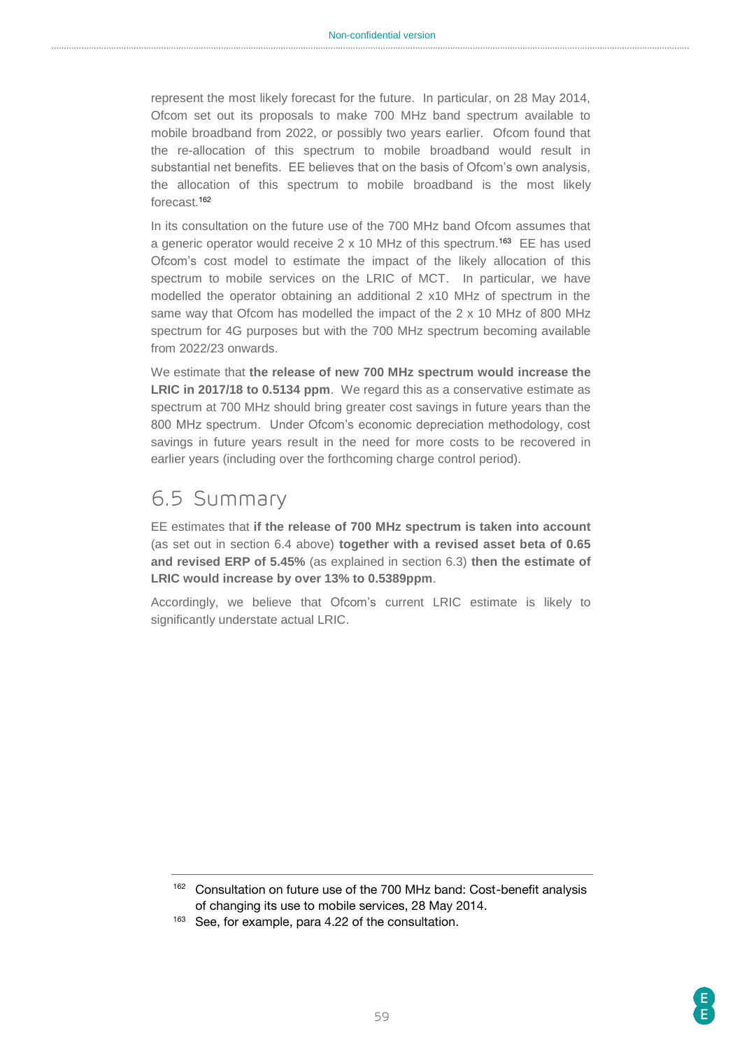represent the most likely forecast for the future. In particular, on 28 May 2014, Ofcom set out its proposals to make 700 MHz band spectrum available to mobile broadband from 2022, or possibly two years earlier. Ofcom found that the re-allocation of this spectrum to mobile broadband would result in substantial net benefits. EE believes that on the basis of Ofcom's own analysis, the allocation of this spectrum to mobile broadband is the most likely forecast.[162]

In its consultation on the future use of the 700 MHz band Ofcom assumes that a generic operator would receive 2 x 10 MHz of this spectrum.[163] EE has used Ofcom's cost model to estimate the impact of the likely allocation of this spectrum to mobile services on the LRIC of MCT. In particular, we have modelled the operator obtaining an additional 2 x10 MHz of spectrum in the same way that Ofcom has modelled the impact of the 2 x 10 MHz of 800 MHz spectrum for 4G purposes but with the 700 MHz spectrum becoming available from 2022/23 onwards.

We estimate that **the release of new 700 MHz spectrum would increase the LRIC in 2017/18 to 0.5134 ppm**. We regard this as a conservative estimate as spectrum at 700 MHz should bring greater cost savings in future years than the 800 MHz spectrum. Under Ofcom's economic depreciation methodology, cost savings in future years result in the need for more costs to be recovered in earlier years (including over the forthcoming charge control period).

## 6.5 Summary

EE estimates that **if the release of 700 MHz spectrum is taken into account** (as set out in section 6.4 above) **together with a revised asset beta of 0.65 and revised ERP of 5.45%** (as explained in section 6.3) **then the estimate of LRIC would increase by over 13% to 0.5389ppm**.

Accordingly, we believe that Ofcom's current LRIC estimate is likely to significantly understate actual LRIC.

---

[162] Consultation on future use of the 700 MHz band: Cost-benefit analysis of changing its use to mobile services, 28 May 2014.

[163] See, for example, para 4.22 of the consultation.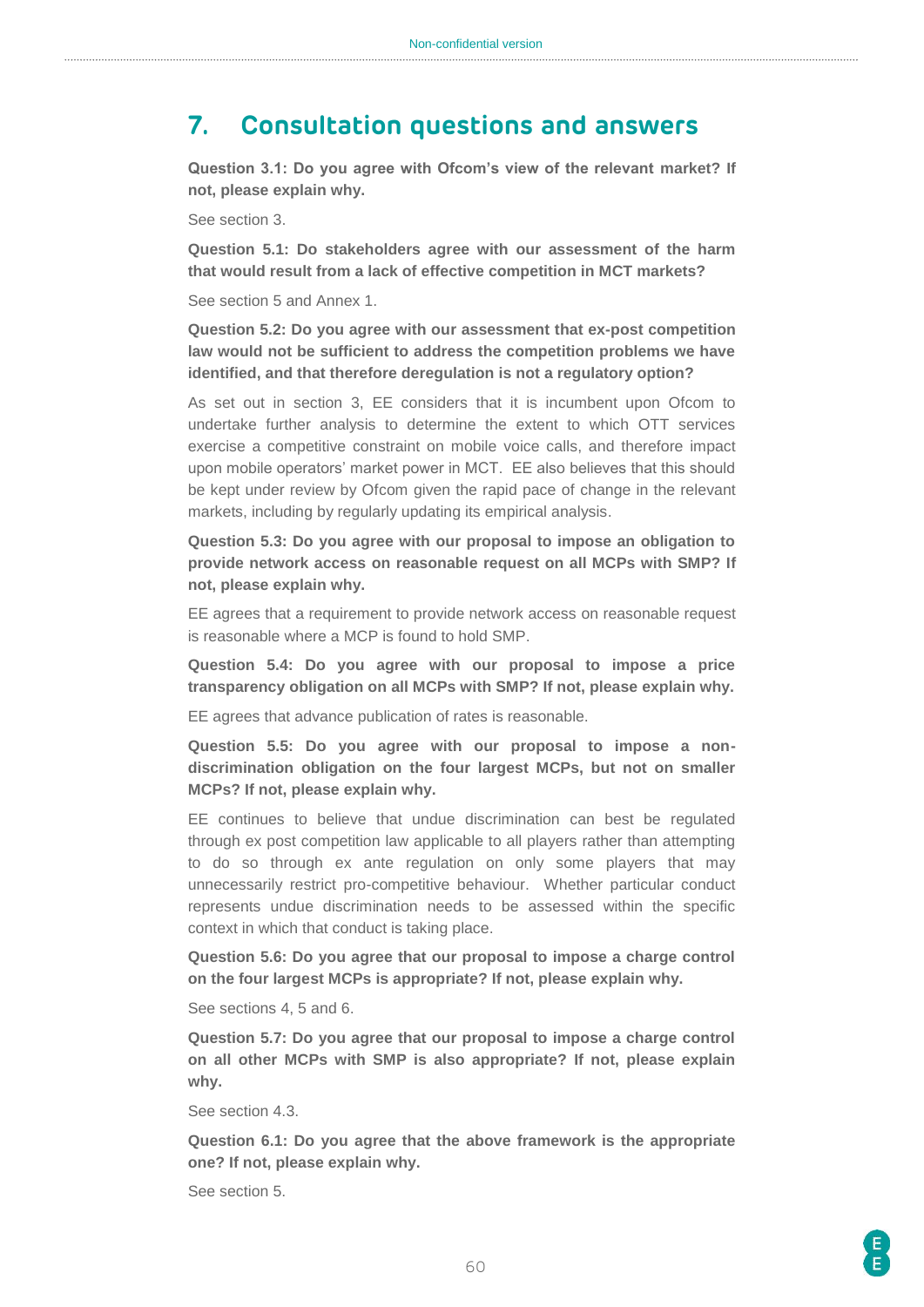# 7. Consultation questions and answers

**Question 3.1: Do you agree with Ofcom's view of the relevant market? If not, please explain why.**

See section 3.

**Question 5.1: Do stakeholders agree with our assessment of the harm that would result from a lack of effective competition in MCT markets?**

See section 5 and Annex 1.

**Question 5.2: Do you agree with our assessment that ex-post competition law would not be sufficient to address the competition problems we have identified, and that therefore deregulation is not a regulatory option?**

As set out in section 3, EE considers that it is incumbent upon Ofcom to undertake further analysis to determine the extent to which OTT services exercise a competitive constraint on mobile voice calls, and therefore impact upon mobile operators' market power in MCT. EE also believes that this should be kept under review by Ofcom given the rapid pace of change in the relevant markets, including by regularly updating its empirical analysis.

**Question 5.3: Do you agree with our proposal to impose an obligation to provide network access on reasonable request on all MCPs with SMP? If not, please explain why.**

EE agrees that a requirement to provide network access on reasonable request is reasonable where a MCP is found to hold SMP.

**Question 5.4: Do you agree with our proposal to impose a price transparency obligation on all MCPs with SMP? If not, please explain why.**

EE agrees that advance publication of rates is reasonable.

**Question 5.5: Do you agree with our proposal to impose a non-discrimination obligation on the four largest MCPs, but not on smaller MCPs? If not, please explain why.**

EE continues to believe that undue discrimination can best be regulated through ex post competition law applicable to all players rather than attempting to do so through ex ante regulation on only some players that may unnecessarily restrict pro-competitive behaviour. Whether particular conduct represents undue discrimination needs to be assessed within the specific context in which that conduct is taking place.

**Question 5.6: Do you agree that our proposal to impose a charge control on the four largest MCPs is appropriate? If not, please explain why.**

See sections 4, 5 and 6.

**Question 5.7: Do you agree that our proposal to impose a charge control on all other MCPs with SMP is also appropriate? If not, please explain why.**

See section 4.3.

**Question 6.1: Do you agree that the above framework is the appropriate one? If not, please explain why.**

See section 5.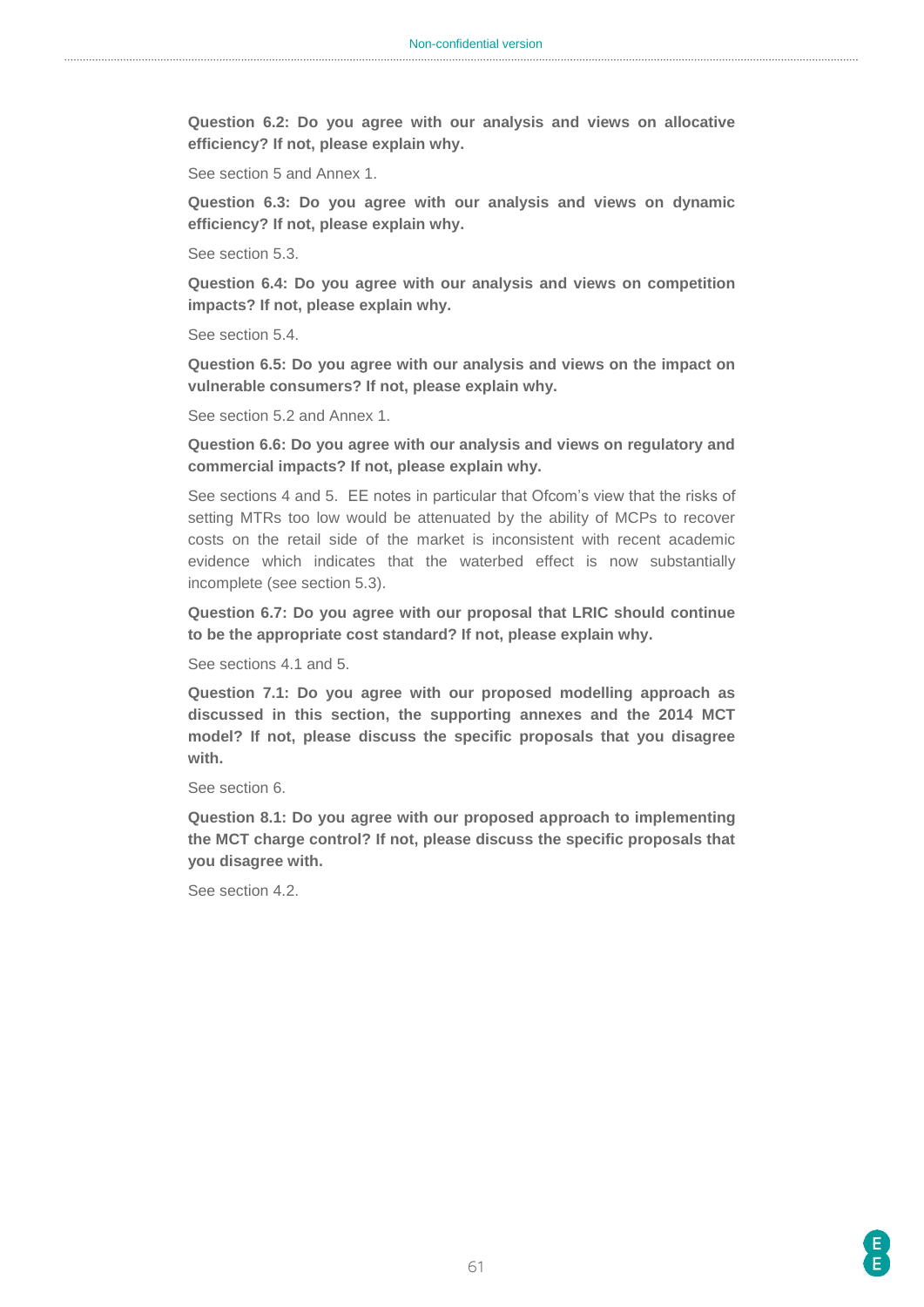**Question 6.2: Do you agree with our analysis and views on allocative efficiency? If not, please explain why.**

See section 5 and Annex 1.

**Question 6.3: Do you agree with our analysis and views on dynamic efficiency? If not, please explain why.**

See section 5.3.

**Question 6.4: Do you agree with our analysis and views on competition impacts? If not, please explain why.**

See section 5.4.

**Question 6.5: Do you agree with our analysis and views on the impact on vulnerable consumers? If not, please explain why.**

See section 5.2 and Annex 1.

**Question 6.6: Do you agree with our analysis and views on regulatory and commercial impacts? If not, please explain why.**

See sections 4 and 5. EE notes in particular that Ofcom's view that the risks of setting MTRs too low would be attenuated by the ability of MCPs to recover costs on the retail side of the market is inconsistent with recent academic evidence which indicates that the waterbed effect is now substantially incomplete (see section 5.3).

**Question 6.7: Do you agree with our proposal that LRIC should continue to be the appropriate cost standard? If not, please explain why.**

See sections 4.1 and 5.

**Question 7.1: Do you agree with our proposed modelling approach as discussed in this section, the supporting annexes and the 2014 MCT model? If not, please discuss the specific proposals that you disagree with.**

See section 6.

**Question 8.1: Do you agree with our proposed approach to implementing the MCT charge control? If not, please discuss the specific proposals that you disagree with.**

See section 4.2.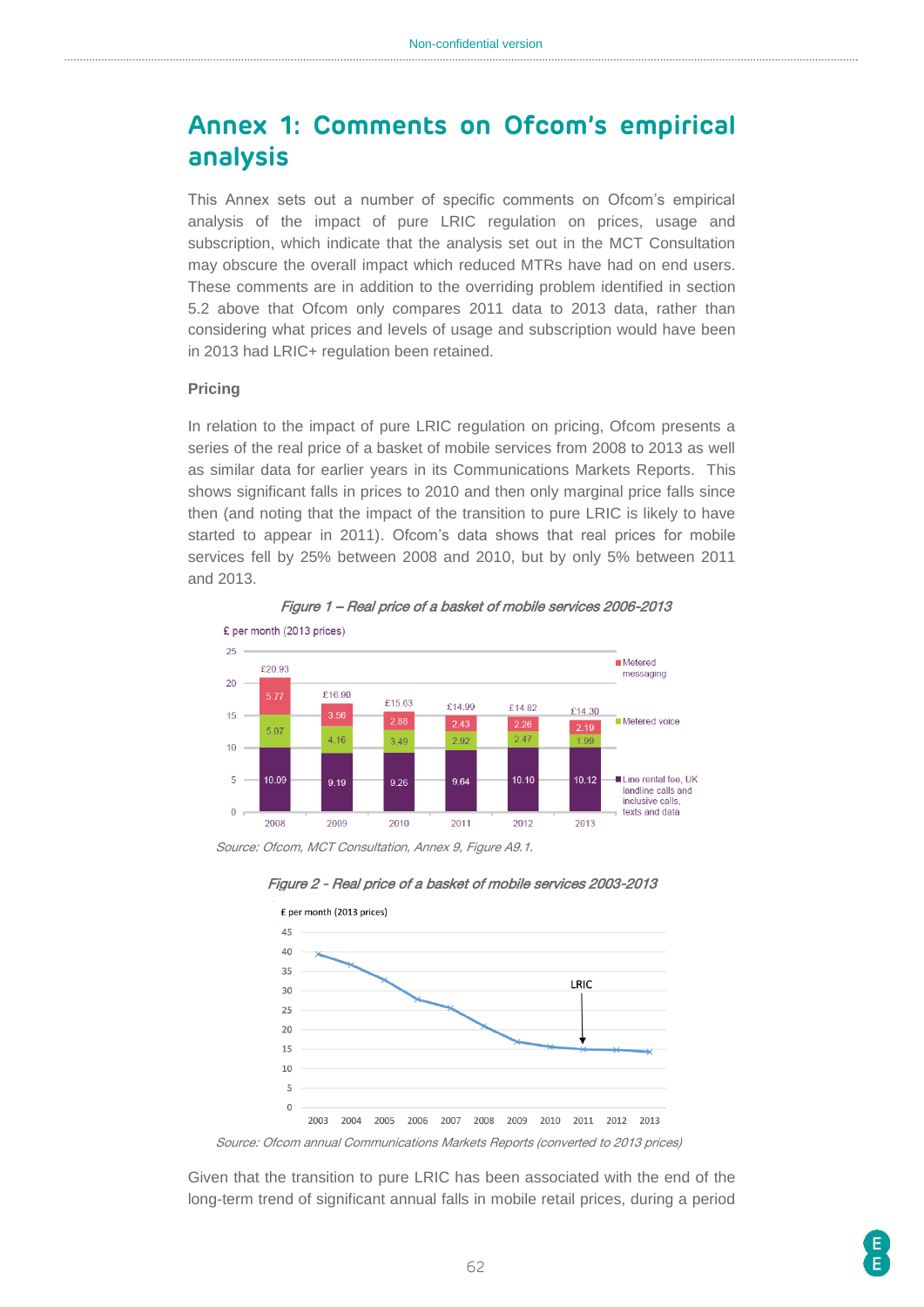# Annex 1: Comments on Ofcom's empirical analysis

This Annex sets out a number of specific comments on Ofcom's empirical analysis of the impact of pure LRIC regulation on prices, usage and subscription, which indicate that the analysis set out in the MCT Consultation may obscure the overall impact which reduced MTRs have had on end users. These comments are in addition to the overriding problem identified in section 5.2 above that Ofcom only compares 2011 data to 2013 data, rather than considering what prices and levels of usage and subscription would have been in 2013 had LRIC+ regulation been retained.

**Pricing**

In relation to the impact of pure LRIC regulation on pricing, Ofcom presents a series of the real price of a basket of mobile services from 2008 to 2013 as well as similar data for earlier years in its Communications Markets Reports. This shows significant falls in prices to 2010 and then only marginal price falls since then (and noting that the impact of the transition to pure LRIC is likely to have started to appear in 2011). Ofcom's data shows that real prices for mobile services fell by 25% between 2008 and 2010, but by only 5% between 2011 and 2013.

*Figure 1 – Real price of a basket of mobile services 2006-2013*

£ per month (2013 prices)

| | 2008 | 2009 | 2010 | 2011 | 2012 | 2013 |
|---|---|---|---|---|---|---|
| Metered messaging | 5.77 | 3.56 | 2.88 | 2.43 | 2.26 | 2.19 |
| Metered voice | 5.07 | 4.16 | 3.49 | 2.92 | 2.47 | 1.99 |
| Line rental fee, UK landline calls and inclusive calls, texts and data | 10.09 | 9.19 | 9.26 | 9.64 | 10.10 | 10.12 |
| Total | £20.93 | £16.90 | £15.63 | £14.99 | £14.82 | £14.30 |

*Source: Ofcom, MCT Consultation, Annex 9, Figure A9.1.*

*Figure 2 - Real price of a basket of mobile services 2003-2013*

*Source: Ofcom annual Communications Markets Reports (converted to 2013 prices)*

Given that the transition to pure LRIC has been associated with the end of the long-term trend of significant annual falls in mobile retail prices, during a period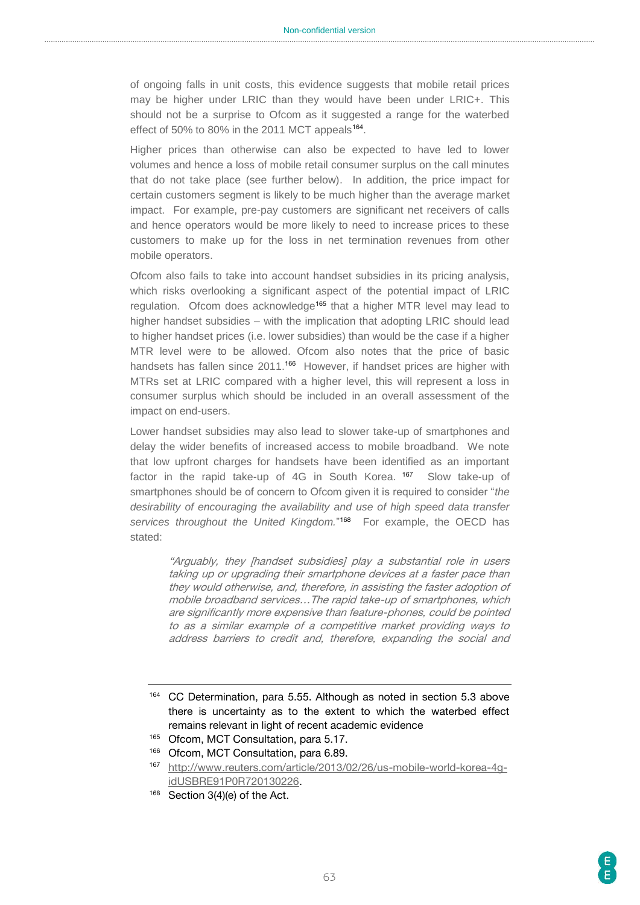of ongoing falls in unit costs, this evidence suggests that mobile retail prices may be higher under LRIC than they would have been under LRIC+. This should not be a surprise to Ofcom as it suggested a range for the waterbed effect of 50% to 80% in the 2011 MCT appeals[164].

Higher prices than otherwise can also be expected to have led to lower volumes and hence a loss of mobile retail consumer surplus on the call minutes that do not take place (see further below). In addition, the price impact for certain customers segment is likely to be much higher than the average market impact. For example, pre-pay customers are significant net receivers of calls and hence operators would be more likely to need to increase prices to these customers to make up for the loss in net termination revenues from other mobile operators.

Ofcom also fails to take into account handset subsidies in its pricing analysis, which risks overlooking a significant aspect of the potential impact of LRIC regulation. Ofcom does acknowledge[165] that a higher MTR level may lead to higher handset subsidies – with the implication that adopting LRIC should lead to higher handset prices (i.e. lower subsidies) than would be the case if a higher MTR level were to be allowed. Ofcom also notes that the price of basic handsets has fallen since 2011.[166] However, if handset prices are higher with MTRs set at LRIC compared with a higher level, this will represent a loss in consumer surplus which should be included in an overall assessment of the impact on end-users.

Lower handset subsidies may also lead to slower take-up of smartphones and delay the wider benefits of increased access to mobile broadband. We note that low upfront charges for handsets have been identified as an important factor in the rapid take-up of 4G in South Korea. [167] Slow take-up of smartphones should be of concern to Ofcom given it is required to consider "*the desirability of encouraging the availability and use of high speed data transfer services throughout the United Kingdom.*"[168] For example, the OECD has stated:

> *"Arguably, they [handset subsidies] play a substantial role in users taking up or upgrading their smartphone devices at a faster pace than they would otherwise, and, therefore, in assisting the faster adoption of mobile broadband services…The rapid take-up of smartphones, which are significantly more expensive than feature-phones, could be pointed to as a similar example of a competitive market providing ways to address barriers to credit and, therefore, expanding the social and*

---

[164] CC Determination, para 5.55. Although as noted in section 5.3 above there is uncertainty as to the extent to which the waterbed effect remains relevant in light of recent academic evidence

[165] Ofcom, MCT Consultation, para 5.17.

[166] Ofcom, MCT Consultation, para 6.89.

[167] http://www.reuters.com/article/2013/02/26/us-mobile-world-korea-4g-idUSBRE91P0R720130226.

[168] Section 3(4)(e) of the Act.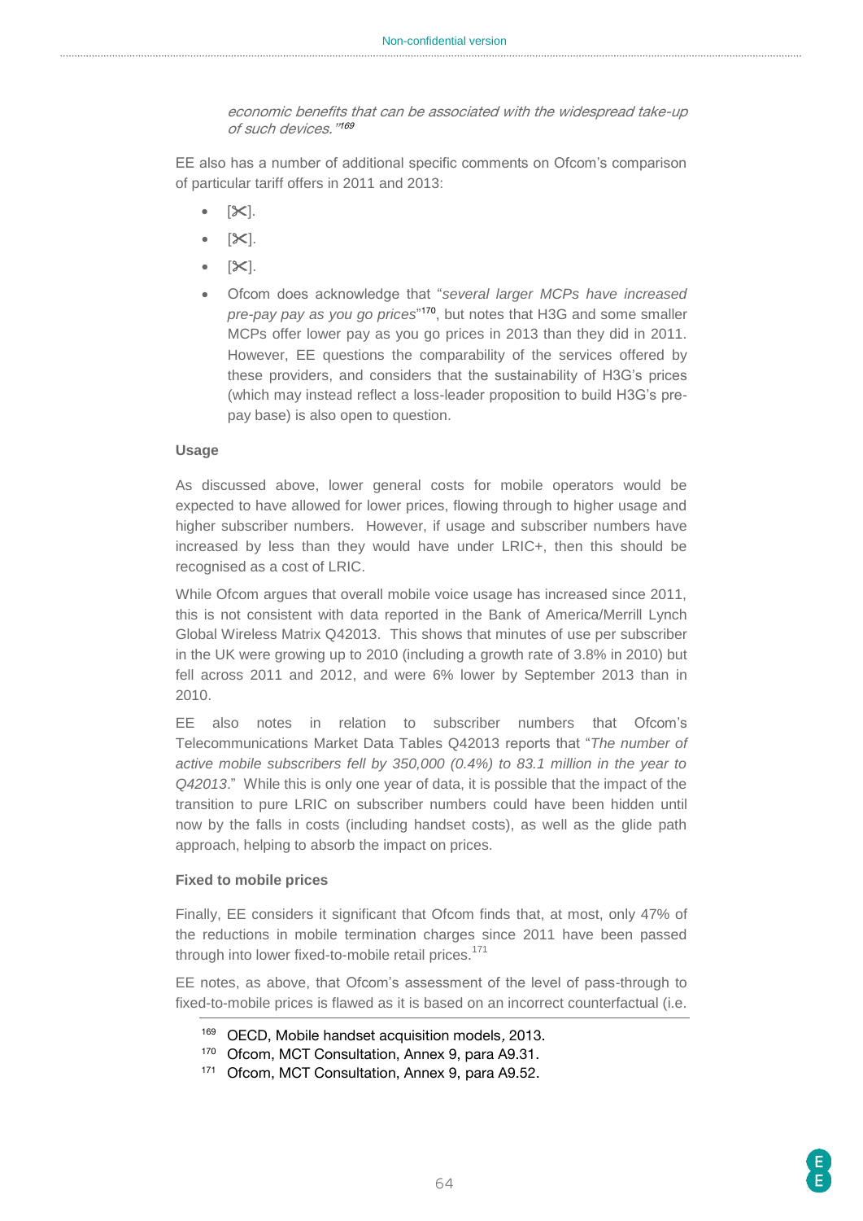> *economic benefits that can be associated with the widespread take-up of such devices."*[169]

EE also has a number of additional specific comments on Ofcom's comparison of particular tariff offers in 2011 and 2013:

- [✂].
- [✂].
- [✂].
- Ofcom does acknowledge that "*several larger MCPs have increased pre-pay pay as you go prices*"[170], but notes that H3G and some smaller MCPs offer lower pay as you go prices in 2013 than they did in 2011. However, EE questions the comparability of the services offered by these providers, and considers that the sustainability of H3G's prices (which may instead reflect a loss-leader proposition to build H3G's pre-pay base) is also open to question.

**Usage**

As discussed above, lower general costs for mobile operators would be expected to have allowed for lower prices, flowing through to higher usage and higher subscriber numbers. However, if usage and subscriber numbers have increased by less than they would have under LRIC+, then this should be recognised as a cost of LRIC.

While Ofcom argues that overall mobile voice usage has increased since 2011, this is not consistent with data reported in the Bank of America/Merrill Lynch Global Wireless Matrix Q42013. This shows that minutes of use per subscriber in the UK were growing up to 2010 (including a growth rate of 3.8% in 2010) but fell across 2011 and 2012, and were 6% lower by September 2013 than in 2010.

EE also notes in relation to subscriber numbers that Ofcom's Telecommunications Market Data Tables Q42013 reports that "*The number of active mobile subscribers fell by 350,000 (0.4%) to 83.1 million in the year to Q42013*." While this is only one year of data, it is possible that the impact of the transition to pure LRIC on subscriber numbers could have been hidden until now by the falls in costs (including handset costs), as well as the glide path approach, helping to absorb the impact on prices.

**Fixed to mobile prices**

Finally, EE considers it significant that Ofcom finds that, at most, only 47% of the reductions in mobile termination charges since 2011 have been passed through into lower fixed-to-mobile retail prices.[171]

EE notes, as above, that Ofcom's assessment of the level of pass-through to fixed-to-mobile prices is flawed as it is based on an incorrect counterfactual (i.e.

---

[169] OECD, Mobile handset acquisition models, 2013.

[170] Ofcom, MCT Consultation, Annex 9, para A9.31.

[171] Ofcom, MCT Consultation, Annex 9, para A9.52.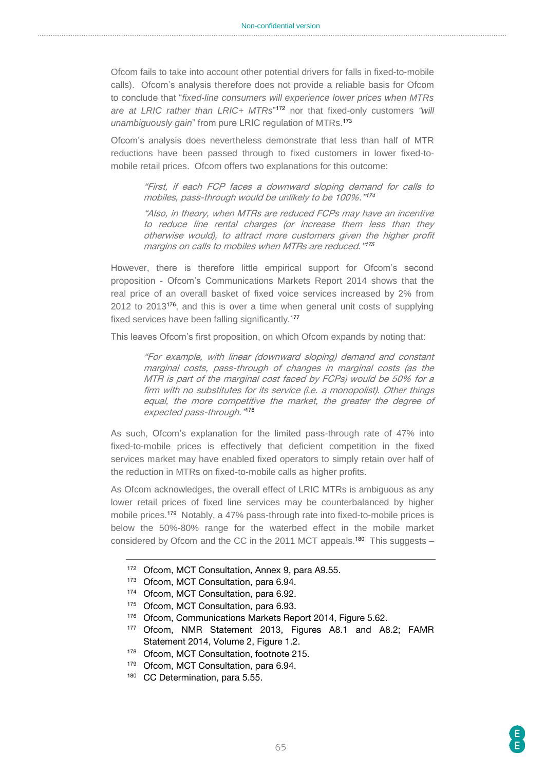Ofcom fails to take into account other potential drivers for falls in fixed-to-mobile calls). Ofcom's analysis therefore does not provide a reliable basis for Ofcom to conclude that "*fixed-line consumers will experience lower prices when MTRs are at LRIC rather than LRIC+ MTRs*"[172] nor that fixed-only customers *"will unambiguously gain*" from pure LRIC regulation of MTRs.[173]

Ofcom's analysis does nevertheless demonstrate that less than half of MTR reductions have been passed through to fixed customers in lower fixed-to-mobile retail prices. Ofcom offers two explanations for this outcome:

> *"First, if each FCP faces a downward sloping demand for calls to mobiles, pass-through would be unlikely to be 100%."*[174]
>
> *"Also, in theory, when MTRs are reduced FCPs may have an incentive to reduce line rental charges (or increase them less than they otherwise would), to attract more customers given the higher profit margins on calls to mobiles when MTRs are reduced."*[175]

However, there is therefore little empirical support for Ofcom's second proposition - Ofcom's Communications Markets Report 2014 shows that the real price of an overall basket of fixed voice services increased by 2% from 2012 to 2013[176], and this is over a time when general unit costs of supplying fixed services have been falling significantly.[177]

This leaves Ofcom's first proposition, on which Ofcom expands by noting that:

> *"For example, with linear (downward sloping) demand and constant marginal costs, pass-through of changes in marginal costs (as the MTR is part of the marginal cost faced by FCPs) would be 50% for a firm with no substitutes for its service (i.e. a monopolist). Other things equal, the more competitive the market, the greater the degree of expected pass-through."*[178]

As such, Ofcom's explanation for the limited pass-through rate of 47% into fixed-to-mobile prices is effectively that deficient competition in the fixed services market may have enabled fixed operators to simply retain over half of the reduction in MTRs on fixed-to-mobile calls as higher profits.

As Ofcom acknowledges, the overall effect of LRIC MTRs is ambiguous as any lower retail prices of fixed line services may be counterbalanced by higher mobile prices.[179] Notably, a 47% pass-through rate into fixed-to-mobile prices is below the 50%-80% range for the waterbed effect in the mobile market considered by Ofcom and the CC in the 2011 MCT appeals.[180] This suggests –

---

[172] Ofcom, MCT Consultation, Annex 9, para A9.55.

[173] Ofcom, MCT Consultation, para 6.94.

[174] Ofcom, MCT Consultation, para 6.92.

[175] Ofcom, MCT Consultation, para 6.93.

[176] Ofcom, Communications Markets Report 2014, Figure 5.62.

[177] Ofcom, NMR Statement 2013, Figures A8.1 and A8.2; FAMR Statement 2014, Volume 2, Figure 1.2.

[178] Ofcom, MCT Consultation, footnote 215.

[179] Ofcom, MCT Consultation, para 6.94.

[180] CC Determination, para 5.55.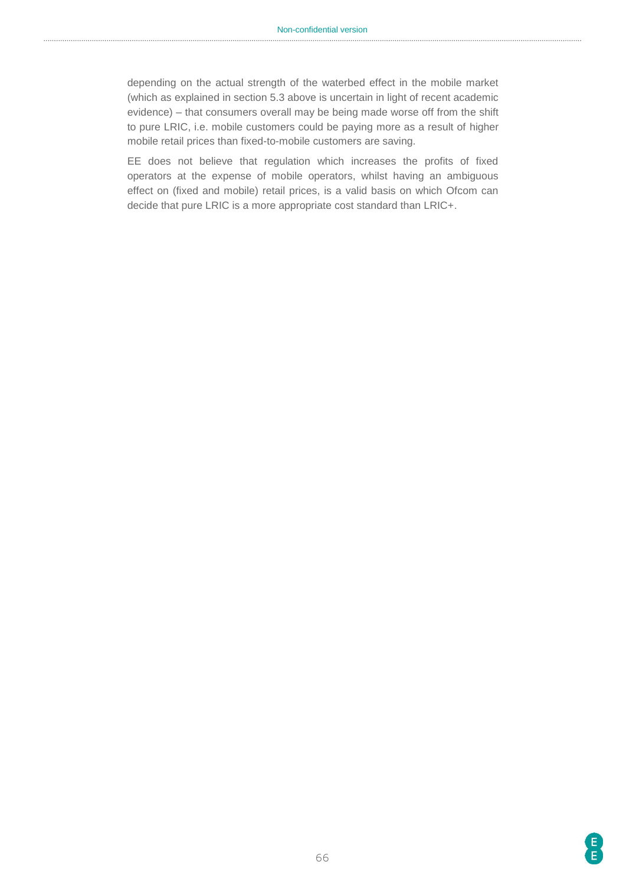depending on the actual strength of the waterbed effect in the mobile market (which as explained in section 5.3 above is uncertain in light of recent academic evidence) – that consumers overall may be being made worse off from the shift to pure LRIC, i.e. mobile customers could be paying more as a result of higher mobile retail prices than fixed-to-mobile customers are saving.

EE does not believe that regulation which increases the profits of fixed operators at the expense of mobile operators, whilst having an ambiguous effect on (fixed and mobile) retail prices, is a valid basis on which Ofcom can decide that pure LRIC is a more appropriate cost standard than LRIC+.